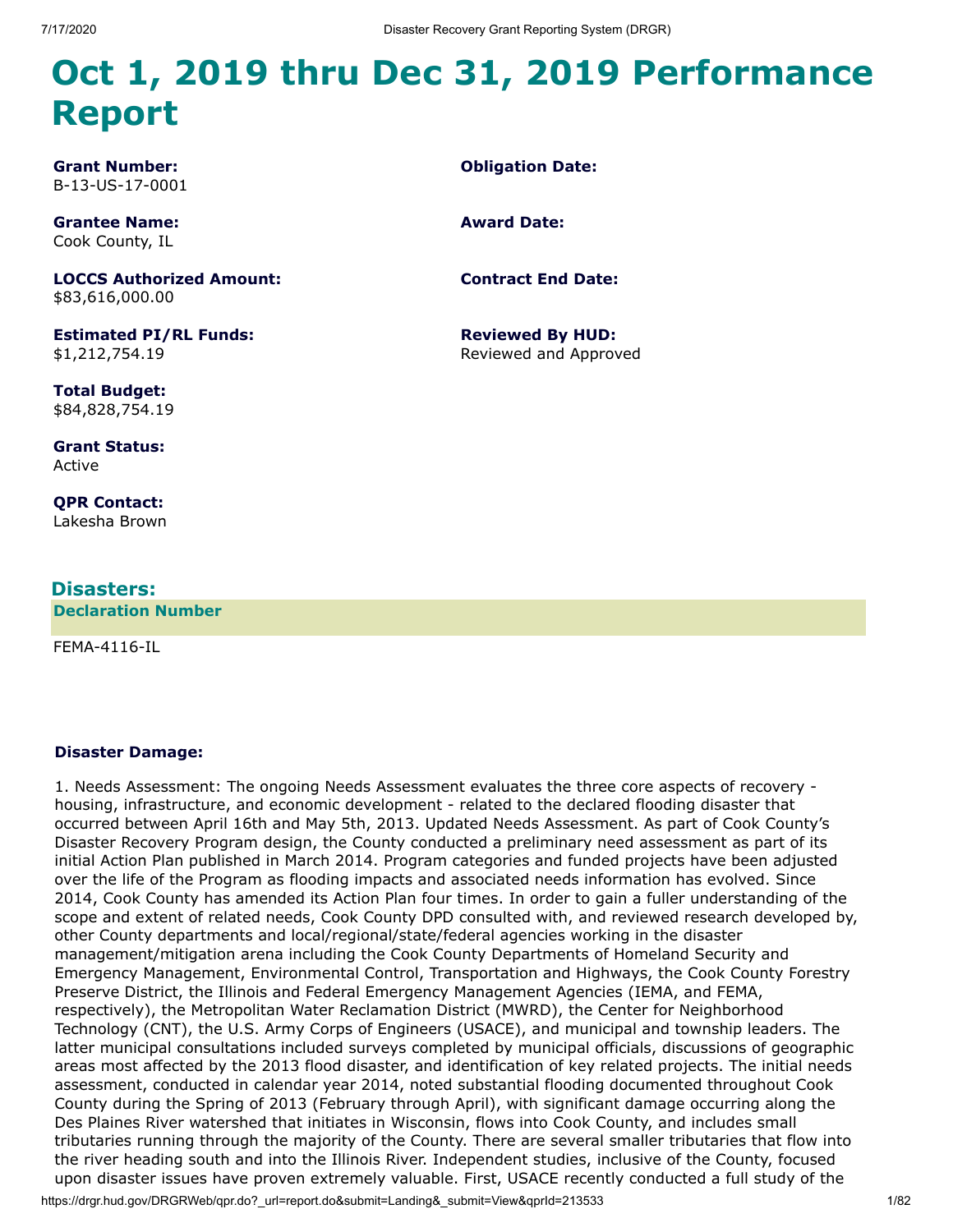# Oct 1, 2019 thru Dec 31, 2019 Performance Report

**Grant Number:**
B-13-US-17-0001

**Obligation Date:**

**Grantee Name:**
Cook County, IL

**Award Date:**

**LOCCS Authorized Amount:**
$83,616,000.00

**Contract End Date:**

**Estimated PI/RL Funds:**
$1,212,754.19

**Reviewed By HUD:**
Reviewed and Approved

**Total Budget:**
$84,828,754.19

**Grant Status:**
Active

**QPR Contact:**
Lakesha Brown

## Disasters:

| Declaration Number |
| --- |
| FEMA-4116-IL |

**Disaster Damage:**

1. Needs Assessment: The ongoing Needs Assessment evaluates the three core aspects of recovery - housing, infrastructure, and economic development - related to the declared flooding disaster that occurred between April 16th and May 5th, 2013. Updated Needs Assessment. As part of Cook County's Disaster Recovery Program design, the County conducted a preliminary need assessment as part of its initial Action Plan published in March 2014. Program categories and funded projects have been adjusted over the life of the Program as flooding impacts and associated needs information has evolved. Since 2014, Cook County has amended its Action Plan four times. In order to gain a fuller understanding of the scope and extent of related needs, Cook County DPD consulted with, and reviewed research developed by, other County departments and local/regional/state/federal agencies working in the disaster management/mitigation arena including the Cook County Departments of Homeland Security and Emergency Management, Environmental Control, Transportation and Highways, the Cook County Forestry Preserve District, the Illinois and Federal Emergency Management Agencies (IEMA, and FEMA, respectively), the Metropolitan Water Reclamation District (MWRD), the Center for Neighborhood Technology (CNT), the U.S. Army Corps of Engineers (USACE), and municipal and township leaders. The latter municipal consultations included surveys completed by municipal officials, discussions of geographic areas most affected by the 2013 flood disaster, and identification of key related projects. The initial needs assessment, conducted in calendar year 2014, noted substantial flooding documented throughout Cook County during the Spring of 2013 (February through April), with significant damage occurring along the Des Plaines River watershed that initiates in Wisconsin, flows into Cook County, and includes small tributaries running through the majority of the County. There are several smaller tributaries that flow into the river heading south and into the Illinois River. Independent studies, inclusive of the County, focused upon disaster issues have proven extremely valuable. First, USACE recently conducted a full study of the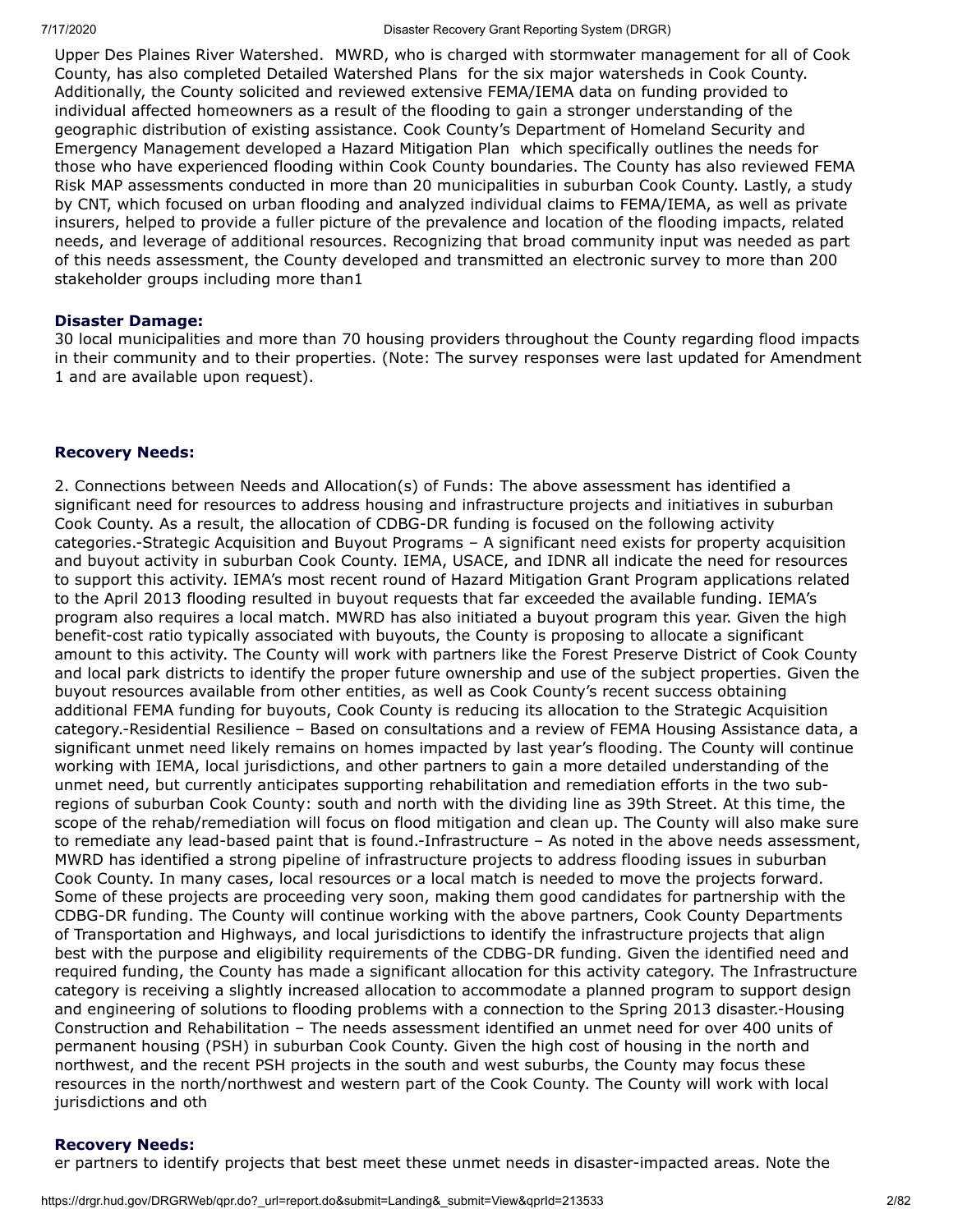Upper Des Plaines River Watershed. MWRD, who is charged with stormwater management for all of Cook County, has also completed Detailed Watershed Plans for the six major watersheds in Cook County. Additionally, the County solicited and reviewed extensive FEMA/IEMA data on funding provided to individual affected homeowners as a result of the flooding to gain a stronger understanding of the geographic distribution of existing assistance. Cook County's Department of Homeland Security and Emergency Management developed a Hazard Mitigation Plan which specifically outlines the needs for those who have experienced flooding within Cook County boundaries. The County has also reviewed FEMA Risk MAP assessments conducted in more than 20 municipalities in suburban Cook County. Lastly, a study by CNT, which focused on urban flooding and analyzed individual claims to FEMA/IEMA, as well as private insurers, helped to provide a fuller picture of the prevalence and location of the flooding impacts, related needs, and leverage of additional resources. Recognizing that broad community input was needed as part of this needs assessment, the County developed and transmitted an electronic survey to more than 200 stakeholder groups including more than1

**Disaster Damage:**

30 local municipalities and more than 70 housing providers throughout the County regarding flood impacts in their community and to their properties. (Note: The survey responses were last updated for Amendment 1 and are available upon request).

**Recovery Needs:**

2. Connections between Needs and Allocation(s) of Funds: The above assessment has identified a significant need for resources to address housing and infrastructure projects and initiatives in suburban Cook County. As a result, the allocation of CDBG-DR funding is focused on the following activity categories.-Strategic Acquisition and Buyout Programs – A significant need exists for property acquisition and buyout activity in suburban Cook County. IEMA, USACE, and IDNR all indicate the need for resources to support this activity. IEMA's most recent round of Hazard Mitigation Grant Program applications related to the April 2013 flooding resulted in buyout requests that far exceeded the available funding. IEMA's program also requires a local match. MWRD has also initiated a buyout program this year. Given the high benefit-cost ratio typically associated with buyouts, the County is proposing to allocate a significant amount to this activity. The County will work with partners like the Forest Preserve District of Cook County and local park districts to identify the proper future ownership and use of the subject properties. Given the buyout resources available from other entities, as well as Cook County's recent success obtaining additional FEMA funding for buyouts, Cook County is reducing its allocation to the Strategic Acquisition category.-Residential Resilience – Based on consultations and a review of FEMA Housing Assistance data, a significant unmet need likely remains on homes impacted by last year's flooding. The County will continue working with IEMA, local jurisdictions, and other partners to gain a more detailed understanding of the unmet need, but currently anticipates supporting rehabilitation and remediation efforts in the two sub-regions of suburban Cook County: south and north with the dividing line as 39th Street. At this time, the scope of the rehab/remediation will focus on flood mitigation and clean up. The County will also make sure to remediate any lead-based paint that is found.-Infrastructure – As noted in the above needs assessment, MWRD has identified a strong pipeline of infrastructure projects to address flooding issues in suburban Cook County. In many cases, local resources or a local match is needed to move the projects forward. Some of these projects are proceeding very soon, making them good candidates for partnership with the CDBG-DR funding. The County will continue working with the above partners, Cook County Departments of Transportation and Highways, and local jurisdictions to identify the infrastructure projects that align best with the purpose and eligibility requirements of the CDBG-DR funding. Given the identified need and required funding, the County has made a significant allocation for this activity category. The Infrastructure category is receiving a slightly increased allocation to accommodate a planned program to support design and engineering of solutions to flooding problems with a connection to the Spring 2013 disaster.-Housing Construction and Rehabilitation – The needs assessment identified an unmet need for over 400 units of permanent housing (PSH) in suburban Cook County. Given the high cost of housing in the north and northwest, and the recent PSH projects in the south and west suburbs, the County may focus these resources in the north/northwest and western part of the Cook County. The County will work with local jurisdictions and oth

**Recovery Needs:**

er partners to identify projects that best meet these unmet needs in disaster-impacted areas. Note the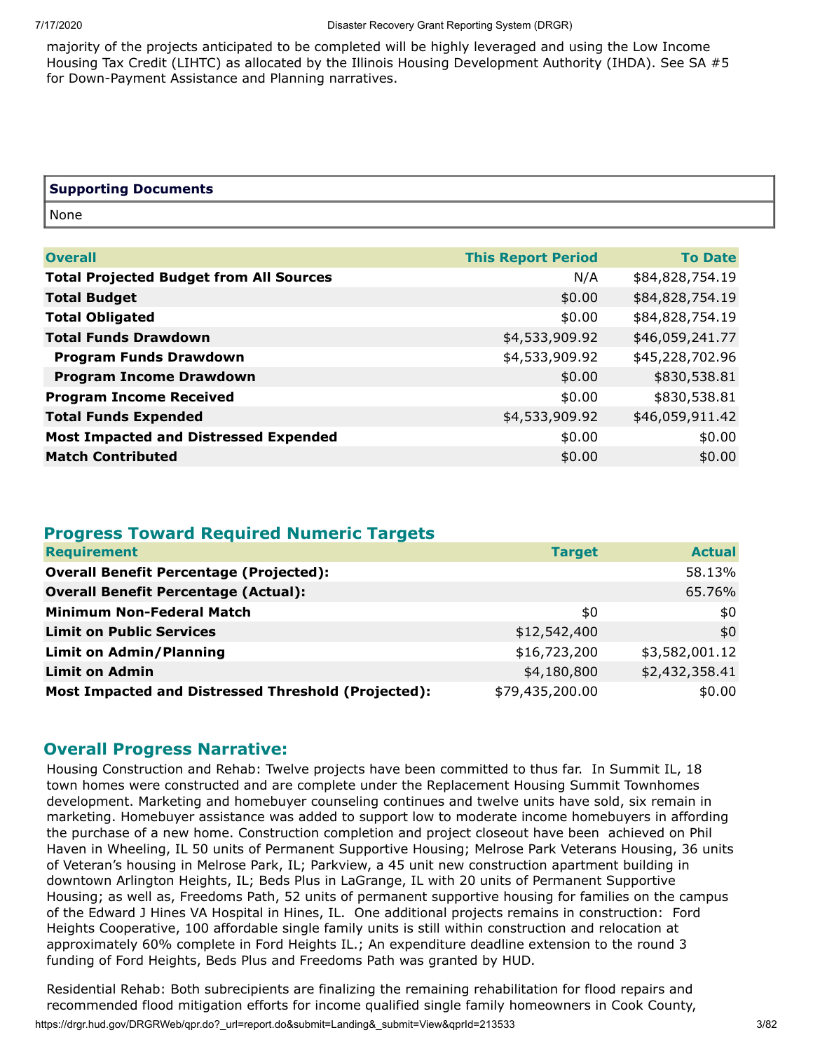majority of the projects anticipated to be completed will be highly leveraged and using the Low Income Housing Tax Credit (LIHTC) as allocated by the Illinois Housing Development Authority (IHDA). See SA #5 for Down-Payment Assistance and Planning narratives.

| Supporting Documents |
| --- |
| None |

| Overall | This Report Period | To Date |
| --- | --- | --- |
| **Total Projected Budget from All Sources** | N/A | $84,828,754.19 |
| **Total Budget** | $0.00 | $84,828,754.19 |
| **Total Obligated** | $0.00 | $84,828,754.19 |
| **Total Funds Drawdown** | $4,533,909.92 | $46,059,241.77 |
| **Program Funds Drawdown** | $4,533,909.92 | $45,228,702.96 |
| **Program Income Drawdown** | $0.00 | $830,538.81 |
| **Program Income Received** | $0.00 | $830,538.81 |
| **Total Funds Expended** | $4,533,909.92 | $46,059,911.42 |
| **Most Impacted and Distressed Expended** | $0.00 | $0.00 |
| **Match Contributed** | $0.00 | $0.00 |

## Progress Toward Required Numeric Targets

| Requirement | Target | Actual |
| --- | --- | --- |
| **Overall Benefit Percentage (Projected):** | | 58.13% |
| **Overall Benefit Percentage (Actual):** | | 65.76% |
| **Minimum Non-Federal Match** | $0 | $0 |
| **Limit on Public Services** | $12,542,400 | $0 |
| **Limit on Admin/Planning** | $16,723,200 | $3,582,001.12 |
| **Limit on Admin** | $4,180,800 | $2,432,358.41 |
| **Most Impacted and Distressed Threshold (Projected):** | $79,435,200.00 | $0.00 |

## Overall Progress Narrative:

Housing Construction and Rehab: Twelve projects have been committed to thus far. In Summit IL, 18 town homes were constructed and are complete under the Replacement Housing Summit Townhomes development. Marketing and homebuyer counseling continues and twelve units have sold, six remain in marketing. Homebuyer assistance was added to support low to moderate income homebuyers in affording the purchase of a new home. Construction completion and project closeout have been achieved on Phil Haven in Wheeling, IL 50 units of Permanent Supportive Housing; Melrose Park Veterans Housing, 36 units of Veteran's housing in Melrose Park, IL; Parkview, a 45 unit new construction apartment building in downtown Arlington Heights, IL; Beds Plus in LaGrange, IL with 20 units of Permanent Supportive Housing; as well as, Freedoms Path, 52 units of permanent supportive housing for families on the campus of the Edward J Hines VA Hospital in Hines, IL. One additional projects remains in construction: Ford Heights Cooperative, 100 affordable single family units is still within construction and relocation at approximately 60% complete in Ford Heights IL.; An expenditure deadline extension to the round 3 funding of Ford Heights, Beds Plus and Freedoms Path was granted by HUD.

Residential Rehab: Both subrecipients are finalizing the remaining rehabilitation for flood repairs and recommended flood mitigation efforts for income qualified single family homeowners in Cook County,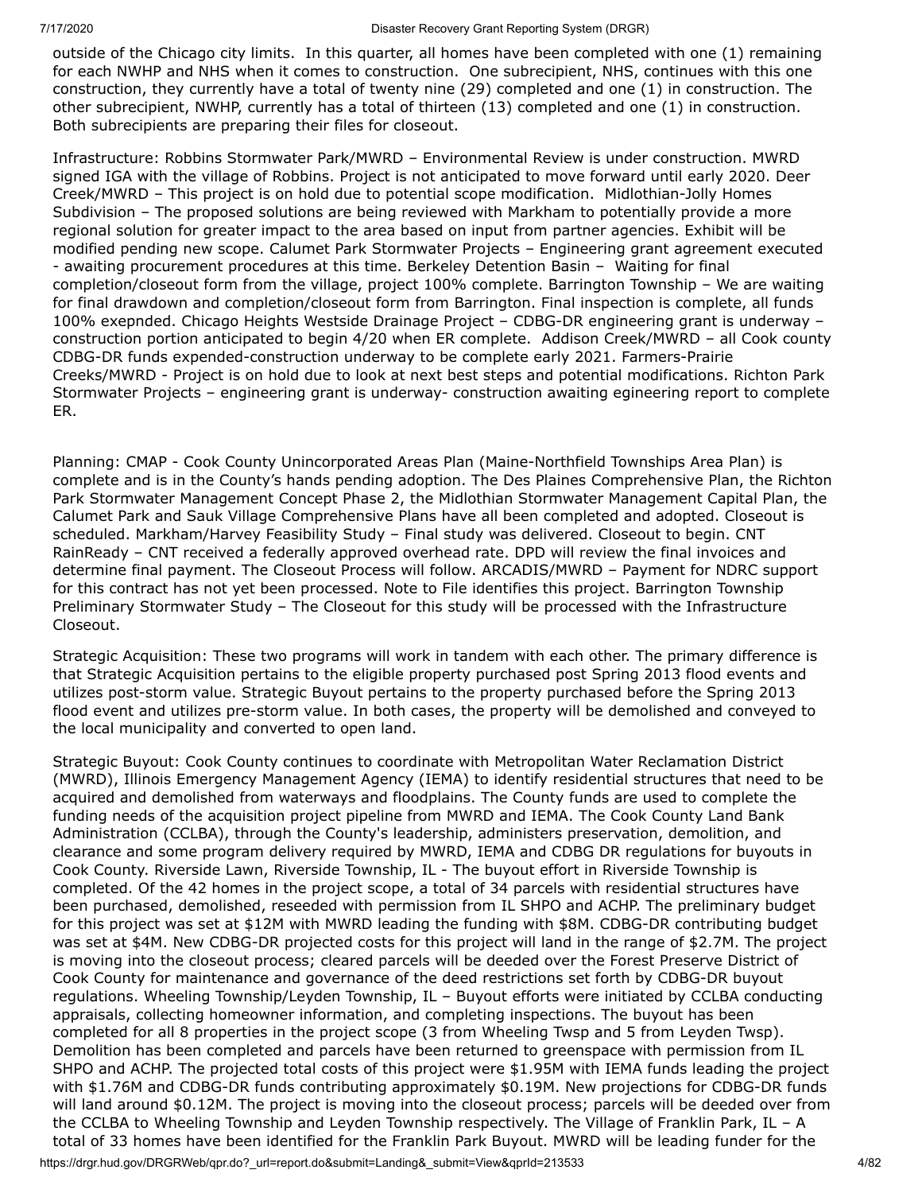outside of the Chicago city limits. In this quarter, all homes have been completed with one (1) remaining for each NWHP and NHS when it comes to construction. One subrecipient, NHS, continues with this one construction, they currently have a total of twenty nine (29) completed and one (1) in construction. The other subrecipient, NWHP, currently has a total of thirteen (13) completed and one (1) in construction. Both subrecipients are preparing their files for closeout.

Infrastructure: Robbins Stormwater Park/MWRD – Environmental Review is under construction. MWRD signed IGA with the village of Robbins. Project is not anticipated to move forward until early 2020. Deer Creek/MWRD – This project is on hold due to potential scope modification. Midlothian-Jolly Homes Subdivision – The proposed solutions are being reviewed with Markham to potentially provide a more regional solution for greater impact to the area based on input from partner agencies. Exhibit will be modified pending new scope. Calumet Park Stormwater Projects – Engineering grant agreement executed - awaiting procurement procedures at this time. Berkeley Detention Basin – Waiting for final completion/closeout form from the village, project 100% complete. Barrington Township – We are waiting for final drawdown and completion/closeout form from Barrington. Final inspection is complete, all funds 100% exepnded. Chicago Heights Westside Drainage Project – CDBG-DR engineering grant is underway – construction portion anticipated to begin 4/20 when ER complete. Addison Creek/MWRD – all Cook county CDBG-DR funds expended-construction underway to be complete early 2021. Farmers-Prairie Creeks/MWRD - Project is on hold due to look at next best steps and potential modifications. Richton Park Stormwater Projects – engineering grant is underway- construction awaiting egineering report to complete ER.

Planning: CMAP - Cook County Unincorporated Areas Plan (Maine-Northfield Townships Area Plan) is complete and is in the County's hands pending adoption. The Des Plaines Comprehensive Plan, the Richton Park Stormwater Management Concept Phase 2, the Midlothian Stormwater Management Capital Plan, the Calumet Park and Sauk Village Comprehensive Plans have all been completed and adopted. Closeout is scheduled. Markham/Harvey Feasibility Study – Final study was delivered. Closeout to begin. CNT RainReady – CNT received a federally approved overhead rate. DPD will review the final invoices and determine final payment. The Closeout Process will follow. ARCADIS/MWRD – Payment for NDRC support for this contract has not yet been processed. Note to File identifies this project. Barrington Township Preliminary Stormwater Study – The Closeout for this study will be processed with the Infrastructure Closeout.

Strategic Acquisition: These two programs will work in tandem with each other. The primary difference is that Strategic Acquisition pertains to the eligible property purchased post Spring 2013 flood events and utilizes post-storm value. Strategic Buyout pertains to the property purchased before the Spring 2013 flood event and utilizes pre-storm value. In both cases, the property will be demolished and conveyed to the local municipality and converted to open land.

Strategic Buyout: Cook County continues to coordinate with Metropolitan Water Reclamation District (MWRD), Illinois Emergency Management Agency (IEMA) to identify residential structures that need to be acquired and demolished from waterways and floodplains. The County funds are used to complete the funding needs of the acquisition project pipeline from MWRD and IEMA. The Cook County Land Bank Administration (CCLBA), through the County's leadership, administers preservation, demolition, and clearance and some program delivery required by MWRD, IEMA and CDBG DR regulations for buyouts in Cook County. Riverside Lawn, Riverside Township, IL - The buyout effort in Riverside Township is completed. Of the 42 homes in the project scope, a total of 34 parcels with residential structures have been purchased, demolished, reseeded with permission from IL SHPO and ACHP. The preliminary budget for this project was set at $12M with MWRD leading the funding with $8M. CDBG-DR contributing budget was set at $4M. New CDBG-DR projected costs for this project will land in the range of $2.7M. The project is moving into the closeout process; cleared parcels will be deeded over the Forest Preserve District of Cook County for maintenance and governance of the deed restrictions set forth by CDBG-DR buyout regulations. Wheeling Township/Leyden Township, IL – Buyout efforts were initiated by CCLBA conducting appraisals, collecting homeowner information, and completing inspections. The buyout has been completed for all 8 properties in the project scope (3 from Wheeling Twsp and 5 from Leyden Twsp). Demolition has been completed and parcels have been returned to greenspace with permission from IL SHPO and ACHP. The projected total costs of this project were $1.95M with IEMA funds leading the project with $1.76M and CDBG-DR funds contributing approximately $0.19M. New projections for CDBG-DR funds will land around $0.12M. The project is moving into the closeout process; parcels will be deeded over from the CCLBA to Wheeling Township and Leyden Township respectively. The Village of Franklin Park, IL – A total of 33 homes have been identified for the Franklin Park Buyout. MWRD will be leading funder for the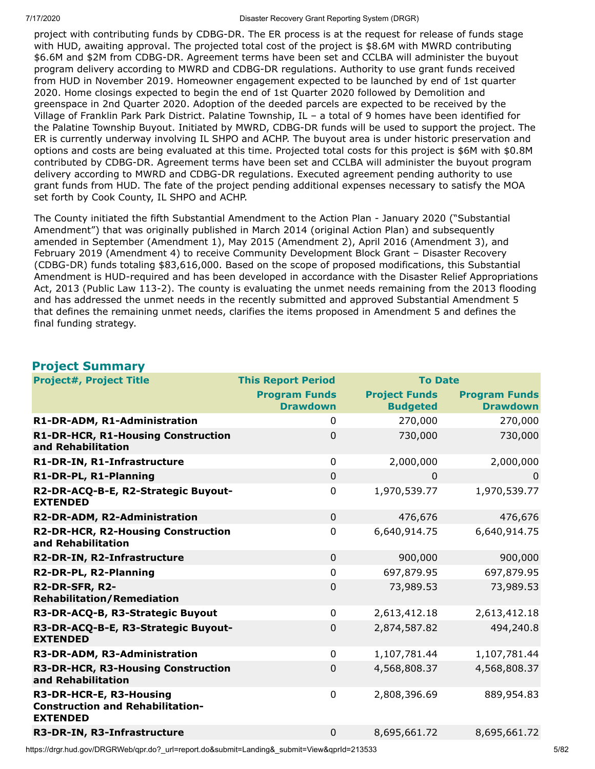project with contributing funds by CDBG-DR. The ER process is at the request for release of funds stage with HUD, awaiting approval. The projected total cost of the project is $8.6M with MWRD contributing $6.6M and $2M from CDBG-DR. Agreement terms have been set and CCLBA will administer the buyout program delivery according to MWRD and CDBG-DR regulations. Authority to use grant funds received from HUD in November 2019. Homeowner engagement expected to be launched by end of 1st quarter 2020. Home closings expected to begin the end of 1st Quarter 2020 followed by Demolition and greenspace in 2nd Quarter 2020. Adoption of the deeded parcels are expected to be received by the Village of Franklin Park Park District. Palatine Township, IL – a total of 9 homes have been identified for the Palatine Township Buyout. Initiated by MWRD, CDBG-DR funds will be used to support the project. The ER is currently underway involving IL SHPO and ACHP. The buyout area is under historic preservation and options and costs are being evaluated at this time. Projected total costs for this project is $6M with $0.8M contributed by CDBG-DR. Agreement terms have been set and CCLBA will administer the buyout program delivery according to MWRD and CDBG-DR regulations. Executed agreement pending authority to use grant funds from HUD. The fate of the project pending additional expenses necessary to satisfy the MOA set forth by Cook County, IL SHPO and ACHP.

The County initiated the fifth Substantial Amendment to the Action Plan - January 2020 ("Substantial Amendment") that was originally published in March 2014 (original Action Plan) and subsequently amended in September (Amendment 1), May 2015 (Amendment 2), April 2016 (Amendment 3), and February 2019 (Amendment 4) to receive Community Development Block Grant – Disaster Recovery (CDBG-DR) funds totaling $83,616,000. Based on the scope of proposed modifications, this Substantial Amendment is HUD-required and has been developed in accordance with the Disaster Relief Appropriations Act, 2013 (Public Law 113-2). The county is evaluating the unmet needs remaining from the 2013 flooding and has addressed the unmet needs in the recently submitted and approved Substantial Amendment 5 that defines the remaining unmet needs, clarifies the items proposed in Amendment 5 and defines the final funding strategy.

## Project Summary

| Project#, Project Title | This Report Period | To Date | |
|---|---|---|---|
| | Program Funds Drawdown | Project Funds Budgeted | Program Funds Drawdown |
| **R1-DR-ADM, R1-Administration** | 0 | 270,000 | 270,000 |
| **R1-DR-HCR, R1-Housing Construction and Rehabilitation** | 0 | 730,000 | 730,000 |
| **R1-DR-IN, R1-Infrastructure** | 0 | 2,000,000 | 2,000,000 |
| **R1-DR-PL, R1-Planning** | 0 | 0 | 0 |
| **R2-DR-ACQ-B-E, R2-Strategic Buyout-EXTENDED** | 0 | 1,970,539.77 | 1,970,539.77 |
| **R2-DR-ADM, R2-Administration** | 0 | 476,676 | 476,676 |
| **R2-DR-HCR, R2-Housing Construction and Rehabilitation** | 0 | 6,640,914.75 | 6,640,914.75 |
| **R2-DR-IN, R2-Infrastructure** | 0 | 900,000 | 900,000 |
| **R2-DR-PL, R2-Planning** | 0 | 697,879.95 | 697,879.95 |
| **R2-DR-SFR, R2-Rehabilitation/Remediation** | 0 | 73,989.53 | 73,989.53 |
| **R3-DR-ACQ-B, R3-Strategic Buyout** | 0 | 2,613,412.18 | 2,613,412.18 |
| **R3-DR-ACQ-B-E, R3-Strategic Buyout-EXTENDED** | 0 | 2,874,587.82 | 494,240.8 |
| **R3-DR-ADM, R3-Administration** | 0 | 1,107,781.44 | 1,107,781.44 |
| **R3-DR-HCR, R3-Housing Construction and Rehabilitation** | 0 | 4,568,808.37 | 4,568,808.37 |
| **R3-DR-HCR-E, R3-Housing Construction and Rehabilitation-EXTENDED** | 0 | 2,808,396.69 | 889,954.83 |
| **R3-DR-IN, R3-Infrastructure** | 0 | 8,695,661.72 | 8,695,661.72 |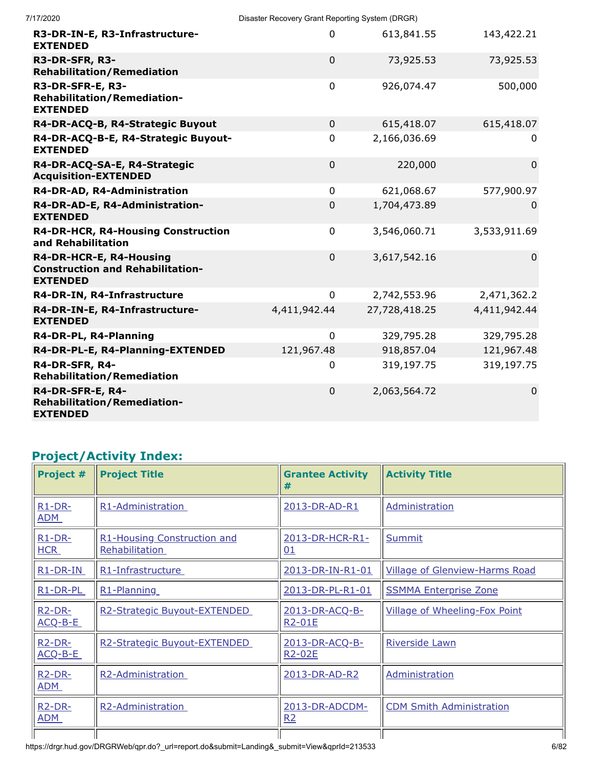| | | | |
|---|---|---|---|
| **R3-DR-IN-E, R3-Infrastructure-EXTENDED** | 0 | 613,841.55 | 143,422.21 |
| **R3-DR-SFR, R3-Rehabilitation/Remediation** | 0 | 73,925.53 | 73,925.53 |
| **R3-DR-SFR-E, R3-Rehabilitation/Remediation-EXTENDED** | 0 | 926,074.47 | 500,000 |
| **R4-DR-ACQ-B, R4-Strategic Buyout** | 0 | 615,418.07 | 615,418.07 |
| **R4-DR-ACQ-B-E, R4-Strategic Buyout-EXTENDED** | 0 | 2,166,036.69 | 0 |
| **R4-DR-ACQ-SA-E, R4-Strategic Acquisition-EXTENDED** | 0 | 220,000 | 0 |
| **R4-DR-AD, R4-Administration** | 0 | 621,068.67 | 577,900.97 |
| **R4-DR-AD-E, R4-Administration-EXTENDED** | 0 | 1,704,473.89 | 0 |
| **R4-DR-HCR, R4-Housing Construction and Rehabilitation** | 0 | 3,546,060.71 | 3,533,911.69 |
| **R4-DR-HCR-E, R4-Housing Construction and Rehabilitation-EXTENDED** | 0 | 3,617,542.16 | 0 |
| **R4-DR-IN, R4-Infrastructure** | 0 | 2,742,553.96 | 2,471,362.2 |
| **R4-DR-IN-E, R4-Infrastructure-EXTENDED** | 4,411,942.44 | 27,728,418.25 | 4,411,942.44 |
| **R4-DR-PL, R4-Planning** | 0 | 329,795.28 | 329,795.28 |
| **R4-DR-PL-E, R4-Planning-EXTENDED** | 121,967.48 | 918,857.04 | 121,967.48 |
| **R4-DR-SFR, R4-Rehabilitation/Remediation** | 0 | 319,197.75 | 319,197.75 |
| **R4-DR-SFR-E, R4-Rehabilitation/Remediation-EXTENDED** | 0 | 2,063,564.72 | 0 |

## Project/Activity Index:

| Project # | Project Title | Grantee Activity # | Activity Title |
|---|---|---|---|
| R1-DR-ADM | R1-Administration | 2013-DR-AD-R1 | Administration |
| R1-DR-HCR | R1-Housing Construction and Rehabilitation | 2013-DR-HCR-R1-01 | Summit |
| R1-DR-IN | R1-Infrastructure | 2013-DR-IN-R1-01 | Village of Glenview-Harms Road |
| R1-DR-PL | R1-Planning | 2013-DR-PL-R1-01 | SSMMA Enterprise Zone |
| R2-DR-ACQ-B-E | R2-Strategic Buyout-EXTENDED | 2013-DR-ACQ-B-R2-01E | Village of Wheeling-Fox Point |
| R2-DR-ACQ-B-E | R2-Strategic Buyout-EXTENDED | 2013-DR-ACQ-B-R2-02E | Riverside Lawn |
| R2-DR-ADM | R2-Administration | 2013-DR-AD-R2 | Administration |
| R2-DR-ADM | R2-Administration | 2013-DR-ADCDM-R2 | CDM Smith Administration |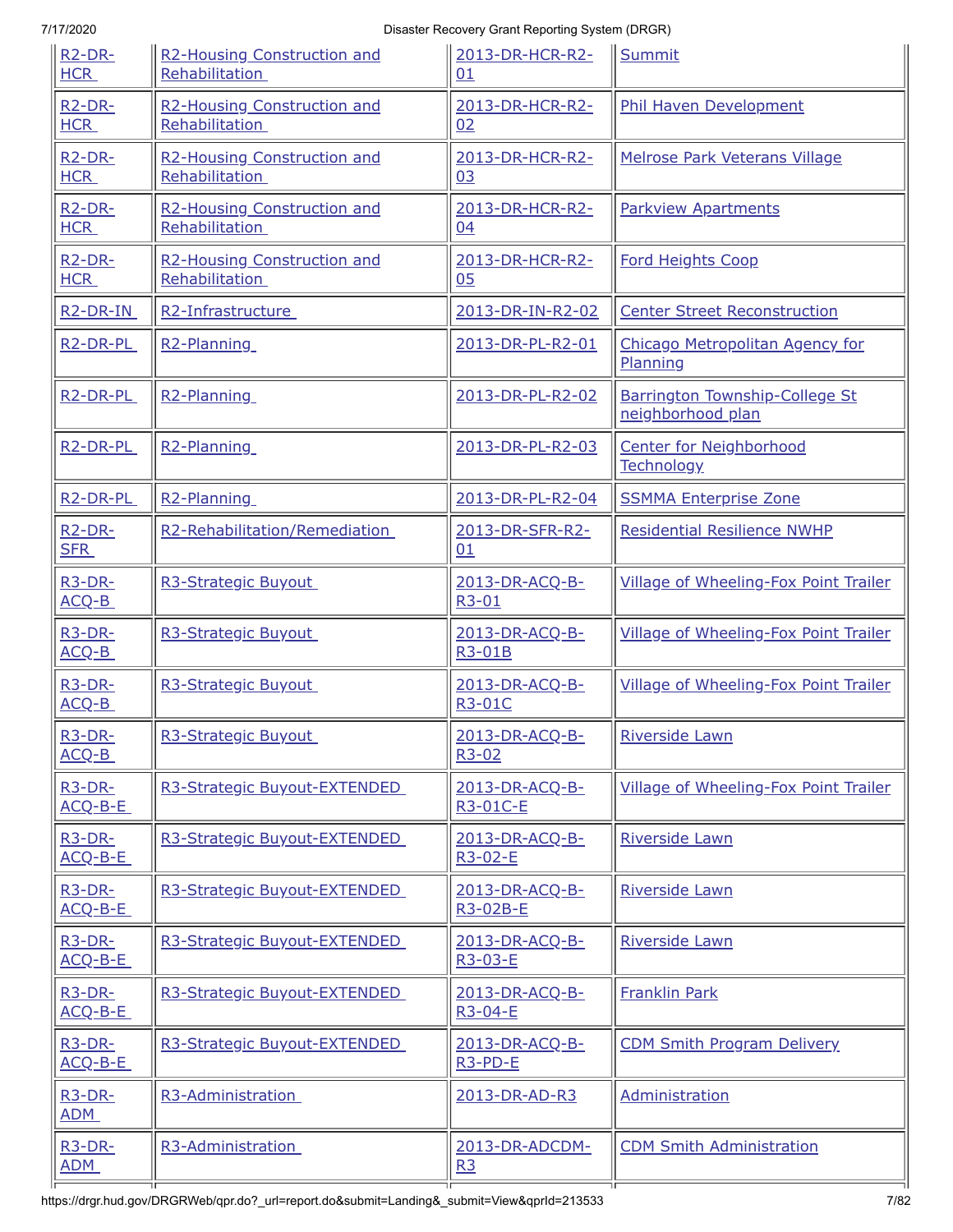| | | | |
|---|---|---|---|
| R2-DR-HCR | R2-Housing Construction and Rehabilitation | 2013-DR-HCR-R2-01 | Summit |
| R2-DR-HCR | R2-Housing Construction and Rehabilitation | 2013-DR-HCR-R2-02 | Phil Haven Development |
| R2-DR-HCR | R2-Housing Construction and Rehabilitation | 2013-DR-HCR-R2-03 | Melrose Park Veterans Village |
| R2-DR-HCR | R2-Housing Construction and Rehabilitation | 2013-DR-HCR-R2-04 | Parkview Apartments |
| R2-DR-HCR | R2-Housing Construction and Rehabilitation | 2013-DR-HCR-R2-05 | Ford Heights Coop |
| R2-DR-IN | R2-Infrastructure | 2013-DR-IN-R2-02 | Center Street Reconstruction |
| R2-DR-PL | R2-Planning | 2013-DR-PL-R2-01 | Chicago Metropolitan Agency for Planning |
| R2-DR-PL | R2-Planning | 2013-DR-PL-R2-02 | Barrington Township-College St neighborhood plan |
| R2-DR-PL | R2-Planning | 2013-DR-PL-R2-03 | Center for Neighborhood Technology |
| R2-DR-PL | R2-Planning | 2013-DR-PL-R2-04 | SSMMA Enterprise Zone |
| R2-DR-SFR | R2-Rehabilitation/Remediation | 2013-DR-SFR-R2-01 | Residential Resilience NWHP |
| R3-DR-ACQ-B | R3-Strategic Buyout | 2013-DR-ACQ-B-R3-01 | Village of Wheeling-Fox Point Trailer |
| R3-DR-ACQ-B | R3-Strategic Buyout | 2013-DR-ACQ-B-R3-01B | Village of Wheeling-Fox Point Trailer |
| R3-DR-ACQ-B | R3-Strategic Buyout | 2013-DR-ACQ-B-R3-01C | Village of Wheeling-Fox Point Trailer |
| R3-DR-ACQ-B | R3-Strategic Buyout | 2013-DR-ACQ-B-R3-02 | Riverside Lawn |
| R3-DR-ACQ-B-E | R3-Strategic Buyout-EXTENDED | 2013-DR-ACQ-B-R3-01C-E | Village of Wheeling-Fox Point Trailer |
| R3-DR-ACQ-B-E | R3-Strategic Buyout-EXTENDED | 2013-DR-ACQ-B-R3-02-E | Riverside Lawn |
| R3-DR-ACQ-B-E | R3-Strategic Buyout-EXTENDED | 2013-DR-ACQ-B-R3-02B-E | Riverside Lawn |
| R3-DR-ACQ-B-E | R3-Strategic Buyout-EXTENDED | 2013-DR-ACQ-B-R3-03-E | Riverside Lawn |
| R3-DR-ACQ-B-E | R3-Strategic Buyout-EXTENDED | 2013-DR-ACQ-B-R3-04-E | Franklin Park |
| R3-DR-ACQ-B-E | R3-Strategic Buyout-EXTENDED | 2013-DR-ACQ-B-R3-PD-E | CDM Smith Program Delivery |
| R3-DR-ADM | R3-Administration | 2013-DR-AD-R3 | Administration |
| R3-DR-ADM | R3-Administration | 2013-DR-ADCDM-R3 | CDM Smith Administration |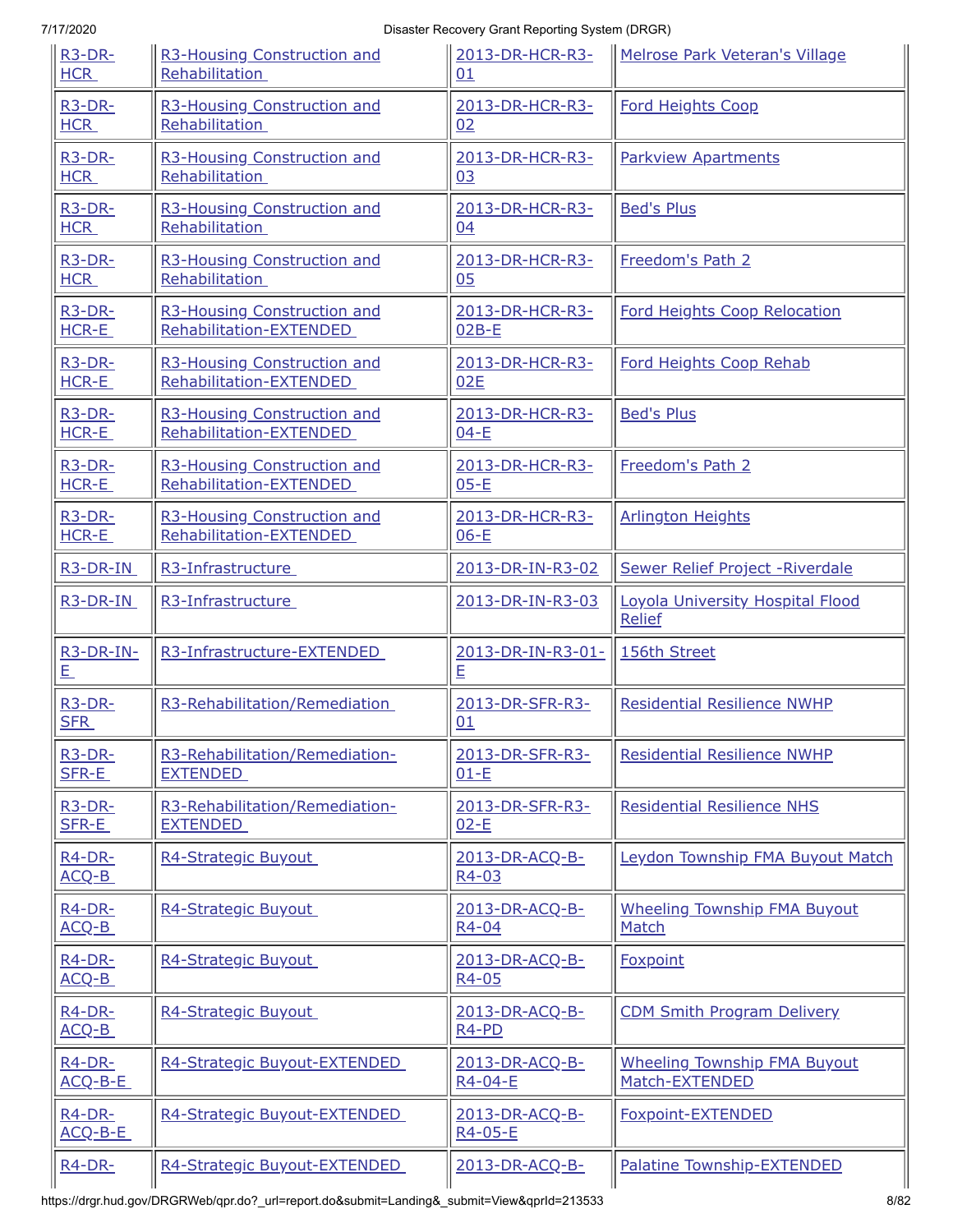| | | | |
|---|---|---|---|
| R3-DR-HCR | R3-Housing Construction and Rehabilitation | 2013-DR-HCR-R3-01 | Melrose Park Veteran's Village |
| R3-DR-HCR | R3-Housing Construction and Rehabilitation | 2013-DR-HCR-R3-02 | Ford Heights Coop |
| R3-DR-HCR | R3-Housing Construction and Rehabilitation | 2013-DR-HCR-R3-03 | Parkview Apartments |
| R3-DR-HCR | R3-Housing Construction and Rehabilitation | 2013-DR-HCR-R3-04 | Bed's Plus |
| R3-DR-HCR | R3-Housing Construction and Rehabilitation | 2013-DR-HCR-R3-05 | Freedom's Path 2 |
| R3-DR-HCR-E | R3-Housing Construction and Rehabilitation-EXTENDED | 2013-DR-HCR-R3-02B-E | Ford Heights Coop Relocation |
| R3-DR-HCR-E | R3-Housing Construction and Rehabilitation-EXTENDED | 2013-DR-HCR-R3-02E | Ford Heights Coop Rehab |
| R3-DR-HCR-E | R3-Housing Construction and Rehabilitation-EXTENDED | 2013-DR-HCR-R3-04-E | Bed's Plus |
| R3-DR-HCR-E | R3-Housing Construction and Rehabilitation-EXTENDED | 2013-DR-HCR-R3-05-E | Freedom's Path 2 |
| R3-DR-HCR-E | R3-Housing Construction and Rehabilitation-EXTENDED | 2013-DR-HCR-R3-06-E | Arlington Heights |
| R3-DR-IN | R3-Infrastructure | 2013-DR-IN-R3-02 | Sewer Relief Project -Riverdale |
| R3-DR-IN | R3-Infrastructure | 2013-DR-IN-R3-03 | Loyola University Hospital Flood Relief |
| R3-DR-IN-E | R3-Infrastructure-EXTENDED | 2013-DR-IN-R3-01-E | 156th Street |
| R3-DR-SFR | R3-Rehabilitation/Remediation | 2013-DR-SFR-R3-01 | Residential Resilience NWHP |
| R3-DR-SFR-E | R3-Rehabilitation/Remediation-EXTENDED | 2013-DR-SFR-R3-01-E | Residential Resilience NWHP |
| R3-DR-SFR-E | R3-Rehabilitation/Remediation-EXTENDED | 2013-DR-SFR-R3-02-E | Residential Resilience NHS |
| R4-DR-ACQ-B | R4-Strategic Buyout | 2013-DR-ACQ-B-R4-03 | Leydon Township FMA Buyout Match |
| R4-DR-ACQ-B | R4-Strategic Buyout | 2013-DR-ACQ-B-R4-04 | Wheeling Township FMA Buyout Match |
| R4-DR-ACQ-B | R4-Strategic Buyout | 2013-DR-ACQ-B-R4-05 | Foxpoint |
| R4-DR-ACQ-B | R4-Strategic Buyout | 2013-DR-ACQ-B-R4-PD | CDM Smith Program Delivery |
| R4-DR-ACQ-B-E | R4-Strategic Buyout-EXTENDED | 2013-DR-ACQ-B-R4-04-E | Wheeling Township FMA Buyout Match-EXTENDED |
| R4-DR-ACQ-B-E | R4-Strategic Buyout-EXTENDED | 2013-DR-ACQ-B-R4-05-E | Foxpoint-EXTENDED |
| R4-DR- | R4-Strategic Buyout-EXTENDED | 2013-DR-ACQ-B- | Palatine Township-EXTENDED |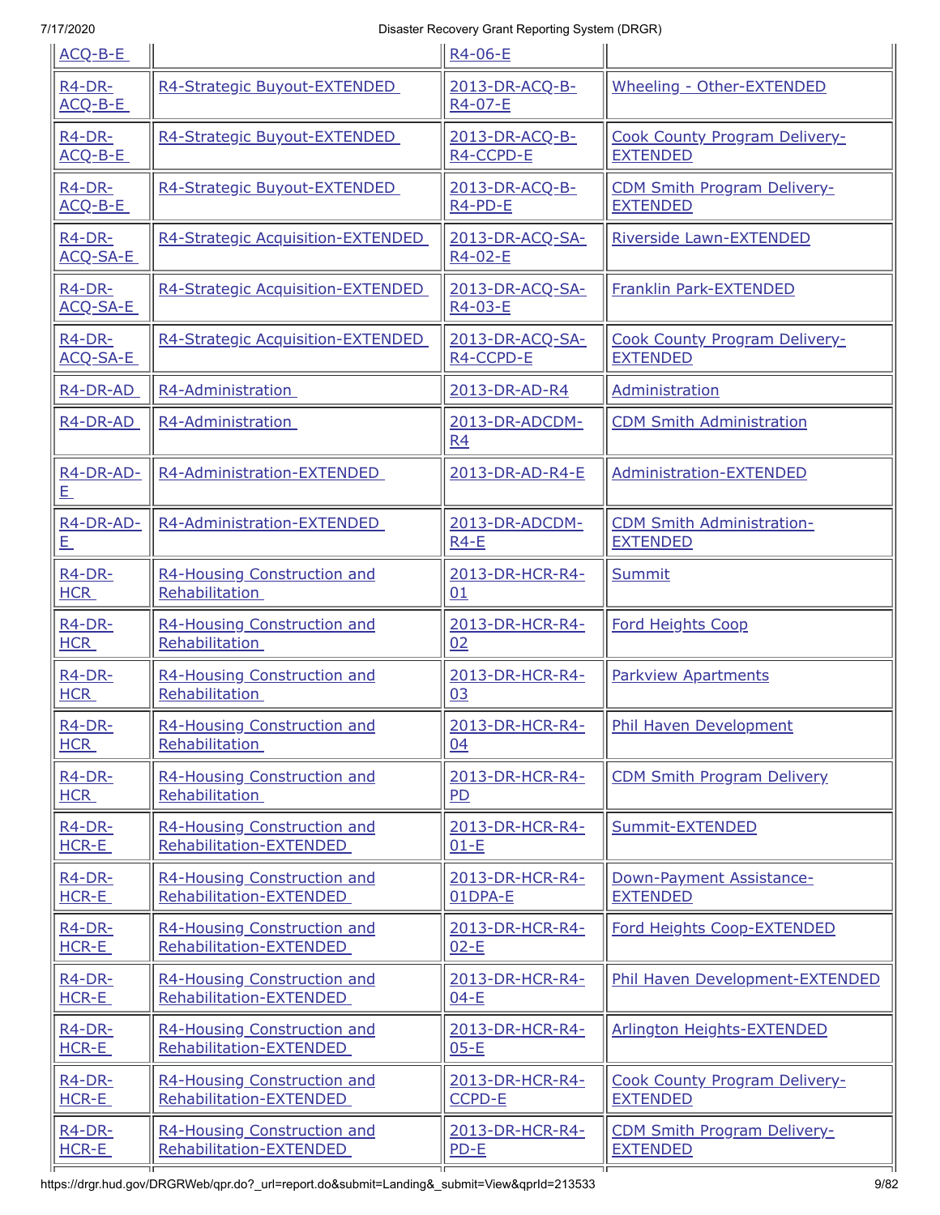| | | | |
|---|---|---|---|
| ACQ-B-E | | R4-06-E | |
| R4-DR-ACQ-B-E | R4-Strategic Buyout-EXTENDED | 2013-DR-ACQ-B-R4-07-E | Wheeling - Other-EXTENDED |
| R4-DR-ACQ-B-E | R4-Strategic Buyout-EXTENDED | 2013-DR-ACQ-B-R4-CCPD-E | Cook County Program Delivery-EXTENDED |
| R4-DR-ACQ-B-E | R4-Strategic Buyout-EXTENDED | 2013-DR-ACQ-B-R4-PD-E | CDM Smith Program Delivery-EXTENDED |
| R4-DR-ACQ-SA-E | R4-Strategic Acquisition-EXTENDED | 2013-DR-ACQ-SA-R4-02-E | Riverside Lawn-EXTENDED |
| R4-DR-ACQ-SA-E | R4-Strategic Acquisition-EXTENDED | 2013-DR-ACQ-SA-R4-03-E | Franklin Park-EXTENDED |
| R4-DR-ACQ-SA-E | R4-Strategic Acquisition-EXTENDED | 2013-DR-ACQ-SA-R4-CCPD-E | Cook County Program Delivery-EXTENDED |
| R4-DR-AD | R4-Administration | 2013-DR-AD-R4 | Administration |
| R4-DR-AD | R4-Administration | 2013-DR-ADCDM-R4 | CDM Smith Administration |
| R4-DR-AD-E | R4-Administration-EXTENDED | 2013-DR-AD-R4-E | Administration-EXTENDED |
| R4-DR-AD-E | R4-Administration-EXTENDED | 2013-DR-ADCDM-R4-E | CDM Smith Administration-EXTENDED |
| R4-DR-HCR | R4-Housing Construction and Rehabilitation | 2013-DR-HCR-R4-01 | Summit |
| R4-DR-HCR | R4-Housing Construction and Rehabilitation | 2013-DR-HCR-R4-02 | Ford Heights Coop |
| R4-DR-HCR | R4-Housing Construction and Rehabilitation | 2013-DR-HCR-R4-03 | Parkview Apartments |
| R4-DR-HCR | R4-Housing Construction and Rehabilitation | 2013-DR-HCR-R4-04 | Phil Haven Development |
| R4-DR-HCR | R4-Housing Construction and Rehabilitation | 2013-DR-HCR-R4-PD | CDM Smith Program Delivery |
| R4-DR-HCR-E | R4-Housing Construction and Rehabilitation-EXTENDED | 2013-DR-HCR-R4-01-E | Summit-EXTENDED |
| R4-DR-HCR-E | R4-Housing Construction and Rehabilitation-EXTENDED | 2013-DR-HCR-R4-01DPA-E | Down-Payment Assistance-EXTENDED |
| R4-DR-HCR-E | R4-Housing Construction and Rehabilitation-EXTENDED | 2013-DR-HCR-R4-02-E | Ford Heights Coop-EXTENDED |
| R4-DR-HCR-E | R4-Housing Construction and Rehabilitation-EXTENDED | 2013-DR-HCR-R4-04-E | Phil Haven Development-EXTENDED |
| R4-DR-HCR-E | R4-Housing Construction and Rehabilitation-EXTENDED | 2013-DR-HCR-R4-05-E | Arlington Heights-EXTENDED |
| R4-DR-HCR-E | R4-Housing Construction and Rehabilitation-EXTENDED | 2013-DR-HCR-R4-CCPD-E | Cook County Program Delivery-EXTENDED |
| R4-DR-HCR-E | R4-Housing Construction and Rehabilitation-EXTENDED | 2013-DR-HCR-R4-PD-E | CDM Smith Program Delivery-EXTENDED |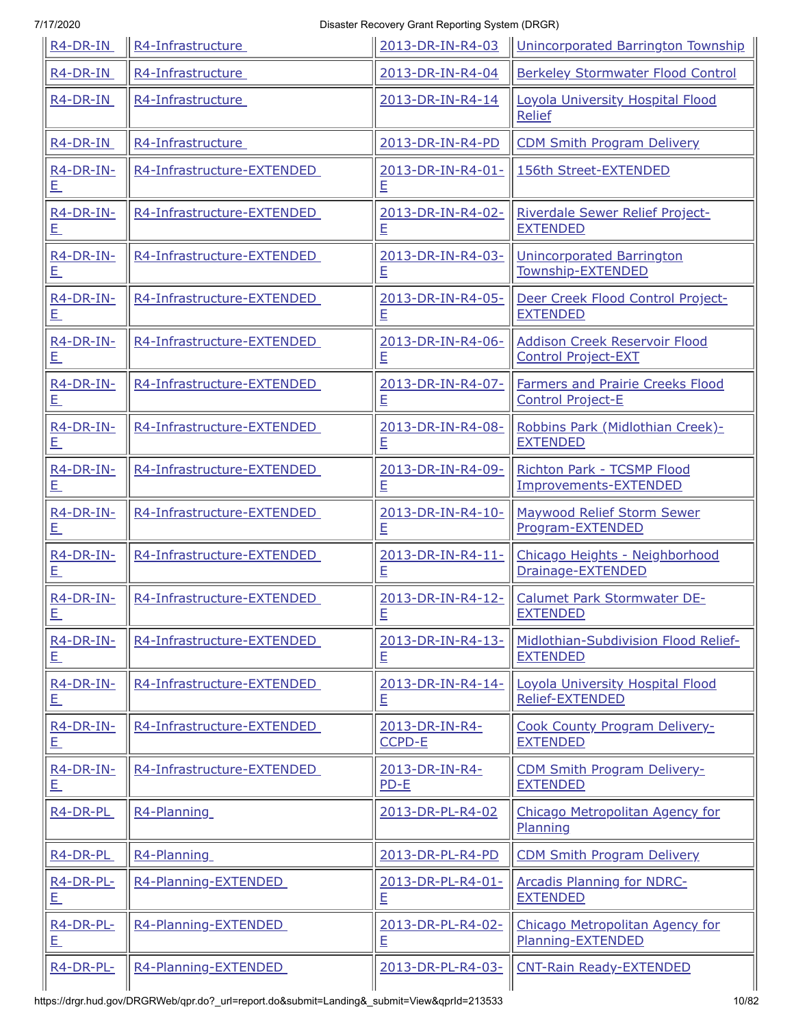| | | | |
|---|---|---|---|
| R4-DR-IN | R4-Infrastructure | 2013-DR-IN-R4-03 | Unincorporated Barrington Township |
| R4-DR-IN | R4-Infrastructure | 2013-DR-IN-R4-04 | Berkeley Stormwater Flood Control |
| R4-DR-IN | R4-Infrastructure | 2013-DR-IN-R4-14 | Loyola University Hospital Flood Relief |
| R4-DR-IN | R4-Infrastructure | 2013-DR-IN-R4-PD | CDM Smith Program Delivery |
| R4-DR-IN-E | R4-Infrastructure-EXTENDED | 2013-DR-IN-R4-01-E | 156th Street-EXTENDED |
| R4-DR-IN-E | R4-Infrastructure-EXTENDED | 2013-DR-IN-R4-02-E | Riverdale Sewer Relief Project-EXTENDED |
| R4-DR-IN-E | R4-Infrastructure-EXTENDED | 2013-DR-IN-R4-03-E | Unincorporated Barrington Township-EXTENDED |
| R4-DR-IN-E | R4-Infrastructure-EXTENDED | 2013-DR-IN-R4-05-E | Deer Creek Flood Control Project-EXTENDED |
| R4-DR-IN-E | R4-Infrastructure-EXTENDED | 2013-DR-IN-R4-06-E | Addison Creek Reservoir Flood Control Project-EXT |
| R4-DR-IN-E | R4-Infrastructure-EXTENDED | 2013-DR-IN-R4-07-E | Farmers and Prairie Creeks Flood Control Project-E |
| R4-DR-IN-E | R4-Infrastructure-EXTENDED | 2013-DR-IN-R4-08-E | Robbins Park (Midlothian Creek)-EXTENDED |
| R4-DR-IN-E | R4-Infrastructure-EXTENDED | 2013-DR-IN-R4-09-E | Richton Park - TCSMP Flood Improvements-EXTENDED |
| R4-DR-IN-E | R4-Infrastructure-EXTENDED | 2013-DR-IN-R4-10-E | Maywood Relief Storm Sewer Program-EXTENDED |
| R4-DR-IN-E | R4-Infrastructure-EXTENDED | 2013-DR-IN-R4-11-E | Chicago Heights - Neighborhood Drainage-EXTENDED |
| R4-DR-IN-E | R4-Infrastructure-EXTENDED | 2013-DR-IN-R4-12-E | Calumet Park Stormwater DE-EXTENDED |
| R4-DR-IN-E | R4-Infrastructure-EXTENDED | 2013-DR-IN-R4-13-E | Midlothian-Subdivision Flood Relief-EXTENDED |
| R4-DR-IN-E | R4-Infrastructure-EXTENDED | 2013-DR-IN-R4-14-E | Loyola University Hospital Flood Relief-EXTENDED |
| R4-DR-IN-E | R4-Infrastructure-EXTENDED | 2013-DR-IN-R4-CCPD-E | Cook County Program Delivery-EXTENDED |
| R4-DR-IN-E | R4-Infrastructure-EXTENDED | 2013-DR-IN-R4-PD-E | CDM Smith Program Delivery-EXTENDED |
| R4-DR-PL | R4-Planning | 2013-DR-PL-R4-02 | Chicago Metropolitan Agency for Planning |
| R4-DR-PL | R4-Planning | 2013-DR-PL-R4-PD | CDM Smith Program Delivery |
| R4-DR-PL-E | R4-Planning-EXTENDED | 2013-DR-PL-R4-01-E | Arcadis Planning for NDRC-EXTENDED |
| R4-DR-PL-E | R4-Planning-EXTENDED | 2013-DR-PL-R4-02-E | Chicago Metropolitan Agency for Planning-EXTENDED |
| R4-DR-PL- | R4-Planning-EXTENDED | 2013-DR-PL-R4-03- | CNT-Rain Ready-EXTENDED |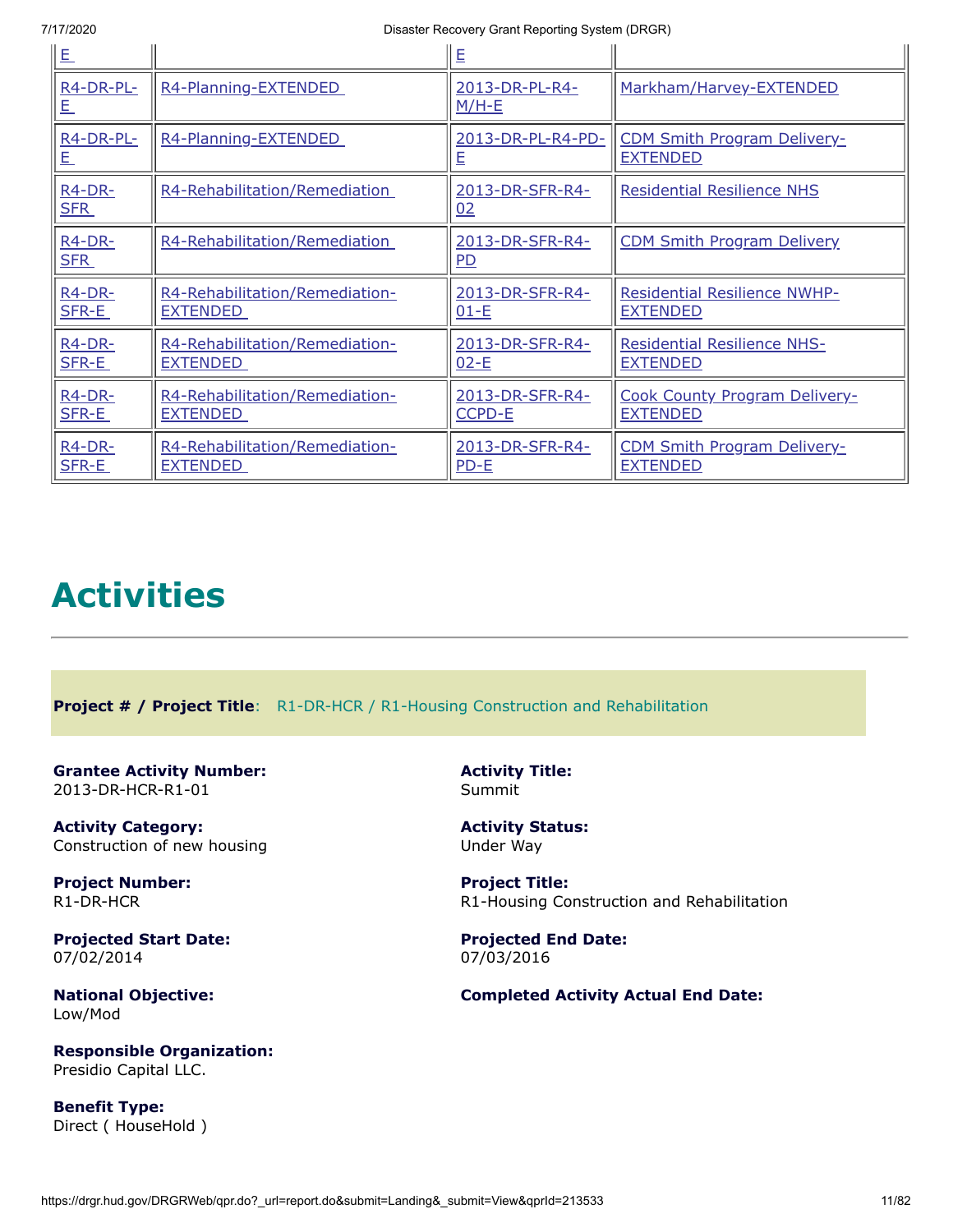| | | | |
|---|---|---|---|
| E | | E | |
| R4-DR-PL-E | R4-Planning-EXTENDED | 2013-DR-PL-R4-M/H-E | Markham/Harvey-EXTENDED |
| R4-DR-PL-E | R4-Planning-EXTENDED | 2013-DR-PL-R4-PD-E | CDM Smith Program Delivery-EXTENDED |
| R4-DR-SFR | R4-Rehabilitation/Remediation | 2013-DR-SFR-R4-02 | Residential Resilience NHS |
| R4-DR-SFR | R4-Rehabilitation/Remediation | 2013-DR-SFR-R4-PD | CDM Smith Program Delivery |
| R4-DR-SFR-E | R4-Rehabilitation/Remediation-EXTENDED | 2013-DR-SFR-R4-01-E | Residential Resilience NWHP-EXTENDED |
| R4-DR-SFR-E | R4-Rehabilitation/Remediation-EXTENDED | 2013-DR-SFR-R4-02-E | Residential Resilience NHS-EXTENDED |
| R4-DR-SFR-E | R4-Rehabilitation/Remediation-EXTENDED | 2013-DR-SFR-R4-CCPD-E | Cook County Program Delivery-EXTENDED |
| R4-DR-SFR-E | R4-Rehabilitation/Remediation-EXTENDED | 2013-DR-SFR-R4-PD-E | CDM Smith Program Delivery-EXTENDED |

# Activities

**Project # / Project Title**: R1-DR-HCR / R1-Housing Construction and Rehabilitation

**Grantee Activity Number:**
2013-DR-HCR-R1-01

**Activity Title:**
Summit

**Activity Category:**
Construction of new housing

**Activity Status:**
Under Way

**Project Number:**
R1-DR-HCR

**Project Title:**
R1-Housing Construction and Rehabilitation

**Projected Start Date:**
07/02/2014

**Projected End Date:**
07/03/2016

**National Objective:**
Low/Mod

**Completed Activity Actual End Date:**

**Responsible Organization:**
Presidio Capital LLC.

**Benefit Type:**
Direct ( HouseHold )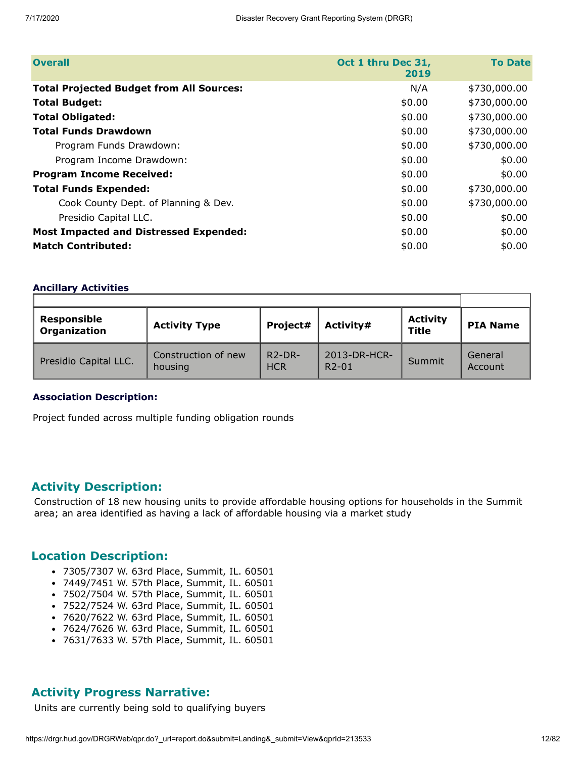| Overall | Oct 1 thru Dec 31, 2019 | To Date |
|---|---|---|
| **Total Projected Budget from All Sources:** | N/A | $730,000.00 |
| **Total Budget:** | $0.00 | $730,000.00 |
| **Total Obligated:** | $0.00 | $730,000.00 |
| **Total Funds Drawdown** | $0.00 | $730,000.00 |
| Program Funds Drawdown: | $0.00 | $730,000.00 |
| Program Income Drawdown: | $0.00 | $0.00 |
| **Program Income Received:** | $0.00 | $0.00 |
| **Total Funds Expended:** | $0.00 | $730,000.00 |
| Cook County Dept. of Planning & Dev. | $0.00 | $730,000.00 |
| Presidio Capital LLC. | $0.00 | $0.00 |
| **Most Impacted and Distressed Expended:** | $0.00 | $0.00 |
| **Match Contributed:** | $0.00 | $0.00 |

### Ancillary Activities

| Responsible Organization | Activity Type | Project# | Activity# | Activity Title | PIA Name |
|---|---|---|---|---|---|
| Presidio Capital LLC. | Construction of new housing | R2-DR-HCR | 2013-DR-HCR-R2-01 | Summit | General Account |

**Association Description:**

Project funded across multiple funding obligation rounds

## Activity Description:

Construction of 18 new housing units to provide affordable housing options for households in the Summit area; an area identified as having a lack of affordable housing via a market study

## Location Description:

- 7305/7307 W. 63rd Place, Summit, IL. 60501
- 7449/7451 W. 57th Place, Summit, IL. 60501
- 7502/7504 W. 57th Place, Summit, IL. 60501
- 7522/7524 W. 63rd Place, Summit, IL. 60501
- 7620/7622 W. 63rd Place, Summit, IL. 60501
- 7624/7626 W. 63rd Place, Summit, IL. 60501
- 7631/7633 W. 57th Place, Summit, IL. 60501

## Activity Progress Narrative:

Units are currently being sold to qualifying buyers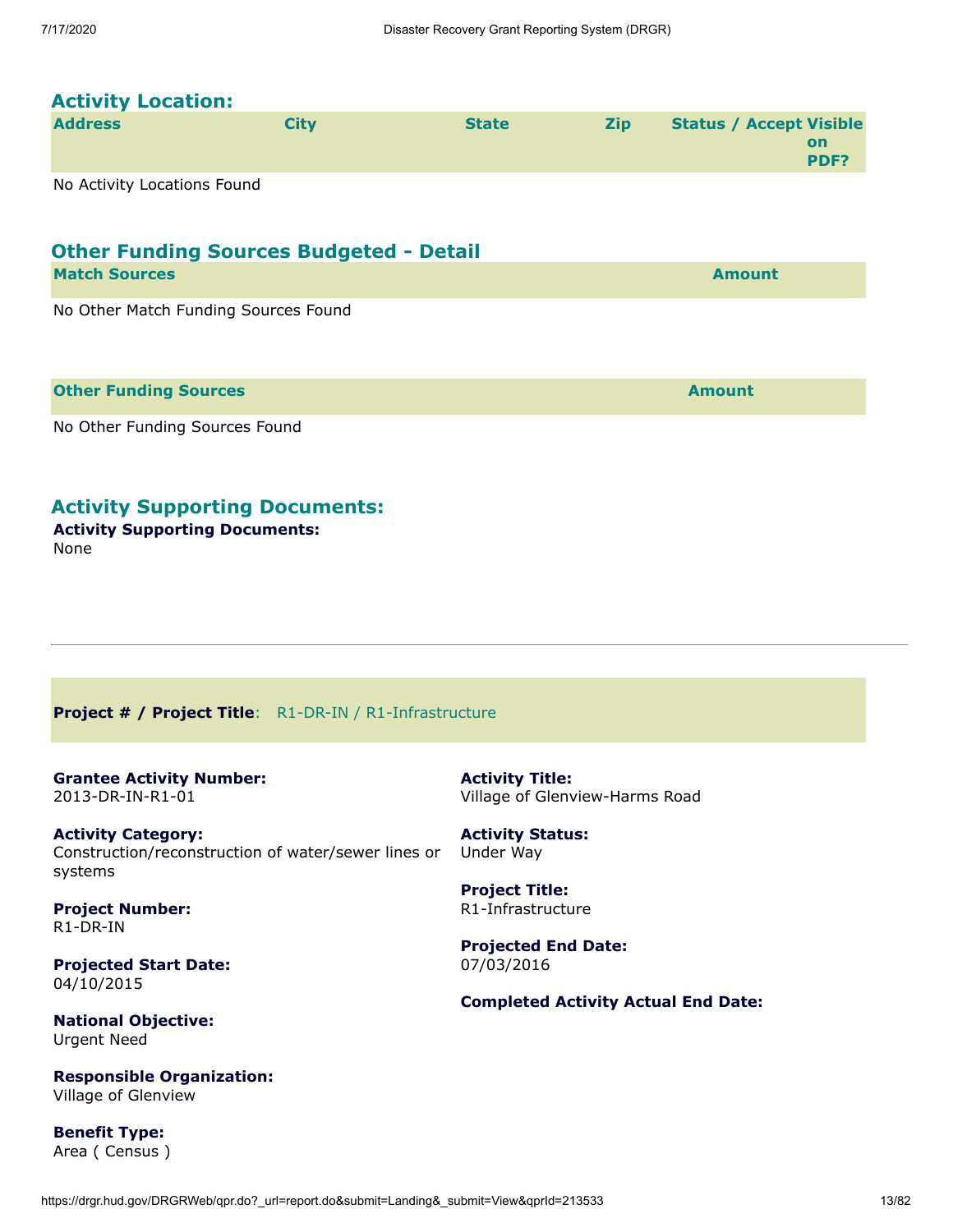## Activity Location:

| Address | City | State | Zip | Status / Accept | Visible on PDF? |
|---|---|---|---|---|---|

No Activity Locations Found

## Other Funding Sources Budgeted - Detail

| Match Sources | Amount |
|---|---|

No Other Match Funding Sources Found

| Other Funding Sources | Amount |
|---|---|

No Other Funding Sources Found

## Activity Supporting Documents:

**Activity Supporting Documents:**
None

---

**Project # / Project Title**: R1-DR-IN / R1-Infrastructure

**Grantee Activity Number:**
2013-DR-IN-R1-01

**Activity Title:**
Village of Glenview-Harms Road

**Activity Category:**
Construction/reconstruction of water/sewer lines or systems

**Activity Status:**
Under Way

**Project Number:**
R1-DR-IN

**Project Title:**
R1-Infrastructure

**Projected Start Date:**
04/10/2015

**Projected End Date:**
07/03/2016

**Completed Activity Actual End Date:**

**National Objective:**
Urgent Need

**Responsible Organization:**
Village of Glenview

**Benefit Type:**
Area ( Census )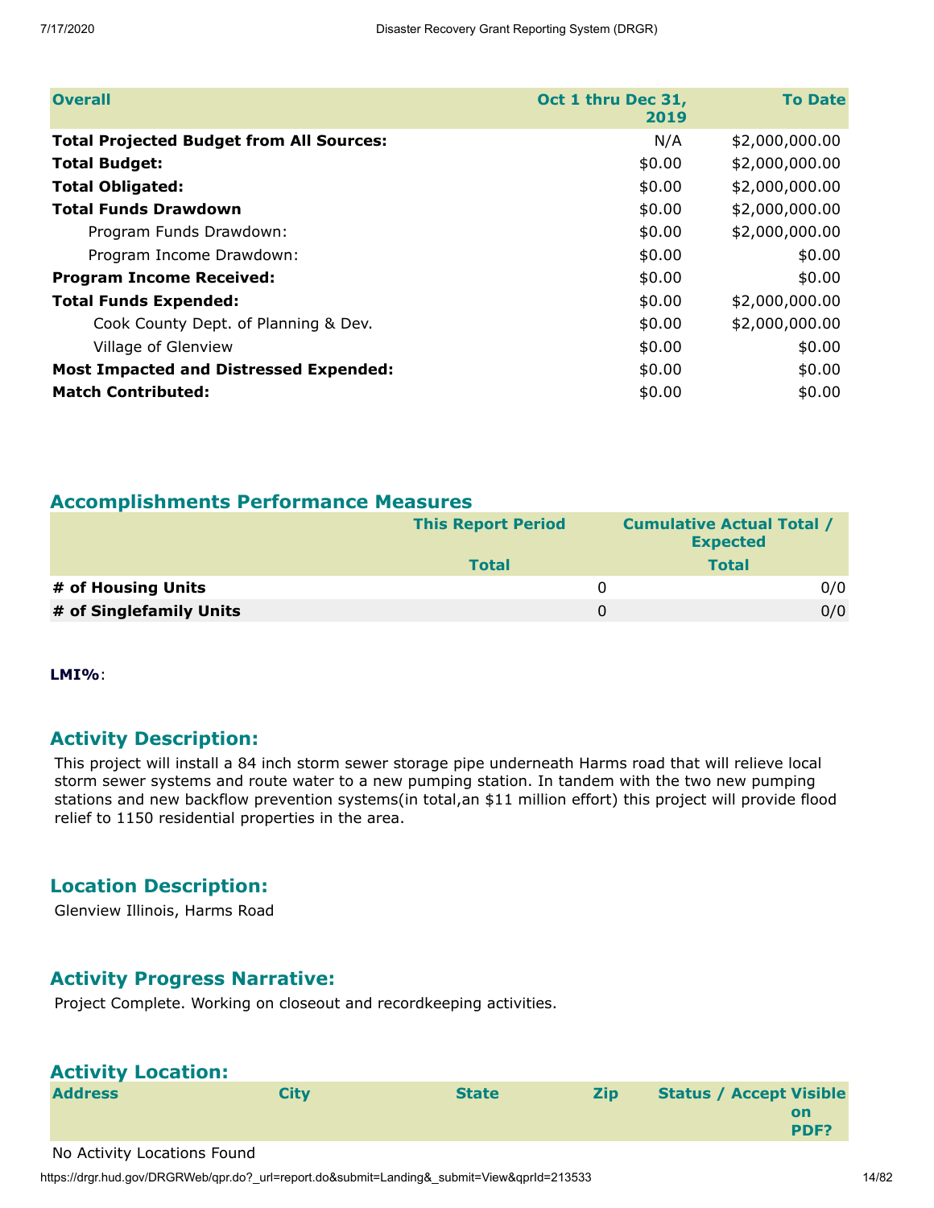| Overall | Oct 1 thru Dec 31, 2019 | To Date |
| --- | --- | --- |
| **Total Projected Budget from All Sources:** | N/A | $2,000,000.00 |
| **Total Budget:** | $0.00 | $2,000,000.00 |
| **Total Obligated:** | $0.00 | $2,000,000.00 |
| **Total Funds Drawdown** | $0.00 | $2,000,000.00 |
| Program Funds Drawdown: | $0.00 | $2,000,000.00 |
| Program Income Drawdown: | $0.00 | $0.00 |
| **Program Income Received:** | $0.00 | $0.00 |
| **Total Funds Expended:** | $0.00 | $2,000,000.00 |
| Cook County Dept. of Planning & Dev. | $0.00 | $2,000,000.00 |
| Village of Glenview | $0.00 | $0.00 |
| **Most Impacted and Distressed Expended:** | $0.00 | $0.00 |
| **Match Contributed:** | $0.00 | $0.00 |

## Accomplishments Performance Measures

| | This Report Period | Cumulative Actual Total / Expected |
| --- | --- | --- |
| | Total | Total |
| **# of Housing Units** | 0 | 0/0 |
| **# of Singlefamily Units** | 0 | 0/0 |

**LMI%**:

## Activity Description:

This project will install a 84 inch storm sewer storage pipe underneath Harms road that will relieve local storm sewer systems and route water to a new pumping station. In tandem with the two new pumping stations and new backflow prevention systems(in total,an $11 million effort) this project will provide flood relief to 1150 residential properties in the area.

## Location Description:

Glenview Illinois, Harms Road

## Activity Progress Narrative:

Project Complete. Working on closeout and recordkeeping activities.

## Activity Location:

| Address | City | State | Zip | Status / Accept Visible on PDF? |
| --- | --- | --- | --- | --- |

No Activity Locations Found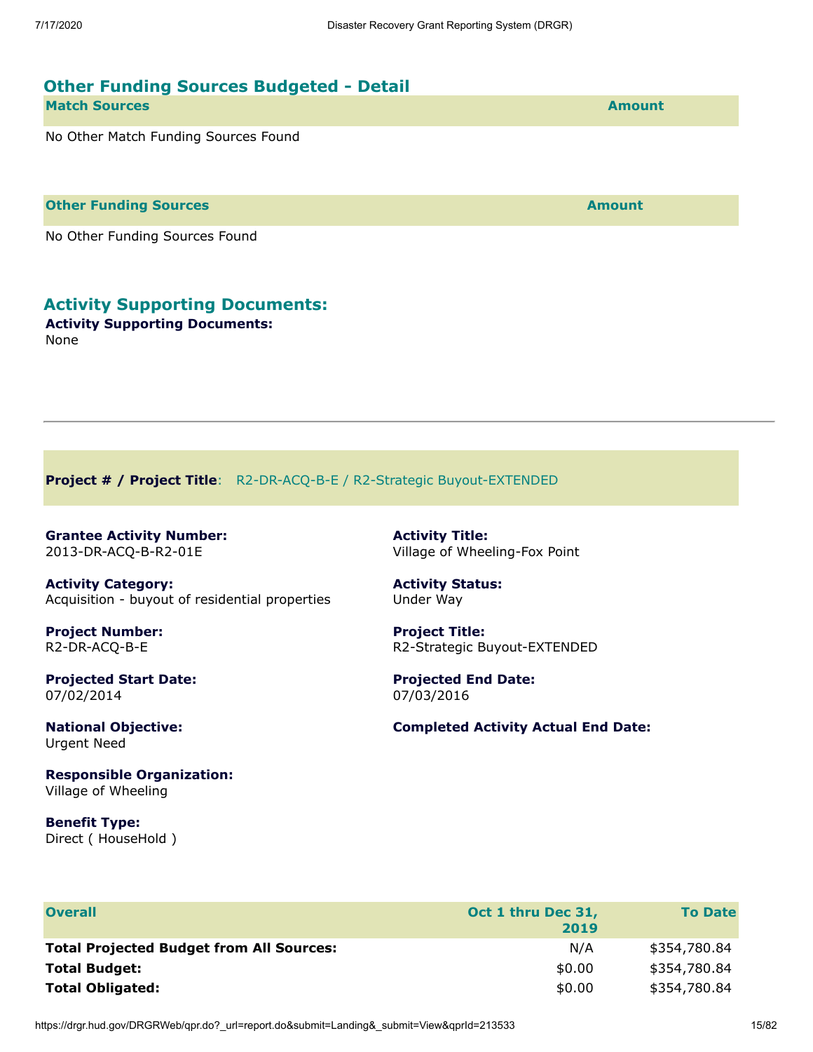## Other Funding Sources Budgeted - Detail

| Match Sources | Amount |
|---|---|

No Other Match Funding Sources Found

| Other Funding Sources | Amount |
|---|---|

No Other Funding Sources Found

## Activity Supporting Documents:

**Activity Supporting Documents:**
None

---

**Project # / Project Title**: R2-DR-ACQ-B-E / R2-Strategic Buyout-EXTENDED

**Grantee Activity Number:**
2013-DR-ACQ-B-R2-01E

**Activity Title:**
Village of Wheeling-Fox Point

**Activity Category:**
Acquisition - buyout of residential properties

**Activity Status:**
Under Way

**Project Number:**
R2-DR-ACQ-B-E

**Project Title:**
R2-Strategic Buyout-EXTENDED

**Projected Start Date:**
07/02/2014

**Projected End Date:**
07/03/2016

**National Objective:**
Urgent Need

**Completed Activity Actual End Date:**

**Responsible Organization:**
Village of Wheeling

**Benefit Type:**
Direct ( HouseHold )

| Overall | Oct 1 thru Dec 31, 2019 | To Date |
|---|---|---|
| **Total Projected Budget from All Sources:** | N/A | $354,780.84 |
| **Total Budget:** | $0.00 | $354,780.84 |
| **Total Obligated:** | $0.00 | $354,780.84 |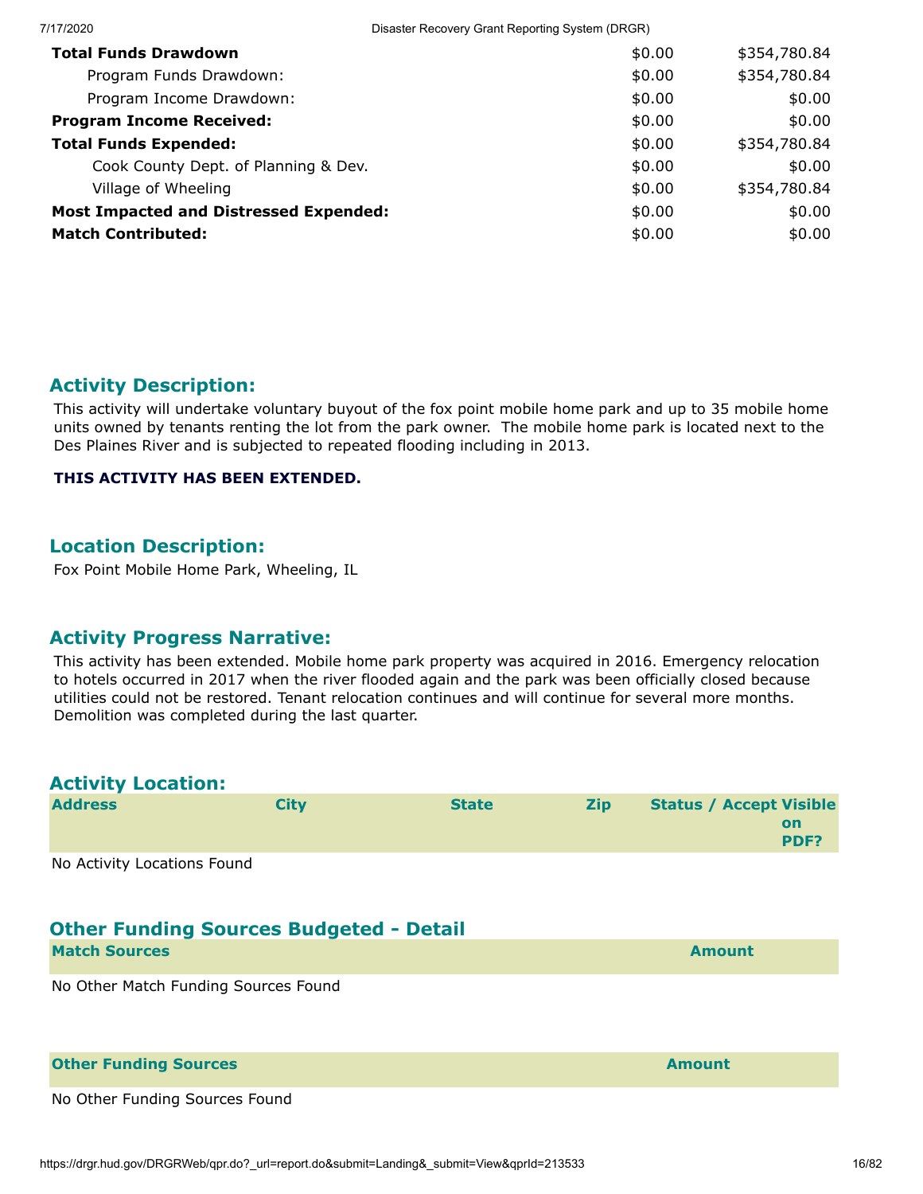| | | |
|---|---|---|
| **Total Funds Drawdown** | $0.00 | $354,780.84 |
| Program Funds Drawdown: | $0.00 | $354,780.84 |
| Program Income Drawdown: | $0.00 | $0.00 |
| **Program Income Received:** | $0.00 | $0.00 |
| **Total Funds Expended:** | $0.00 | $354,780.84 |
| Cook County Dept. of Planning & Dev. | $0.00 | $0.00 |
| Village of Wheeling | $0.00 | $354,780.84 |
| **Most Impacted and Distressed Expended:** | $0.00 | $0.00 |
| **Match Contributed:** | $0.00 | $0.00 |

## Activity Description:

This activity will undertake voluntary buyout of the fox point mobile home park and up to 35 mobile home units owned by tenants renting the lot from the park owner. The mobile home park is located next to the Des Plaines River and is subjected to repeated flooding including in 2013.

**THIS ACTIVITY HAS BEEN EXTENDED.**

## Location Description:

Fox Point Mobile Home Park, Wheeling, IL

## Activity Progress Narrative:

This activity has been extended. Mobile home park property was acquired in 2016. Emergency relocation to hotels occurred in 2017 when the river flooded again and the park was been officially closed because utilities could not be restored. Tenant relocation continues and will continue for several more months. Demolition was completed during the last quarter.

## Activity Location:

| Address | City | State | Zip | Status / Accept | Visible on PDF? |
|---|---|---|---|---|---|

No Activity Locations Found

## Other Funding Sources Budgeted - Detail

| Match Sources | Amount |
|---|---|

No Other Match Funding Sources Found

| Other Funding Sources | Amount |
|---|---|

No Other Funding Sources Found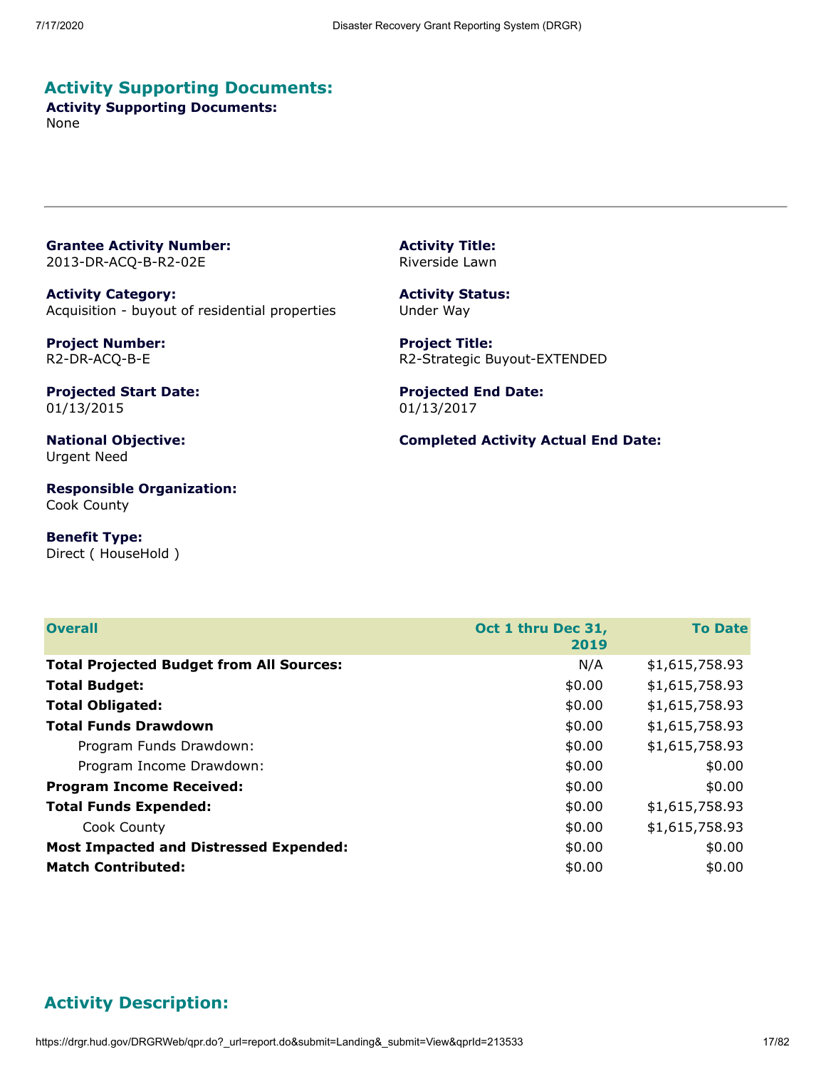## Activity Supporting Documents:

**Activity Supporting Documents:**
None

---

**Grantee Activity Number:**
2013-DR-ACQ-B-R2-02E

**Activity Title:**
Riverside Lawn

**Activity Category:**
Acquisition - buyout of residential properties

**Activity Status:**
Under Way

**Project Number:**
R2-DR-ACQ-B-E

**Project Title:**
R2-Strategic Buyout-EXTENDED

**Projected Start Date:**
01/13/2015

**Projected End Date:**
01/13/2017

**National Objective:**
Urgent Need

**Completed Activity Actual End Date:**

**Responsible Organization:**
Cook County

**Benefit Type:**
Direct ( HouseHold )

| Overall | Oct 1 thru Dec 31, 2019 | To Date |
|---|---|---|
| **Total Projected Budget from All Sources:** | N/A | $1,615,758.93 |
| **Total Budget:** | $0.00 | $1,615,758.93 |
| **Total Obligated:** | $0.00 | $1,615,758.93 |
| **Total Funds Drawdown** | $0.00 | $1,615,758.93 |
| Program Funds Drawdown: | $0.00 | $1,615,758.93 |
| Program Income Drawdown: | $0.00 | $0.00 |
| **Program Income Received:** | $0.00 | $0.00 |
| **Total Funds Expended:** | $0.00 | $1,615,758.93 |
| Cook County | $0.00 | $1,615,758.93 |
| **Most Impacted and Distressed Expended:** | $0.00 | $0.00 |
| **Match Contributed:** | $0.00 | $0.00 |

## Activity Description: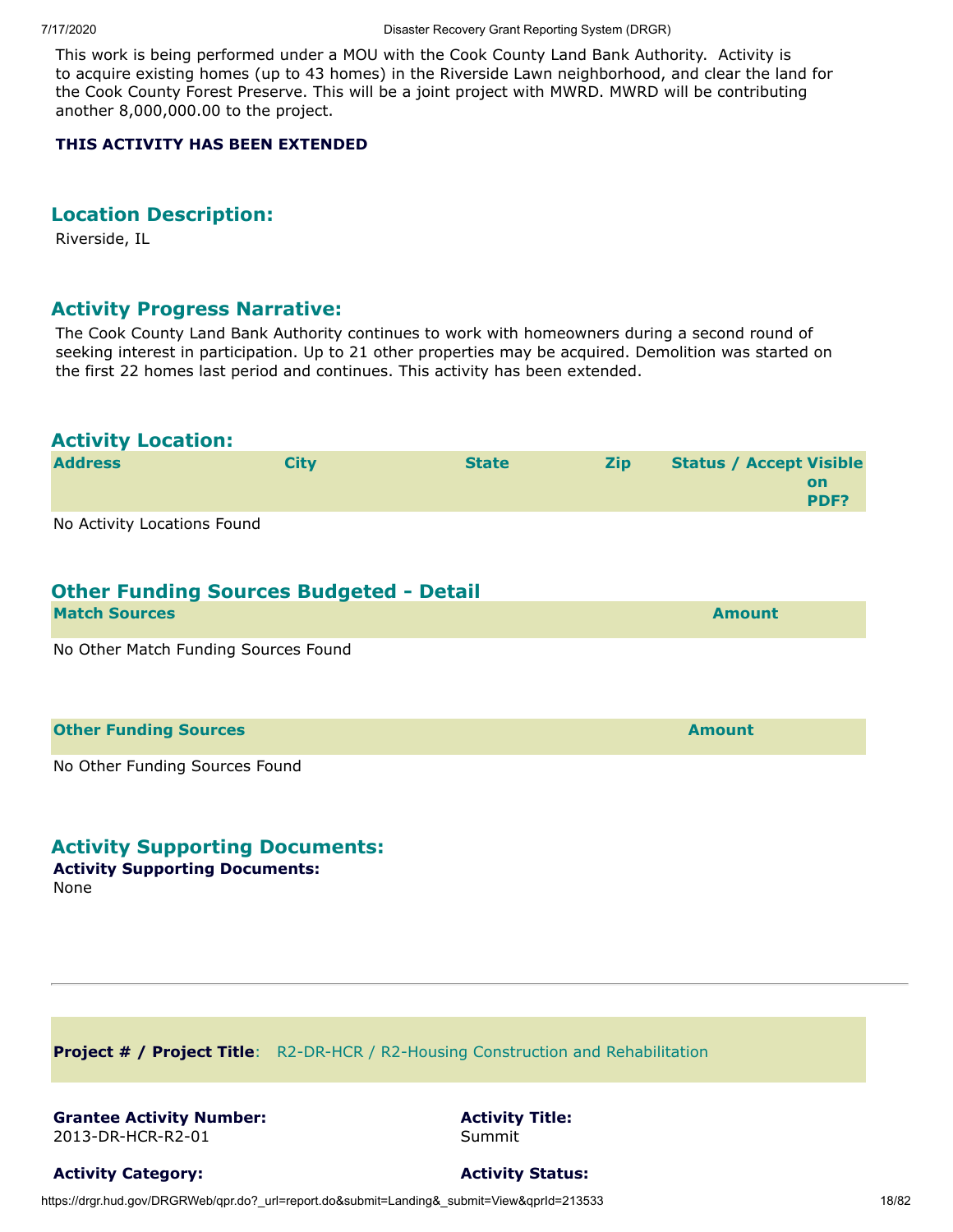This work is being performed under a MOU with the Cook County Land Bank Authority. Activity is to acquire existing homes (up to 43 homes) in the Riverside Lawn neighborhood, and clear the land for the Cook County Forest Preserve. This will be a joint project with MWRD. MWRD will be contributing another 8,000,000.00 to the project.

**THIS ACTIVITY HAS BEEN EXTENDED**

## Location Description:

Riverside, IL

## Activity Progress Narrative:

The Cook County Land Bank Authority continues to work with homeowners during a second round of seeking interest in participation. Up to 21 other properties may be acquired. Demolition was started on the first 22 homes last period and continues. This activity has been extended.

## Activity Location:

| Address | City | State | Zip | Status / Accept | Visible on PDF? |
|---|---|---|---|---|---|

No Activity Locations Found

## Other Funding Sources Budgeted - Detail

| Match Sources | Amount |
|---|---|

No Other Match Funding Sources Found

| Other Funding Sources | Amount |
|---|---|

No Other Funding Sources Found

## Activity Supporting Documents:

**Activity Supporting Documents:**
None

---

**Project # / Project Title**: R2-DR-HCR / R2-Housing Construction and Rehabilitation

**Grantee Activity Number:**
2013-DR-HCR-R2-01

**Activity Title:**
Summit

**Activity Category:**

**Activity Status:**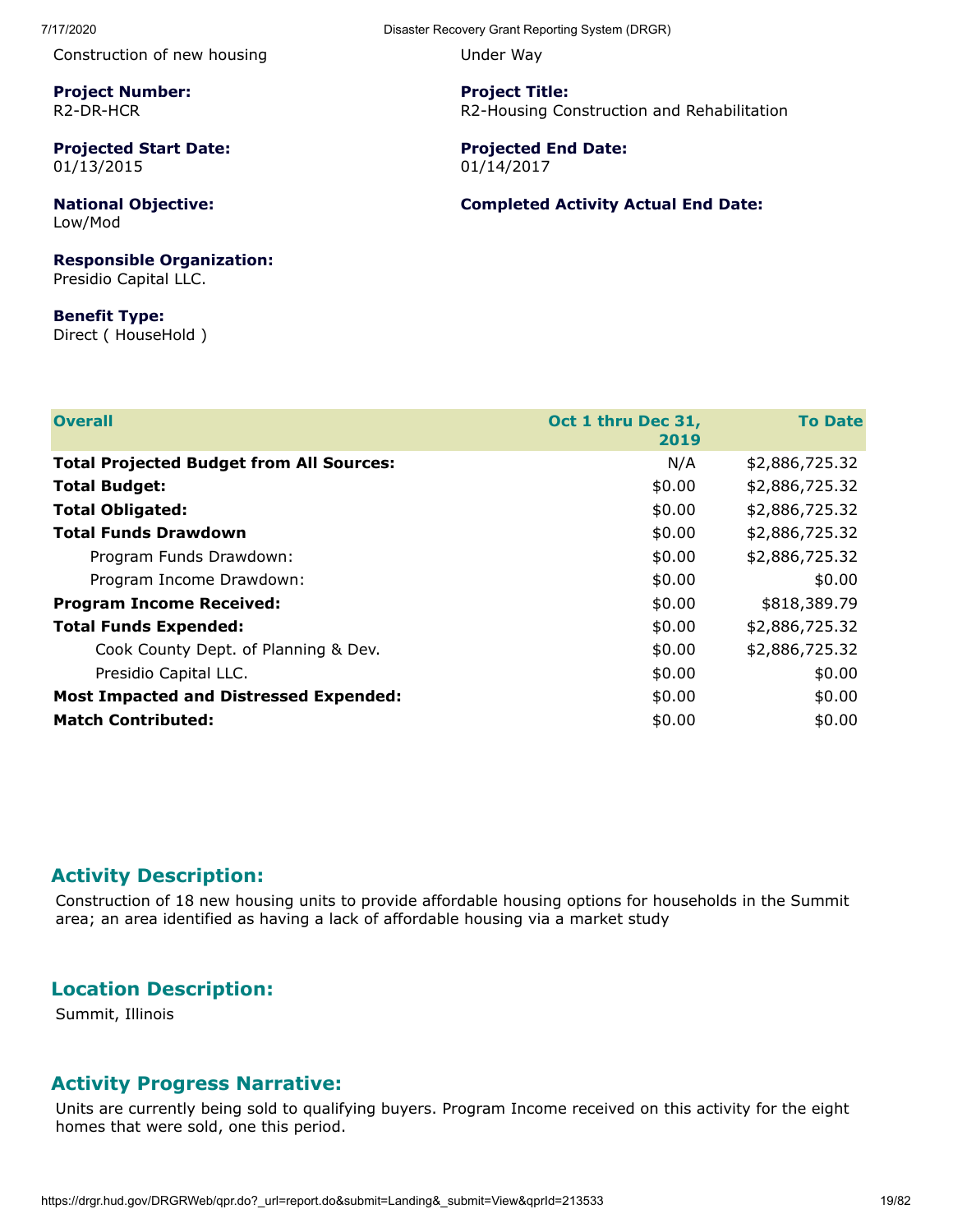Construction of new housing | Under Way

**Project Number:**
R2-DR-HCR

**Project Title:**
R2-Housing Construction and Rehabilitation

**Projected Start Date:**
01/13/2015

**Projected End Date:**
01/14/2017

**National Objective:**
Low/Mod

**Completed Activity Actual End Date:**

**Responsible Organization:**
Presidio Capital LLC.

**Benefit Type:**
Direct ( HouseHold )

| Overall | Oct 1 thru Dec 31, 2019 | To Date |
|---|---|---|
| **Total Projected Budget from All Sources:** | N/A | $2,886,725.32 |
| **Total Budget:** | $0.00 | $2,886,725.32 |
| **Total Obligated:** | $0.00 | $2,886,725.32 |
| **Total Funds Drawdown** | $0.00 | $2,886,725.32 |
| Program Funds Drawdown: | $0.00 | $2,886,725.32 |
| Program Income Drawdown: | $0.00 | $0.00 |
| **Program Income Received:** | $0.00 | $818,389.79 |
| **Total Funds Expended:** | $0.00 | $2,886,725.32 |
| Cook County Dept. of Planning & Dev. | $0.00 | $2,886,725.32 |
| Presidio Capital LLC. | $0.00 | $0.00 |
| **Most Impacted and Distressed Expended:** | $0.00 | $0.00 |
| **Match Contributed:** | $0.00 | $0.00 |

## Activity Description:

Construction of 18 new housing units to provide affordable housing options for households in the Summit area; an area identified as having a lack of affordable housing via a market study

## Location Description:

Summit, Illinois

## Activity Progress Narrative:

Units are currently being sold to qualifying buyers. Program Income received on this activity for the eight homes that were sold, one this period.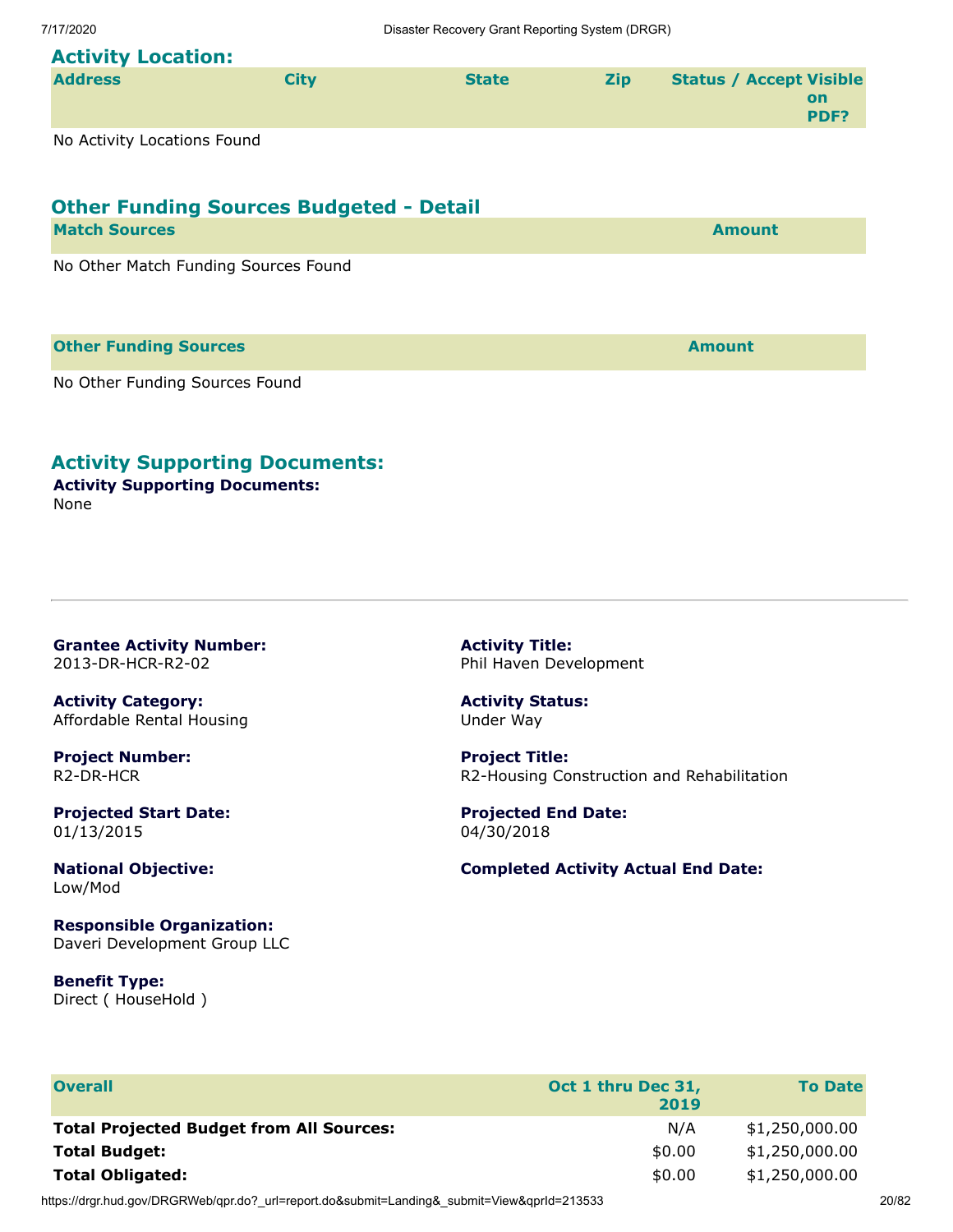## Activity Location:

| Address | City | State | Zip | Status / Accept | Visible on PDF? |
|---|---|---|---|---|---|

No Activity Locations Found

## Other Funding Sources Budgeted - Detail

| Match Sources | Amount |
|---|---|

No Other Match Funding Sources Found

| Other Funding Sources | Amount |
|---|---|

No Other Funding Sources Found

## Activity Supporting Documents:

**Activity Supporting Documents:**
None

---

**Grantee Activity Number:**
2013-DR-HCR-R2-02

**Activity Title:**
Phil Haven Development

**Activity Category:**
Affordable Rental Housing

**Activity Status:**
Under Way

**Project Number:**
R2-DR-HCR

**Project Title:**
R2-Housing Construction and Rehabilitation

**Projected Start Date:**
01/13/2015

**Projected End Date:**
04/30/2018

**National Objective:**
Low/Mod

**Completed Activity Actual End Date:**

**Responsible Organization:**
Daveri Development Group LLC

**Benefit Type:**
Direct ( HouseHold )

| Overall | Oct 1 thru Dec 31, 2019 | To Date |
|---|---|---|
| **Total Projected Budget from All Sources:** | N/A | $1,250,000.00 |
| **Total Budget:** | $0.00 | $1,250,000.00 |
| **Total Obligated:** | $0.00 | $1,250,000.00 |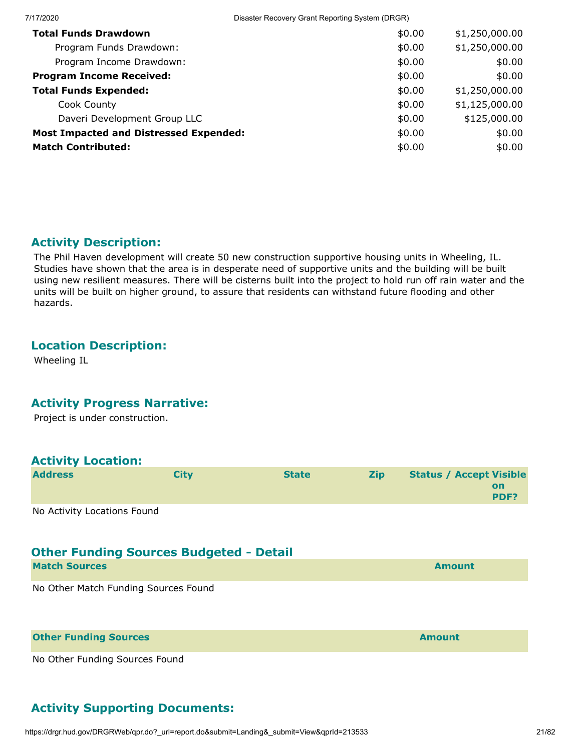| | | |
|---|---|---|
| **Total Funds Drawdown** | $0.00 | $1,250,000.00 |
| Program Funds Drawdown: | $0.00 | $1,250,000.00 |
| Program Income Drawdown: | $0.00 | $0.00 |
| **Program Income Received:** | $0.00 | $0.00 |
| **Total Funds Expended:** | $0.00 | $1,250,000.00 |
| Cook County | $0.00 | $1,125,000.00 |
| Daveri Development Group LLC | $0.00 | $125,000.00 |
| **Most Impacted and Distressed Expended:** | $0.00 | $0.00 |
| **Match Contributed:** | $0.00 | $0.00 |

## Activity Description:

The Phil Haven development will create 50 new construction supportive housing units in Wheeling, IL. Studies have shown that the area is in desperate need of supportive units and the building will be built using new resilient measures. There will be cisterns built into the project to hold run off rain water and the units will be built on higher ground, to assure that residents can withstand future flooding and other hazards.

## Location Description:

Wheeling IL

## Activity Progress Narrative:

Project is under construction.

## Activity Location:

| Address | City | State | Zip | Status / Accept | Visible on PDF? |
|---|---|---|---|---|---|

No Activity Locations Found

## Other Funding Sources Budgeted - Detail

| Match Sources | Amount |
|---|---|

No Other Match Funding Sources Found

| Other Funding Sources | Amount |
|---|---|

No Other Funding Sources Found

## Activity Supporting Documents: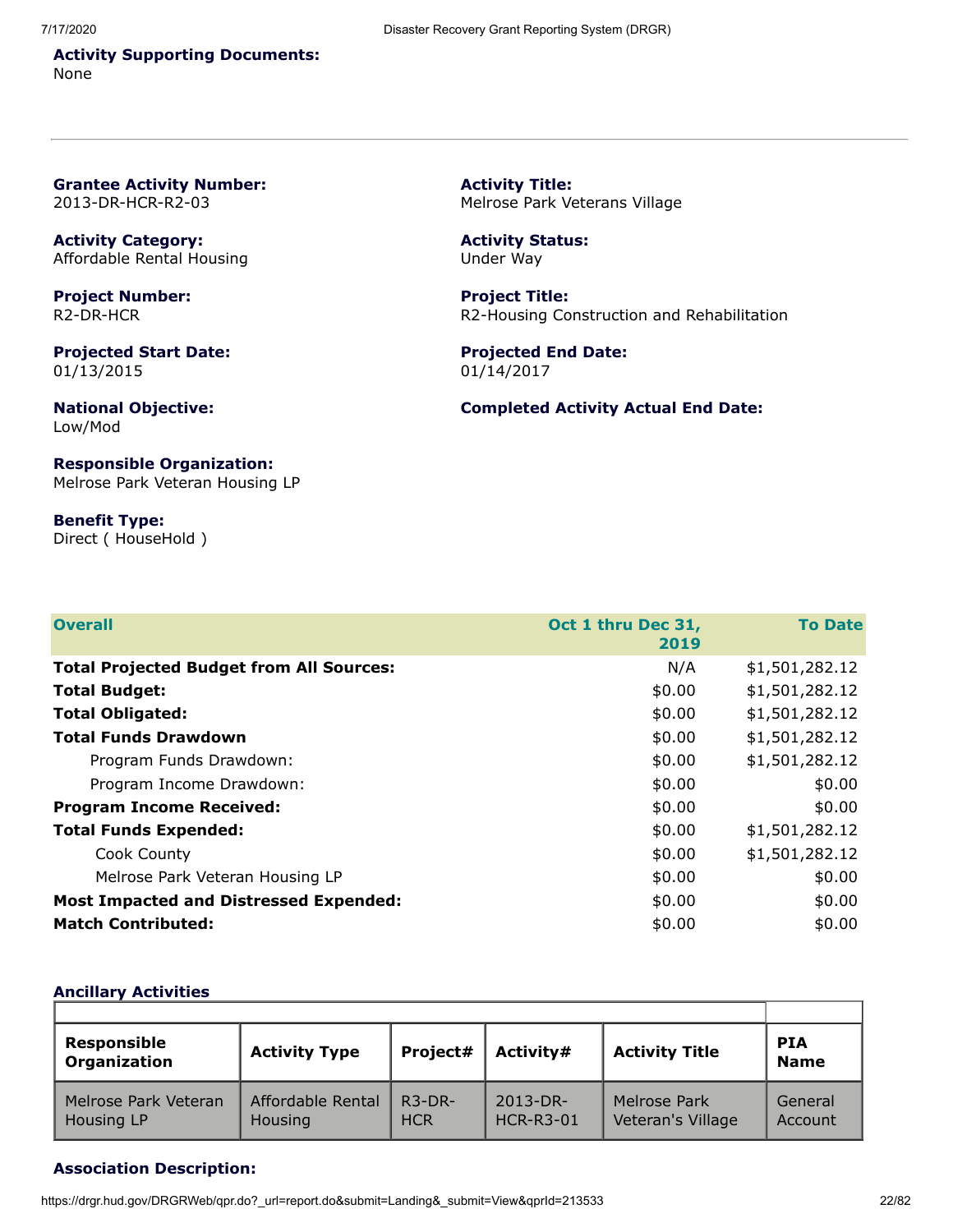**Activity Supporting Documents:**
None

---

**Grantee Activity Number:**
2013-DR-HCR-R2-03

**Activity Title:**
Melrose Park Veterans Village

**Activity Category:**
Affordable Rental Housing

**Activity Status:**
Under Way

**Project Number:**
R2-DR-HCR

**Project Title:**
R2-Housing Construction and Rehabilitation

**Projected Start Date:**
01/13/2015

**Projected End Date:**
01/14/2017

**National Objective:**
Low/Mod

**Completed Activity Actual End Date:**

**Responsible Organization:**
Melrose Park Veteran Housing LP

**Benefit Type:**
Direct ( HouseHold )

| Overall | Oct 1 thru Dec 31, 2019 | To Date |
|---|---|---|
| **Total Projected Budget from All Sources:** | N/A | $1,501,282.12 |
| **Total Budget:** | $0.00 | $1,501,282.12 |
| **Total Obligated:** | $0.00 | $1,501,282.12 |
| **Total Funds Drawdown** | $0.00 | $1,501,282.12 |
| Program Funds Drawdown: | $0.00 | $1,501,282.12 |
| Program Income Drawdown: | $0.00 | $0.00 |
| **Program Income Received:** | $0.00 | $0.00 |
| **Total Funds Expended:** | $0.00 | $1,501,282.12 |
| Cook County | $0.00 | $1,501,282.12 |
| Melrose Park Veteran Housing LP | $0.00 | $0.00 |
| **Most Impacted and Distressed Expended:** | $0.00 | $0.00 |
| **Match Contributed:** | $0.00 | $0.00 |

**Ancillary Activities**

| Responsible Organization | Activity Type | Project# | Activity# | Activity Title | PIA Name |
|---|---|---|---|---|---|
| Melrose Park Veteran Housing LP | Affordable Rental Housing | R3-DR-HCR | 2013-DR-HCR-R3-01 | Melrose Park Veteran's Village | General Account |

**Association Description:**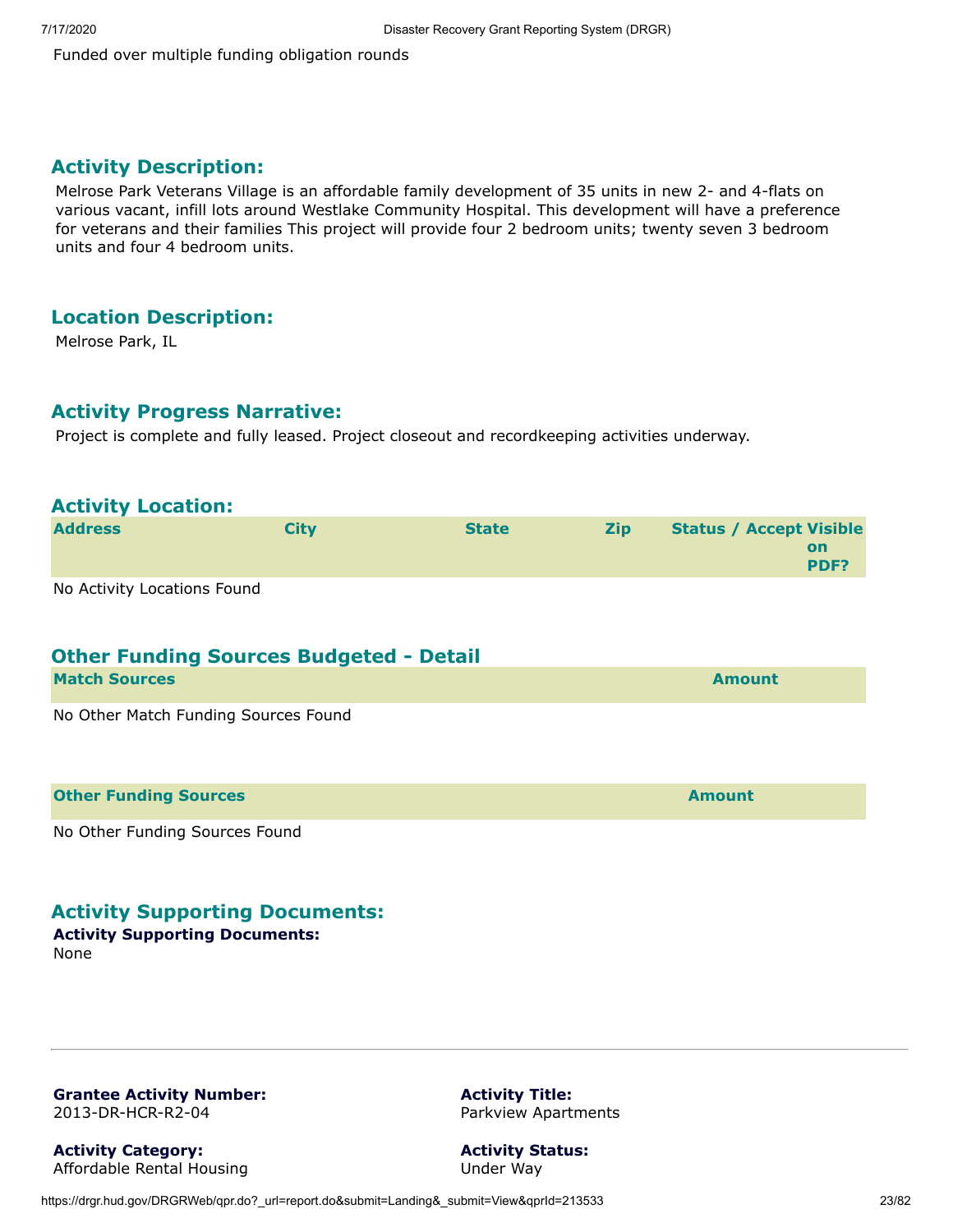Funded over multiple funding obligation rounds

## Activity Description:

Melrose Park Veterans Village is an affordable family development of 35 units in new 2- and 4-flats on various vacant, infill lots around Westlake Community Hospital. This development will have a preference for veterans and their families This project will provide four 2 bedroom units; twenty seven 3 bedroom units and four 4 bedroom units.

## Location Description:

Melrose Park, IL

## Activity Progress Narrative:

Project is complete and fully leased. Project closeout and recordkeeping activities underway.

## Activity Location:

| Address | City | State | Zip | Status / Accept | Visible on PDF? |
|---|---|---|---|---|---|

No Activity Locations Found

## Other Funding Sources Budgeted - Detail

| Match Sources | Amount |
|---|---|

No Other Match Funding Sources Found

| Other Funding Sources | Amount |
|---|---|

No Other Funding Sources Found

## Activity Supporting Documents:

**Activity Supporting Documents:**
None

---

**Grantee Activity Number:**
2013-DR-HCR-R2-04

**Activity Title:**
Parkview Apartments

**Activity Category:**
Affordable Rental Housing

**Activity Status:**
Under Way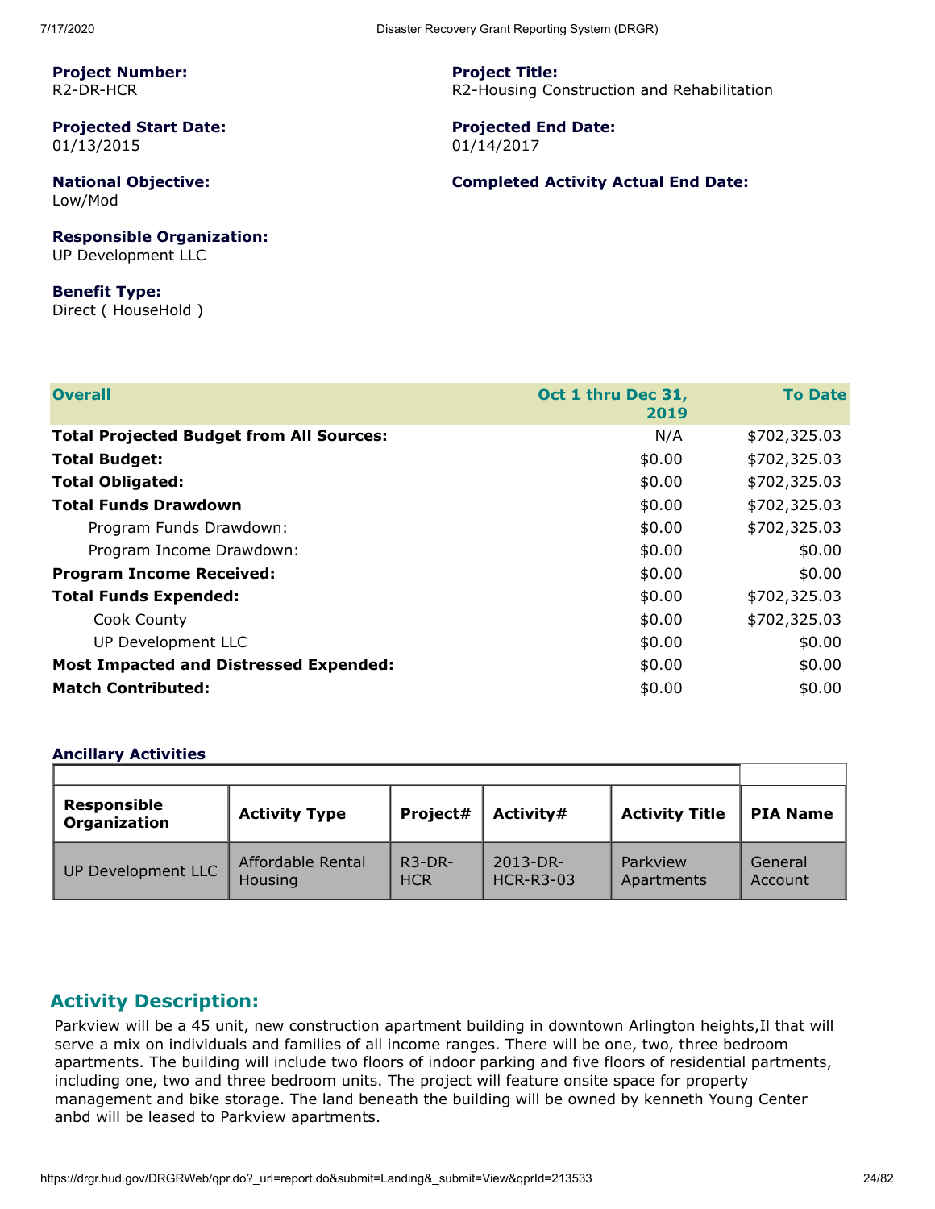**Project Number:**
R2-DR-HCR

**Project Title:**
R2-Housing Construction and Rehabilitation

**Projected Start Date:**
01/13/2015

**Projected End Date:**
01/14/2017

**National Objective:**
Low/Mod

**Completed Activity Actual End Date:**

**Responsible Organization:**
UP Development LLC

**Benefit Type:**
Direct ( HouseHold )

| Overall | Oct 1 thru Dec 31, 2019 | To Date |
|---|---|---|
| **Total Projected Budget from All Sources:** | N/A | $702,325.03 |
| **Total Budget:** | $0.00 | $702,325.03 |
| **Total Obligated:** | $0.00 | $702,325.03 |
| **Total Funds Drawdown** | $0.00 | $702,325.03 |
| Program Funds Drawdown: | $0.00 | $702,325.03 |
| Program Income Drawdown: | $0.00 | $0.00 |
| **Program Income Received:** | $0.00 | $0.00 |
| **Total Funds Expended:** | $0.00 | $702,325.03 |
| Cook County | $0.00 | $702,325.03 |
| UP Development LLC | $0.00 | $0.00 |
| **Most Impacted and Distressed Expended:** | $0.00 | $0.00 |
| **Match Contributed:** | $0.00 | $0.00 |

### Ancillary Activities

| Responsible Organization | Activity Type | Project# | Activity# | Activity Title | PIA Name |
|---|---|---|---|---|---|
| UP Development LLC | Affordable Rental Housing | R3-DR-HCR | 2013-DR-HCR-R3-03 | Parkview Apartments | General Account |

## Activity Description:

Parkview will be a 45 unit, new construction apartment building in downtown Arlington heights,Il that will serve a mix on individuals and families of all income ranges. There will be one, two, three bedroom apartments. The building will include two floors of indoor parking and five floors of residential partments, including one, two and three bedroom units. The project will feature onsite space for property management and bike storage. The land beneath the building will be owned by kenneth Young Center anbd will be leased to Parkview apartments.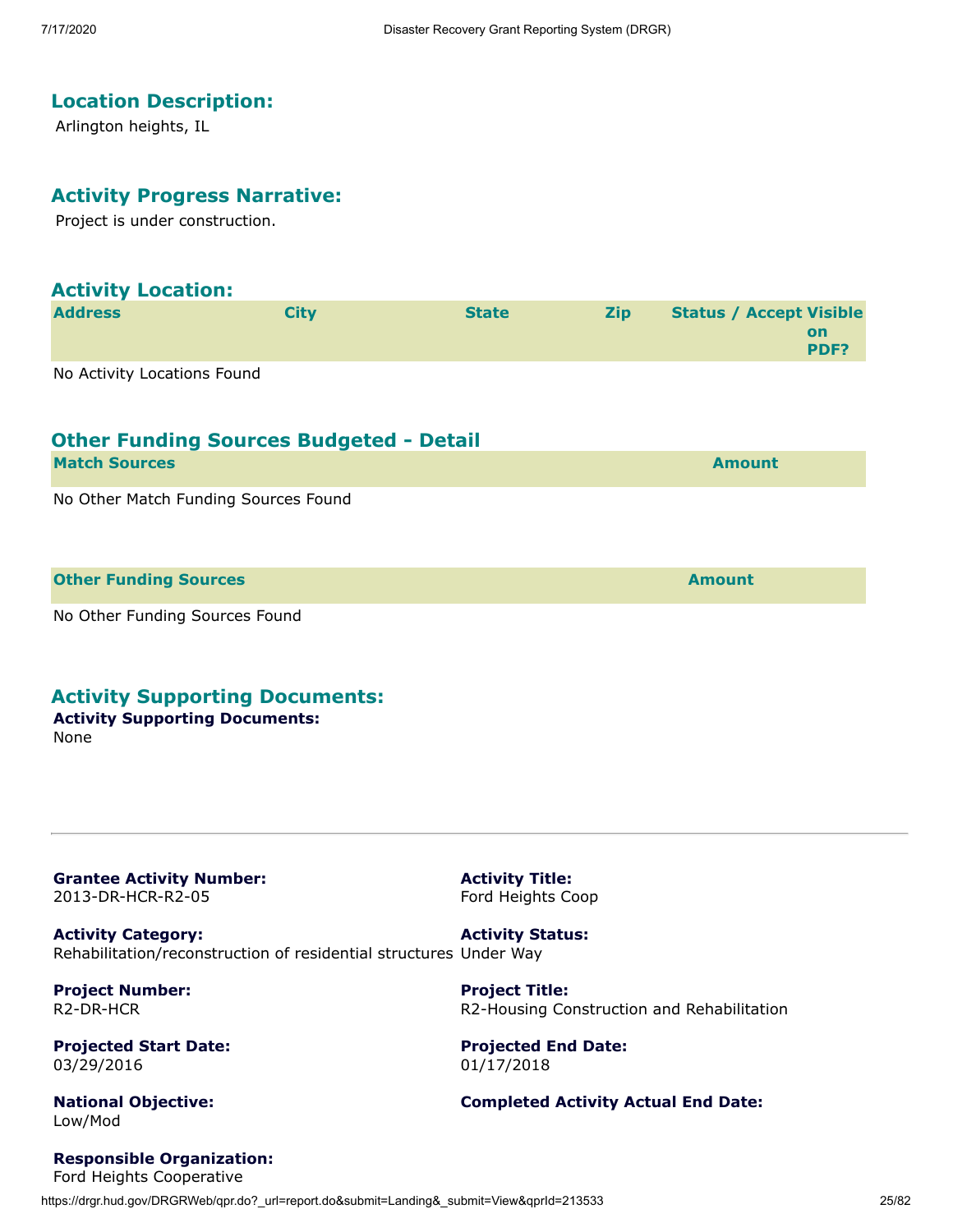## Location Description:

Arlington heights, IL

## Activity Progress Narrative:

Project is under construction.

## Activity Location:

| Address | City | State | Zip | Status / Accept | Visible on PDF? |
| --- | --- | --- | --- | --- | --- |

No Activity Locations Found

## Other Funding Sources Budgeted - Detail

| Match Sources | Amount |
| --- | --- |

No Other Match Funding Sources Found

| Other Funding Sources | Amount |
| --- | --- |

No Other Funding Sources Found

## Activity Supporting Documents:

**Activity Supporting Documents:**
None

---

**Grantee Activity Number:**
2013-DR-HCR-R2-05

**Activity Title:**
Ford Heights Coop

**Activity Category:**
Rehabilitation/reconstruction of residential structures

**Activity Status:**
Under Way

**Project Number:**
R2-DR-HCR

**Project Title:**
R2-Housing Construction and Rehabilitation

**Projected Start Date:**
03/29/2016

**Projected End Date:**
01/17/2018

**National Objective:**
Low/Mod

**Completed Activity Actual End Date:**

**Responsible Organization:**
Ford Heights Cooperative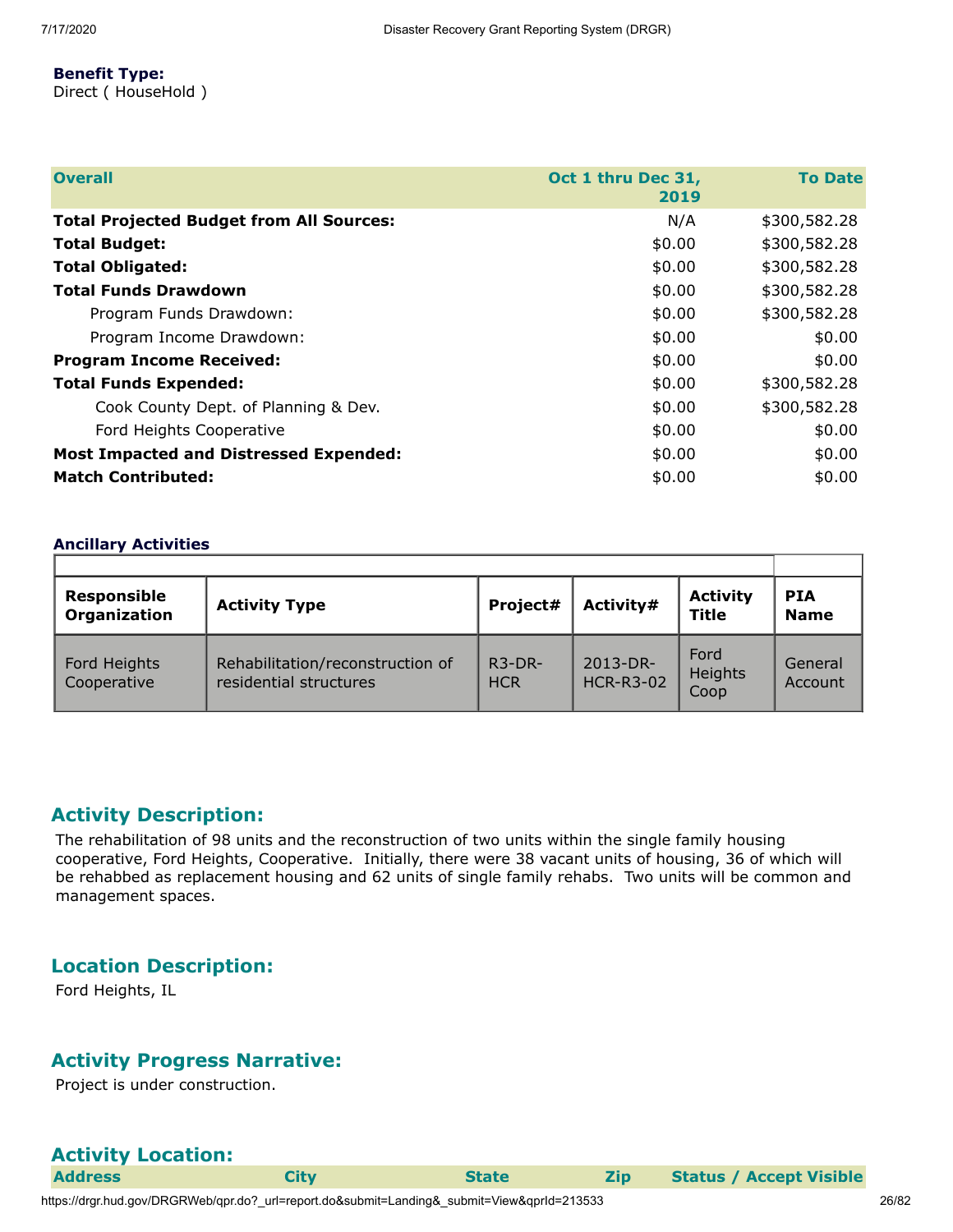**Benefit Type:**
Direct ( HouseHold )

| Overall | Oct 1 thru Dec 31, 2019 | To Date |
|---|---|---|
| **Total Projected Budget from All Sources:** | N/A | $300,582.28 |
| **Total Budget:** | $0.00 | $300,582.28 |
| **Total Obligated:** | $0.00 | $300,582.28 |
| **Total Funds Drawdown** | $0.00 | $300,582.28 |
| Program Funds Drawdown: | $0.00 | $300,582.28 |
| Program Income Drawdown: | $0.00 | $0.00 |
| **Program Income Received:** | $0.00 | $0.00 |
| **Total Funds Expended:** | $0.00 | $300,582.28 |
| Cook County Dept. of Planning & Dev. | $0.00 | $300,582.28 |
| Ford Heights Cooperative | $0.00 | $0.00 |
| **Most Impacted and Distressed Expended:** | $0.00 | $0.00 |
| **Match Contributed:** | $0.00 | $0.00 |

### Ancillary Activities

| Responsible Organization | Activity Type | Project# | Activity# | Activity Title | PIA Name |
|---|---|---|---|---|---|
| Ford Heights Cooperative | Rehabilitation/reconstruction of residential structures | R3-DR-HCR | 2013-DR-HCR-R3-02 | Ford Heights Coop | General Account |

## Activity Description:

The rehabilitation of 98 units and the reconstruction of two units within the single family housing cooperative, Ford Heights, Cooperative. Initially, there were 38 vacant units of housing, 36 of which will be rehabbed as replacement housing and 62 units of single family rehabs. Two units will be common and management spaces.

## Location Description:

Ford Heights, IL

## Activity Progress Narrative:

Project is under construction.

## Activity Location:

| Address | City | State | Zip | Status / Accept Visible |
|---|---|---|---|---|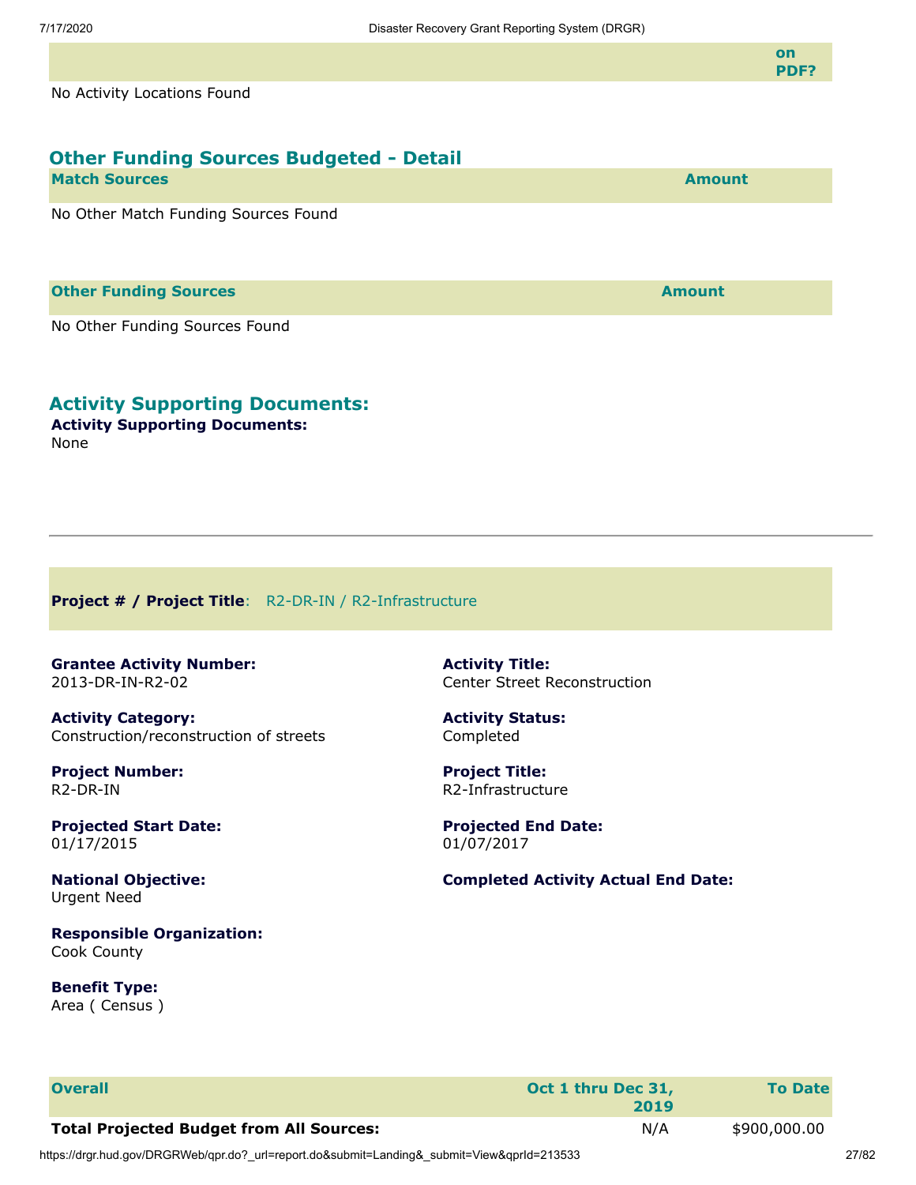| | on PDF? |
|---|---|

No Activity Locations Found

## Other Funding Sources Budgeted - Detail

| Match Sources | Amount |
|---|---|

No Other Match Funding Sources Found

| Other Funding Sources | Amount |
|---|---|

No Other Funding Sources Found

## Activity Supporting Documents:

**Activity Supporting Documents:**
None

---

**Project # / Project Title**: R2-DR-IN / R2-Infrastructure

**Grantee Activity Number:**
2013-DR-IN-R2-02

**Activity Title:**
Center Street Reconstruction

**Activity Category:**
Construction/reconstruction of streets

**Activity Status:**
Completed

**Project Number:**
R2-DR-IN

**Project Title:**
R2-Infrastructure

**Projected Start Date:**
01/17/2015

**Projected End Date:**
01/07/2017

**National Objective:**
Urgent Need

**Completed Activity Actual End Date:**

**Responsible Organization:**
Cook County

**Benefit Type:**
Area ( Census )

| Overall | Oct 1 thru Dec 31, 2019 | To Date |
|---|---|---|
| **Total Projected Budget from All Sources:** | N/A | $900,000.00 |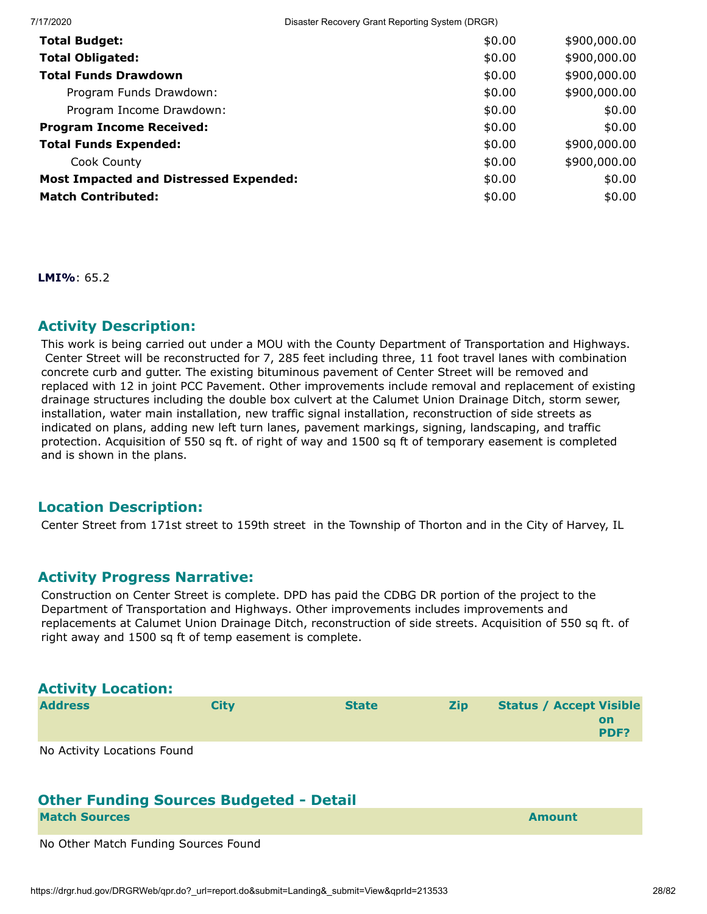| | | |
|---|---|---|
| **Total Budget:** | $0.00 | $900,000.00 |
| **Total Obligated:** | $0.00 | $900,000.00 |
| **Total Funds Drawdown** | $0.00 | $900,000.00 |
| Program Funds Drawdown: | $0.00 | $900,000.00 |
| Program Income Drawdown: | $0.00 | $0.00 |
| **Program Income Received:** | $0.00 | $0.00 |
| **Total Funds Expended:** | $0.00 | $900,000.00 |
| Cook County | $0.00 | $900,000.00 |
| **Most Impacted and Distressed Expended:** | $0.00 | $0.00 |
| **Match Contributed:** | $0.00 | $0.00 |

**LMI%**: 65.2

## Activity Description:

This work is being carried out under a MOU with the County Department of Transportation and Highways. Center Street will be reconstructed for 7, 285 feet including three, 11 foot travel lanes with combination concrete curb and gutter. The existing bituminous pavement of Center Street will be removed and replaced with 12 in joint PCC Pavement. Other improvements include removal and replacement of existing drainage structures including the double box culvert at the Calumet Union Drainage Ditch, storm sewer, installation, water main installation, new traffic signal installation, reconstruction of side streets as indicated on plans, adding new left turn lanes, pavement markings, signing, landscaping, and traffic protection. Acquisition of 550 sq ft. of right of way and 1500 sq ft of temporary easement is completed and is shown in the plans.

## Location Description:

Center Street from 171st street to 159th street in the Township of Thorton and in the City of Harvey, IL

## Activity Progress Narrative:

Construction on Center Street is complete. DPD has paid the CDBG DR portion of the project to the Department of Transportation and Highways. Other improvements includes improvements and replacements at Calumet Union Drainage Ditch, reconstruction of side streets. Acquisition of 550 sq ft. of right away and 1500 sq ft of temp easement is complete.

## Activity Location:

| Address | City | State | Zip | Status / Accept | Visible on PDF? |
|---|---|---|---|---|---|

No Activity Locations Found

## Other Funding Sources Budgeted - Detail

| Match Sources | Amount |
|---|---|

No Other Match Funding Sources Found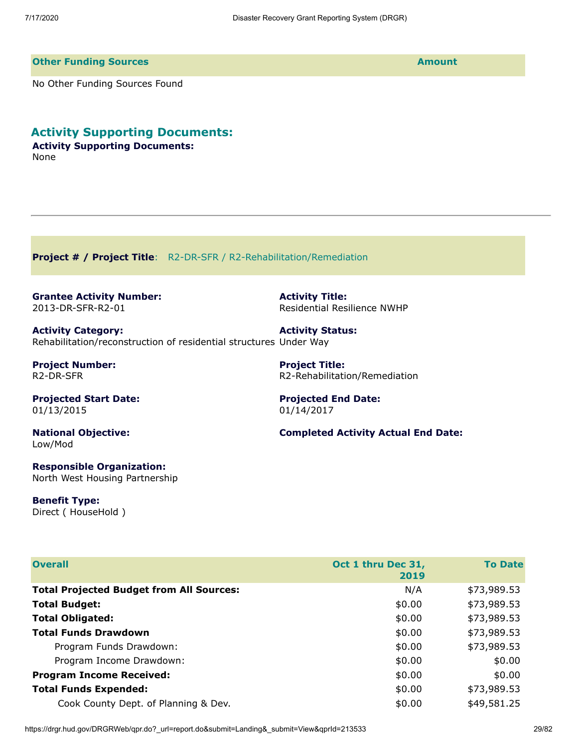| Other Funding Sources | Amount |
| --- | --- |
| No Other Funding Sources Found | |

## Activity Supporting Documents:

**Activity Supporting Documents:**
None

---

**Project # / Project Title**: R2-DR-SFR / R2-Rehabilitation/Remediation

**Grantee Activity Number:**
2013-DR-SFR-R2-01

**Activity Title:**
Residential Resilience NWHP

**Activity Category:**
Rehabilitation/reconstruction of residential structures

**Activity Status:**
Under Way

**Project Number:**
R2-DR-SFR

**Project Title:**
R2-Rehabilitation/Remediation

**Projected Start Date:**
01/13/2015

**Projected End Date:**
01/14/2017

**National Objective:**
Low/Mod

**Completed Activity Actual End Date:**

**Responsible Organization:**
North West Housing Partnership

**Benefit Type:**
Direct ( HouseHold )

| Overall | Oct 1 thru Dec 31, 2019 | To Date |
| --- | --- | --- |
| **Total Projected Budget from All Sources:** | N/A | $73,989.53 |
| **Total Budget:** | $0.00 | $73,989.53 |
| **Total Obligated:** | $0.00 | $73,989.53 |
| **Total Funds Drawdown** | $0.00 | $73,989.53 |
| Program Funds Drawdown: | $0.00 | $73,989.53 |
| Program Income Drawdown: | $0.00 | $0.00 |
| **Program Income Received:** | $0.00 | $0.00 |
| **Total Funds Expended:** | $0.00 | $73,989.53 |
| Cook County Dept. of Planning & Dev. | $0.00 | $49,581.25 |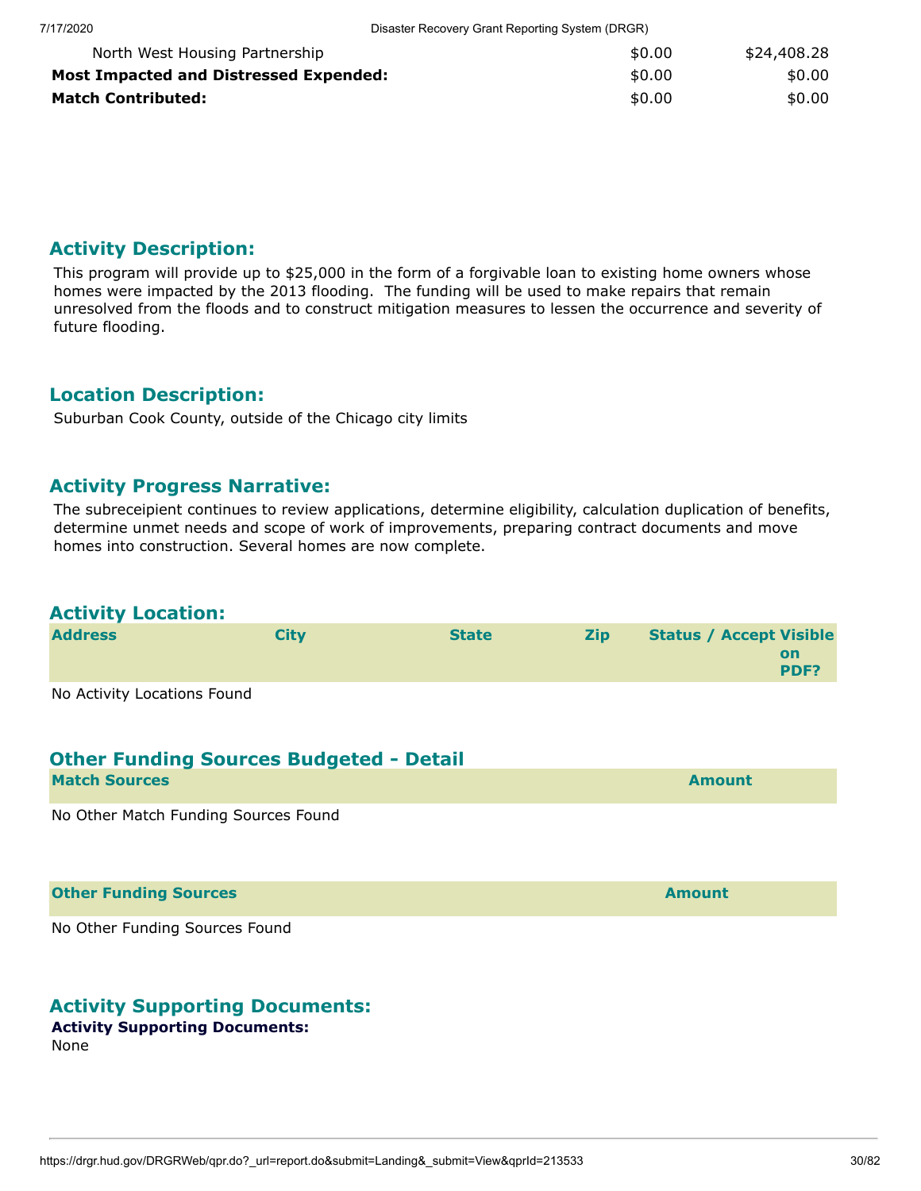| | | |
|---|---|---|
| North West Housing Partnership | $0.00 | $24,408.28 |
| **Most Impacted and Distressed Expended:** | $0.00 | $0.00 |
| **Match Contributed:** | $0.00 | $0.00 |

## Activity Description:

This program will provide up to $25,000 in the form of a forgivable loan to existing home owners whose homes were impacted by the 2013 flooding. The funding will be used to make repairs that remain unresolved from the floods and to construct mitigation measures to lessen the occurrence and severity of future flooding.

## Location Description:

Suburban Cook County, outside of the Chicago city limits

## Activity Progress Narrative:

The subreceipient continues to review applications, determine eligibility, calculation duplication of benefits, determine unmet needs and scope of work of improvements, preparing contract documents and move homes into construction. Several homes are now complete.

## Activity Location:

| Address | City | State | Zip | Status / Accept | Visible on PDF? |
|---|---|---|---|---|---|

No Activity Locations Found

## Other Funding Sources Budgeted - Detail

| Match Sources | Amount |
|---|---|

No Other Match Funding Sources Found

| Other Funding Sources | Amount |
|---|---|

No Other Funding Sources Found

## Activity Supporting Documents:

**Activity Supporting Documents:**
None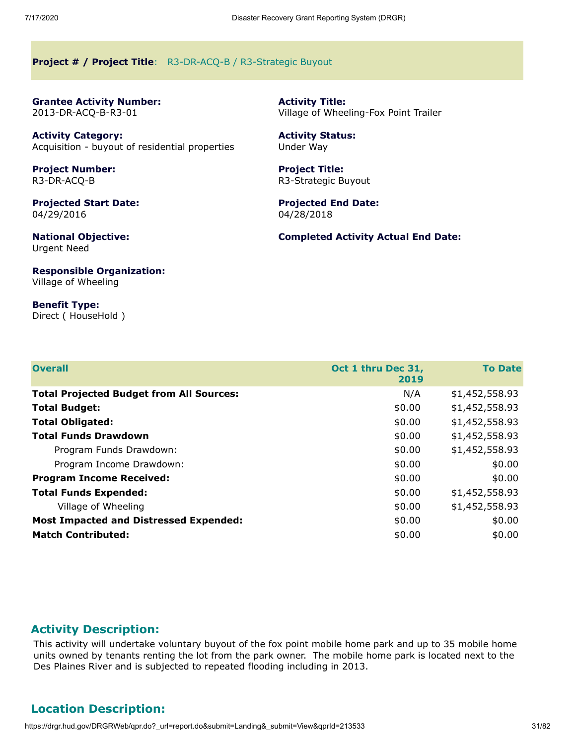**Project # / Project Title**: R3-DR-ACQ-B / R3-Strategic Buyout

**Grantee Activity Number:**
2013-DR-ACQ-B-R3-01

**Activity Title:**
Village of Wheeling-Fox Point Trailer

**Activity Category:**
Acquisition - buyout of residential properties

**Activity Status:**
Under Way

**Project Number:**
R3-DR-ACQ-B

**Project Title:**
R3-Strategic Buyout

**Projected Start Date:**
04/29/2016

**Projected End Date:**
04/28/2018

**National Objective:**
Urgent Need

**Completed Activity Actual End Date:**

**Responsible Organization:**
Village of Wheeling

**Benefit Type:**
Direct ( HouseHold )

| Overall | Oct 1 thru Dec 31, 2019 | To Date |
|---|---|---|
| **Total Projected Budget from All Sources:** | N/A | $1,452,558.93 |
| **Total Budget:** | $0.00 | $1,452,558.93 |
| **Total Obligated:** | $0.00 | $1,452,558.93 |
| **Total Funds Drawdown** | $0.00 | $1,452,558.93 |
| Program Funds Drawdown: | $0.00 | $1,452,558.93 |
| Program Income Drawdown: | $0.00 | $0.00 |
| **Program Income Received:** | $0.00 | $0.00 |
| **Total Funds Expended:** | $0.00 | $1,452,558.93 |
| Village of Wheeling | $0.00 | $1,452,558.93 |
| **Most Impacted and Distressed Expended:** | $0.00 | $0.00 |
| **Match Contributed:** | $0.00 | $0.00 |

## Activity Description:

This activity will undertake voluntary buyout of the fox point mobile home park and up to 35 mobile home units owned by tenants renting the lot from the park owner. The mobile home park is located next to the Des Plaines River and is subjected to repeated flooding including in 2013.

## Location Description: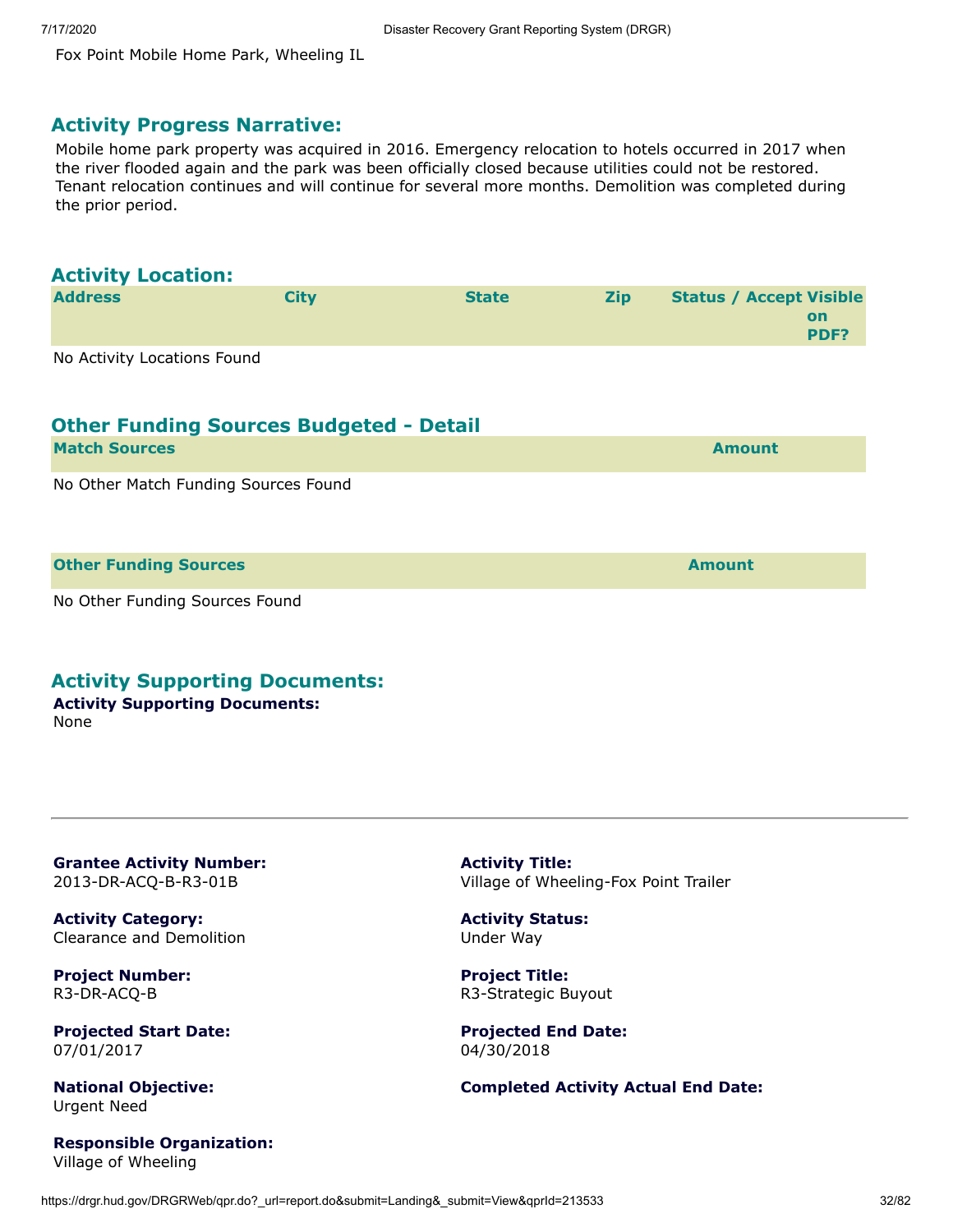Fox Point Mobile Home Park, Wheeling IL

## Activity Progress Narrative:

Mobile home park property was acquired in 2016. Emergency relocation to hotels occurred in 2017 when the river flooded again and the park was been officially closed because utilities could not be restored. Tenant relocation continues and will continue for several more months. Demolition was completed during the prior period.

## Activity Location:

| Address | City | State | Zip | Status / Accept | Visible on PDF? |
| --- | --- | --- | --- | --- | --- |

No Activity Locations Found

## Other Funding Sources Budgeted - Detail

| Match Sources | Amount |
| --- | --- |

No Other Match Funding Sources Found

| Other Funding Sources | Amount |
| --- | --- |

No Other Funding Sources Found

## Activity Supporting Documents:

**Activity Supporting Documents:**
None

---

**Grantee Activity Number:**
2013-DR-ACQ-B-R3-01B

**Activity Title:**
Village of Wheeling-Fox Point Trailer

**Activity Category:**
Clearance and Demolition

**Activity Status:**
Under Way

**Project Number:**
R3-DR-ACQ-B

**Project Title:**
R3-Strategic Buyout

**Projected Start Date:**
07/01/2017

**Projected End Date:**
04/30/2018

**National Objective:**
Urgent Need

**Completed Activity Actual End Date:**

**Responsible Organization:**
Village of Wheeling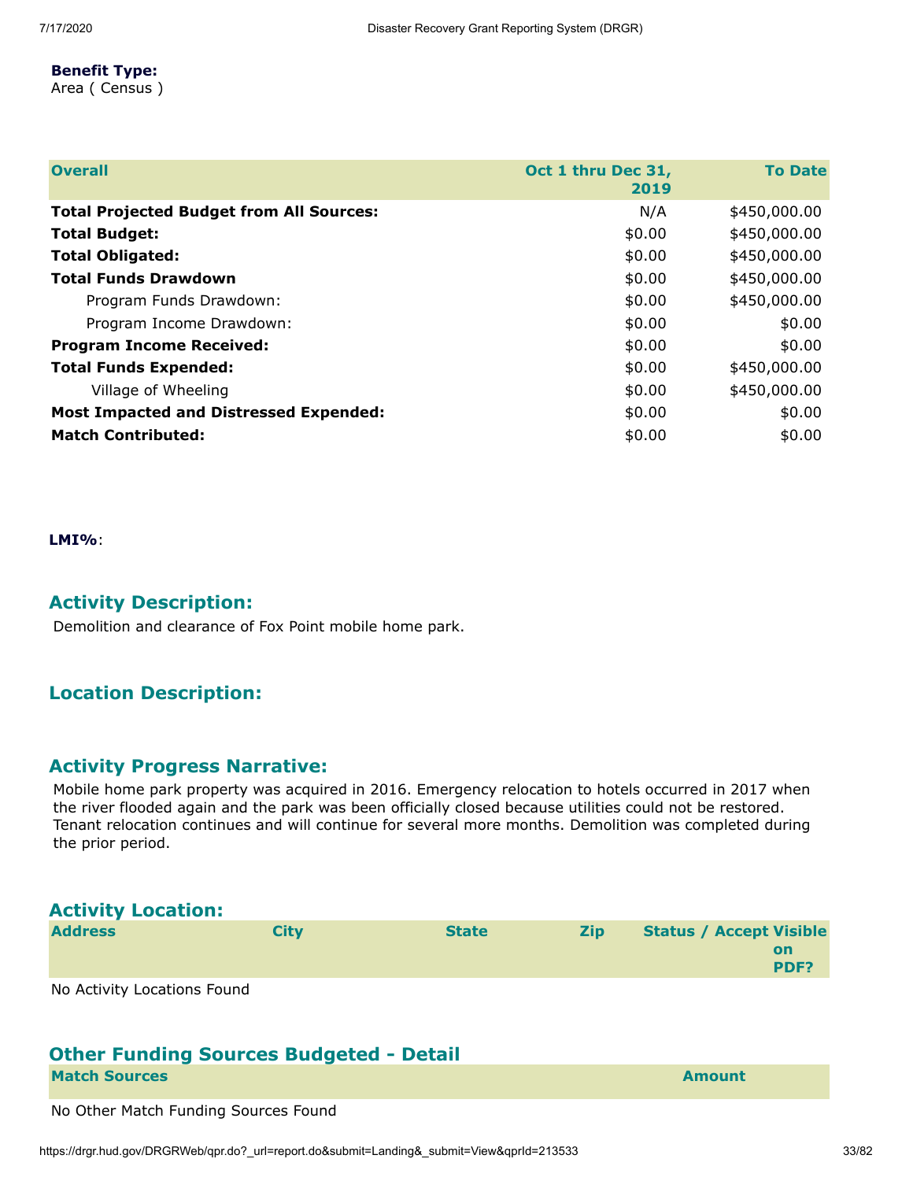**Benefit Type:**
Area ( Census )

| Overall | Oct 1 thru Dec 31, 2019 | To Date |
|---|---|---|
| **Total Projected Budget from All Sources:** | N/A | $450,000.00 |
| **Total Budget:** | $0.00 | $450,000.00 |
| **Total Obligated:** | $0.00 | $450,000.00 |
| **Total Funds Drawdown** | $0.00 | $450,000.00 |
| Program Funds Drawdown: | $0.00 | $450,000.00 |
| Program Income Drawdown: | $0.00 | $0.00 |
| **Program Income Received:** | $0.00 | $0.00 |
| **Total Funds Expended:** | $0.00 | $450,000.00 |
| Village of Wheeling | $0.00 | $450,000.00 |
| **Most Impacted and Distressed Expended:** | $0.00 | $0.00 |
| **Match Contributed:** | $0.00 | $0.00 |

**LMI%**:

## Activity Description:

Demolition and clearance of Fox Point mobile home park.

## Location Description:

## Activity Progress Narrative:

Mobile home park property was acquired in 2016. Emergency relocation to hotels occurred in 2017 when the river flooded again and the park was been officially closed because utilities could not be restored. Tenant relocation continues and will continue for several more months. Demolition was completed during the prior period.

## Activity Location:

| Address | City | State | Zip | Status / Accept | Visible on PDF? |
|---|---|---|---|---|---|

No Activity Locations Found

## Other Funding Sources Budgeted - Detail

| Match Sources | Amount |
|---|---|

No Other Match Funding Sources Found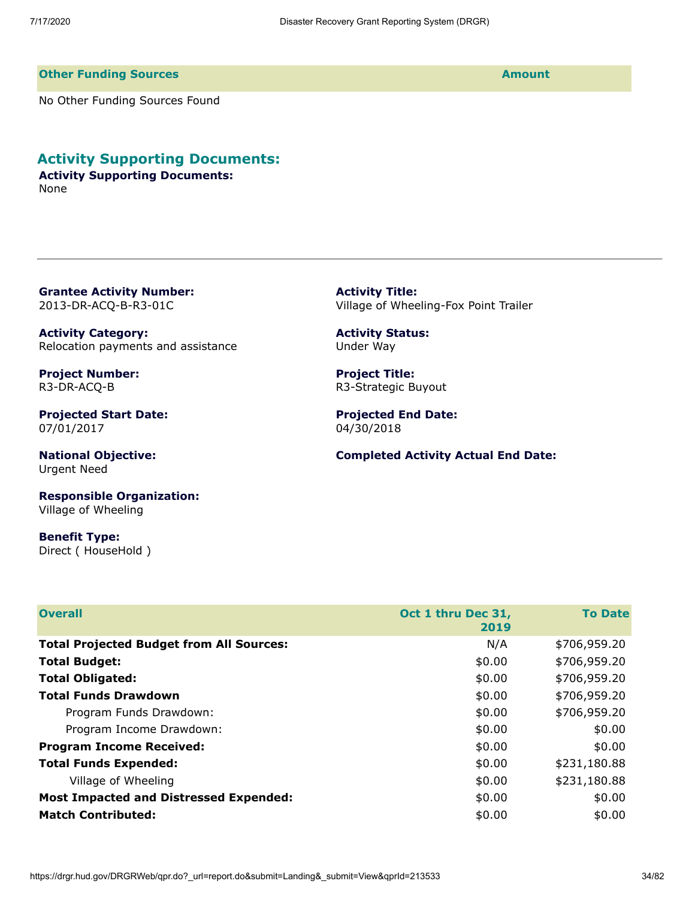| Other Funding Sources | Amount |
| --- | --- |

No Other Funding Sources Found

## Activity Supporting Documents:

**Activity Supporting Documents:**
None

---

**Grantee Activity Number:**
2013-DR-ACQ-B-R3-01C

**Activity Title:**
Village of Wheeling-Fox Point Trailer

**Activity Category:**
Relocation payments and assistance

**Activity Status:**
Under Way

**Project Number:**
R3-DR-ACQ-B

**Project Title:**
R3-Strategic Buyout

**Projected Start Date:**
07/01/2017

**Projected End Date:**
04/30/2018

**National Objective:**
Urgent Need

**Completed Activity Actual End Date:**

**Responsible Organization:**
Village of Wheeling

**Benefit Type:**
Direct ( HouseHold )

| Overall | Oct 1 thru Dec 31, 2019 | To Date |
| --- | --- | --- |
| **Total Projected Budget from All Sources:** | N/A | $706,959.20 |
| **Total Budget:** | $0.00 | $706,959.20 |
| **Total Obligated:** | $0.00 | $706,959.20 |
| **Total Funds Drawdown** | $0.00 | $706,959.20 |
| Program Funds Drawdown: | $0.00 | $706,959.20 |
| Program Income Drawdown: | $0.00 | $0.00 |
| **Program Income Received:** | $0.00 | $0.00 |
| **Total Funds Expended:** | $0.00 | $231,180.88 |
| Village of Wheeling | $0.00 | $231,180.88 |
| **Most Impacted and Distressed Expended:** | $0.00 | $0.00 |
| **Match Contributed:** | $0.00 | $0.00 |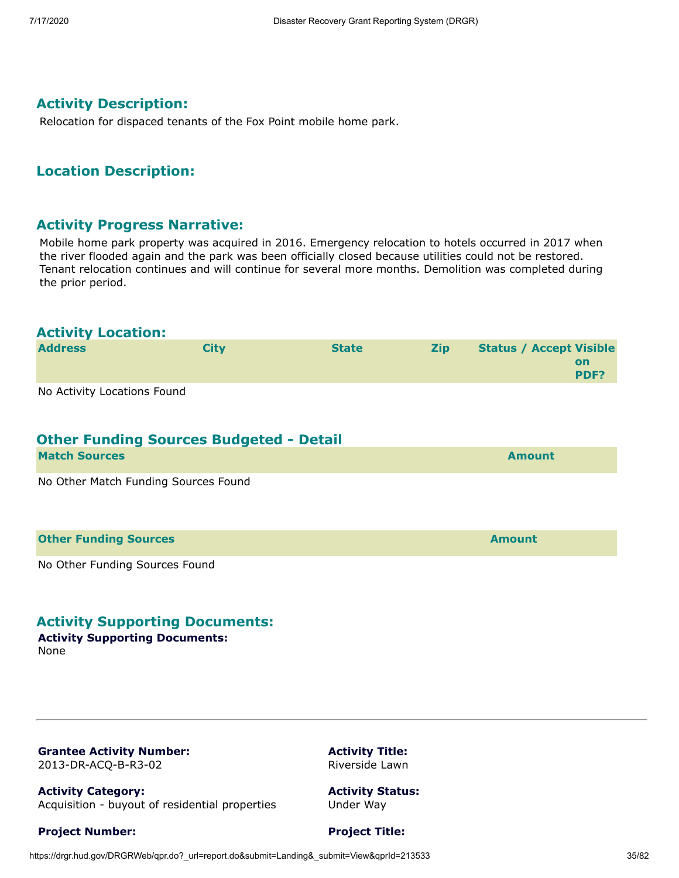## Activity Description:

Relocation for dispaced tenants of the Fox Point mobile home park.

## Location Description:

## Activity Progress Narrative:

Mobile home park property was acquired in 2016. Emergency relocation to hotels occurred in 2017 when the river flooded again and the park was been officially closed because utilities could not be restored. Tenant relocation continues and will continue for several more months. Demolition was completed during the prior period.

## Activity Location:

| Address | City | State | Zip | Status / Accept | Visible on PDF? |
|---|---|---|---|---|---|

No Activity Locations Found

## Other Funding Sources Budgeted - Detail

| Match Sources | Amount |
|---|---|

No Other Match Funding Sources Found

| Other Funding Sources | Amount |
|---|---|

No Other Funding Sources Found

## Activity Supporting Documents:

**Activity Supporting Documents:**
None

---

**Grantee Activity Number:**
2013-DR-ACQ-B-R3-02

**Activity Title:**
Riverside Lawn

**Activity Category:**
Acquisition - buyout of residential properties

**Activity Status:**
Under Way

**Project Number:**

**Project Title:**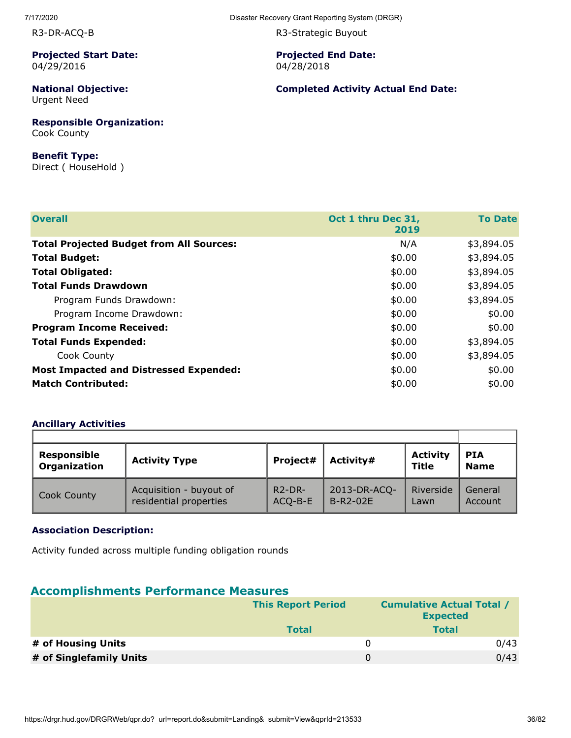R3-DR-ACQ-B

R3-Strategic Buyout

**Projected Start Date:**
04/29/2016

**Projected End Date:**
04/28/2018

**National Objective:**
Urgent Need

**Completed Activity Actual End Date:**

**Responsible Organization:**
Cook County

**Benefit Type:**
Direct ( HouseHold )

| Overall | Oct 1 thru Dec 31, 2019 | To Date |
|---|---|---|
| **Total Projected Budget from All Sources:** | N/A | $3,894.05 |
| **Total Budget:** | $0.00 | $3,894.05 |
| **Total Obligated:** | $0.00 | $3,894.05 |
| **Total Funds Drawdown** | $0.00 | $3,894.05 |
| Program Funds Drawdown: | $0.00 | $3,894.05 |
| Program Income Drawdown: | $0.00 | $0.00 |
| **Program Income Received:** | $0.00 | $0.00 |
| **Total Funds Expended:** | $0.00 | $3,894.05 |
| Cook County | $0.00 | $3,894.05 |
| **Most Impacted and Distressed Expended:** | $0.00 | $0.00 |
| **Match Contributed:** | $0.00 | $0.00 |

### Ancillary Activities

| Responsible Organization | Activity Type | Project# | Activity# | Activity Title | PIA Name |
|---|---|---|---|---|---|
| Cook County | Acquisition - buyout of residential properties | R2-DR-ACQ-B-E | 2013-DR-ACQ-B-R2-02E | Riverside Lawn | General Account |

**Association Description:**

Activity funded across multiple funding obligation rounds

## Accomplishments Performance Measures

| | This Report Period | Cumulative Actual Total / Expected |
|---|---|---|
| | Total | Total |
| **# of Housing Units** | 0 | 0/43 |
| **# of Singlefamily Units** | 0 | 0/43 |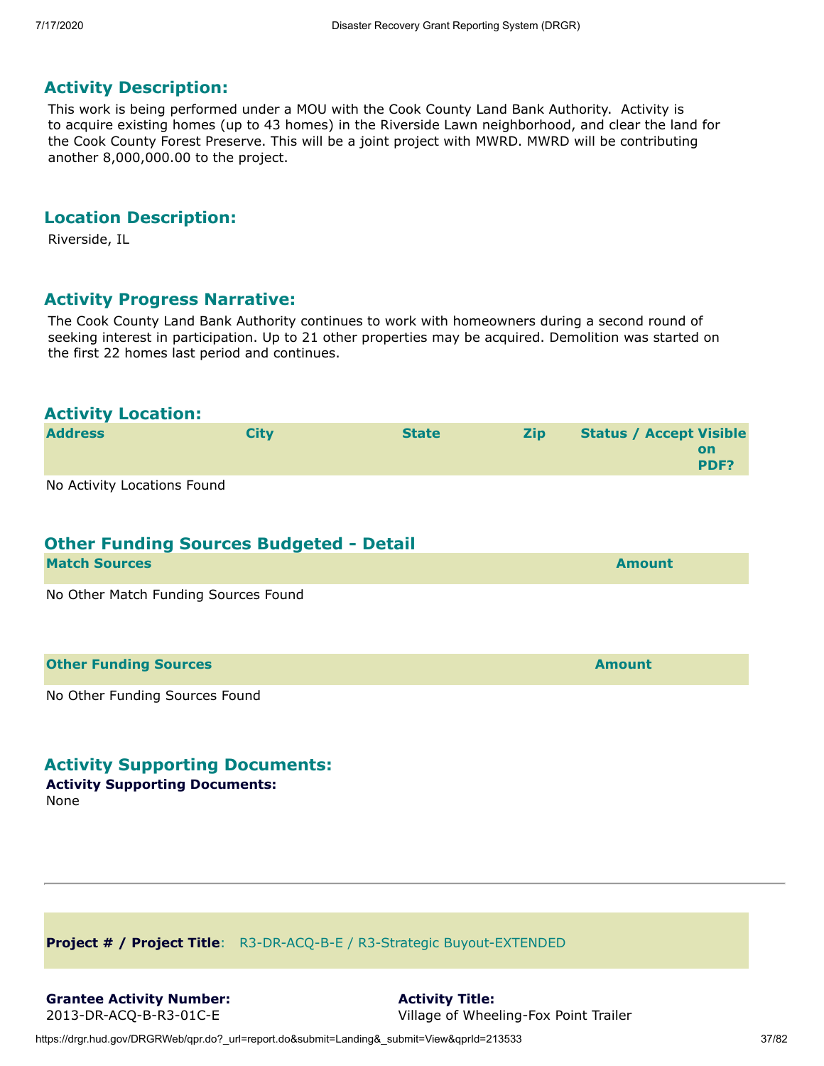## Activity Description:

This work is being performed under a MOU with the Cook County Land Bank Authority. Activity is to acquire existing homes (up to 43 homes) in the Riverside Lawn neighborhood, and clear the land for the Cook County Forest Preserve. This will be a joint project with MWRD. MWRD will be contributing another 8,000,000.00 to the project.

## Location Description:

Riverside, IL

## Activity Progress Narrative:

The Cook County Land Bank Authority continues to work with homeowners during a second round of seeking interest in participation. Up to 21 other properties may be acquired. Demolition was started on the first 22 homes last period and continues.

## Activity Location:

| Address | City | State | Zip | Status / Accept | Visible on PDF? |
|---|---|---|---|---|---|

No Activity Locations Found

## Other Funding Sources Budgeted - Detail

| Match Sources | Amount |
|---|---|

No Other Match Funding Sources Found

| Other Funding Sources | Amount |
|---|---|

No Other Funding Sources Found

## Activity Supporting Documents:

**Activity Supporting Documents:**
None

---

**Project # / Project Title**: R3-DR-ACQ-B-E / R3-Strategic Buyout-EXTENDED

**Grantee Activity Number:**
2013-DR-ACQ-B-R3-01C-E

**Activity Title:**
Village of Wheeling-Fox Point Trailer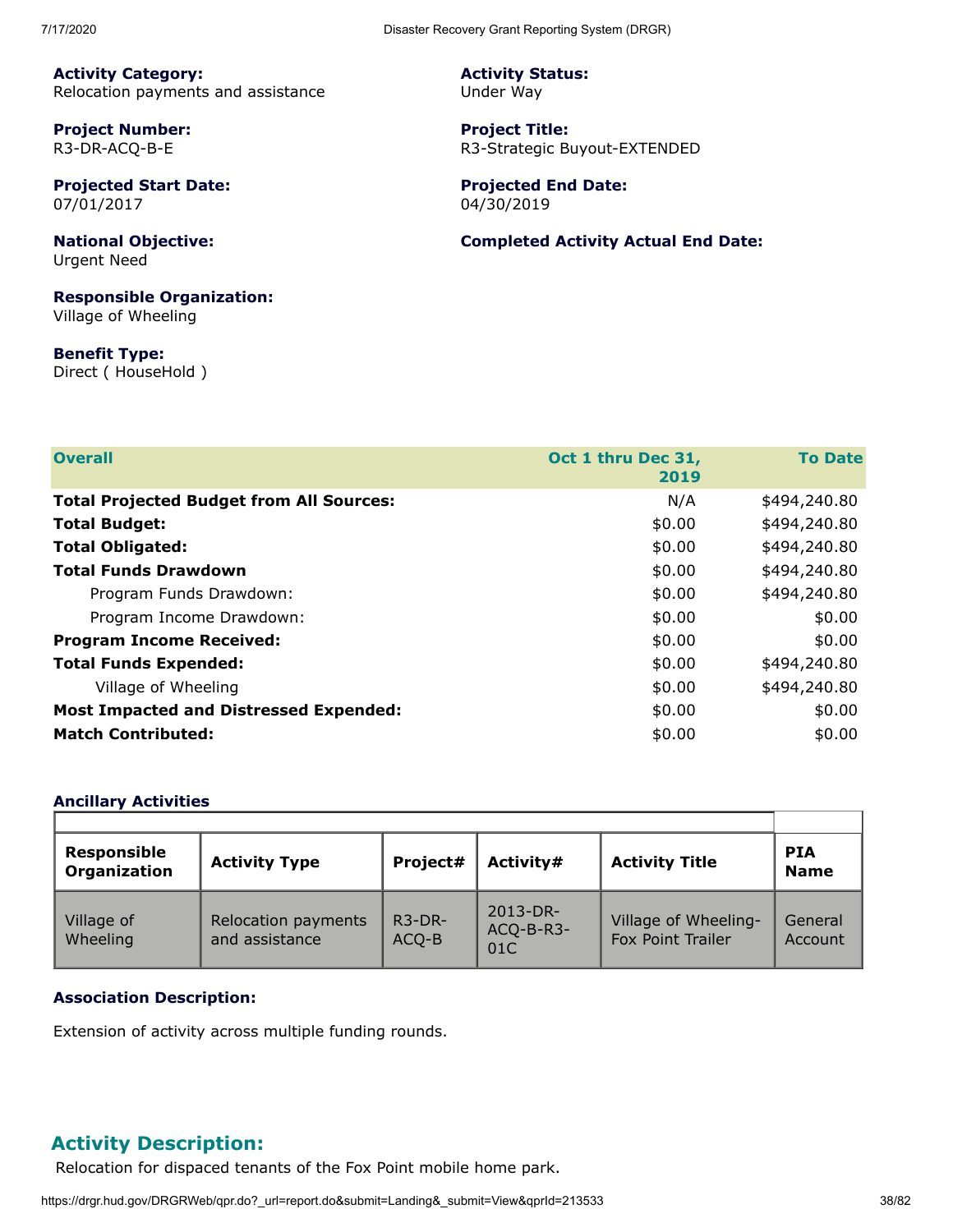**Activity Category:**
Relocation payments and assistance

**Activity Status:**
Under Way

**Project Number:**
R3-DR-ACQ-B-E

**Project Title:**
R3-Strategic Buyout-EXTENDED

**Projected Start Date:**
07/01/2017

**Projected End Date:**
04/30/2019

**National Objective:**
Urgent Need

**Completed Activity Actual End Date:**

**Responsible Organization:**
Village of Wheeling

**Benefit Type:**
Direct ( HouseHold )

| Overall | Oct 1 thru Dec 31, 2019 | To Date |
|---|---|---|
| **Total Projected Budget from All Sources:** | N/A | $494,240.80 |
| **Total Budget:** | $0.00 | $494,240.80 |
| **Total Obligated:** | $0.00 | $494,240.80 |
| **Total Funds Drawdown** | $0.00 | $494,240.80 |
| Program Funds Drawdown: | $0.00 | $494,240.80 |
| Program Income Drawdown: | $0.00 | $0.00 |
| **Program Income Received:** | $0.00 | $0.00 |
| **Total Funds Expended:** | $0.00 | $494,240.80 |
| Village of Wheeling | $0.00 | $494,240.80 |
| **Most Impacted and Distressed Expended:** | $0.00 | $0.00 |
| **Match Contributed:** | $0.00 | $0.00 |

**Ancillary Activities**

| Responsible Organization | Activity Type | Project# | Activity# | Activity Title | PIA Name |
|---|---|---|---|---|---|
| Village of Wheeling | Relocation payments and assistance | R3-DR-ACQ-B | 2013-DR-ACQ-B-R3-01C | Village of Wheeling-Fox Point Trailer | General Account |

**Association Description:**

Extension of activity across multiple funding rounds.

## Activity Description:

Relocation for dispaced tenants of the Fox Point mobile home park.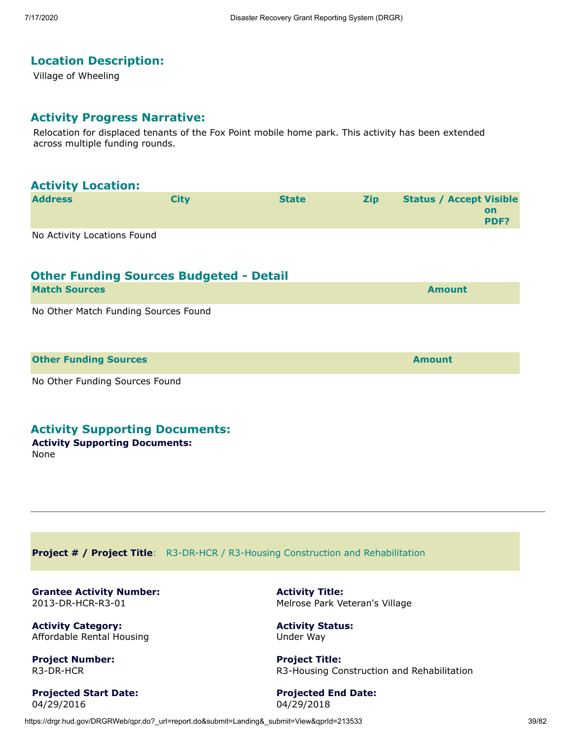## Location Description:

Village of Wheeling

## Activity Progress Narrative:

Relocation for displaced tenants of the Fox Point mobile home park. This activity has been extended across multiple funding rounds.

## Activity Location:

| Address | City | State | Zip | Status / Accept | Visible on PDF? |
|---|---|---|---|---|---|

No Activity Locations Found

## Other Funding Sources Budgeted - Detail

| Match Sources | Amount |
|---|---|

No Other Match Funding Sources Found

| Other Funding Sources | Amount |
|---|---|

No Other Funding Sources Found

## Activity Supporting Documents:

**Activity Supporting Documents:**
None

---

**Project # / Project Title**: R3-DR-HCR / R3-Housing Construction and Rehabilitation

**Grantee Activity Number:**
2013-DR-HCR-R3-01

**Activity Title:**
Melrose Park Veteran's Village

**Activity Category:**
Affordable Rental Housing

**Activity Status:**
Under Way

**Project Number:**
R3-DR-HCR

**Project Title:**
R3-Housing Construction and Rehabilitation

**Projected Start Date:**
04/29/2016

**Projected End Date:**
04/29/2018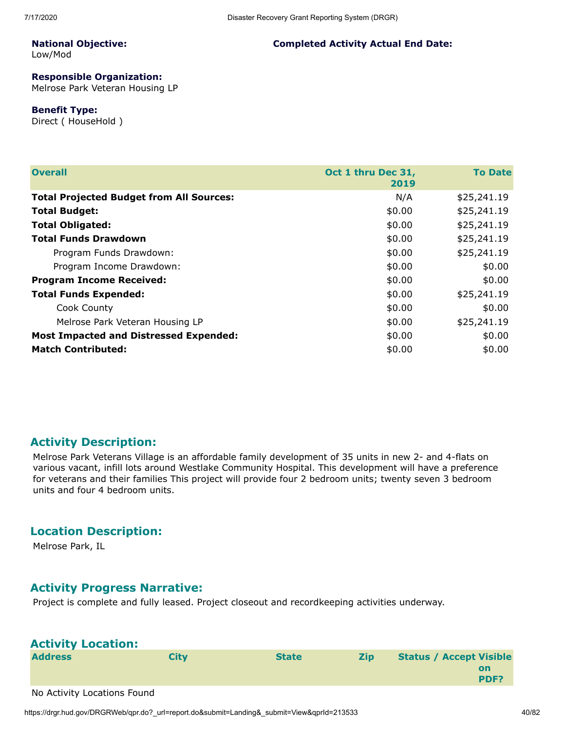**National Objective:**
Low/Mod

**Completed Activity Actual End Date:**

**Responsible Organization:**
Melrose Park Veteran Housing LP

**Benefit Type:**
Direct ( HouseHold )

| Overall | Oct 1 thru Dec 31, 2019 | To Date |
|---|---|---|
| **Total Projected Budget from All Sources:** | N/A | $25,241.19 |
| **Total Budget:** | $0.00 | $25,241.19 |
| **Total Obligated:** | $0.00 | $25,241.19 |
| **Total Funds Drawdown** | $0.00 | $25,241.19 |
| Program Funds Drawdown: | $0.00 | $25,241.19 |
| Program Income Drawdown: | $0.00 | $0.00 |
| **Program Income Received:** | $0.00 | $0.00 |
| **Total Funds Expended:** | $0.00 | $25,241.19 |
| Cook County | $0.00 | $0.00 |
| Melrose Park Veteran Housing LP | $0.00 | $25,241.19 |
| **Most Impacted and Distressed Expended:** | $0.00 | $0.00 |
| **Match Contributed:** | $0.00 | $0.00 |

## Activity Description:

Melrose Park Veterans Village is an affordable family development of 35 units in new 2- and 4-flats on various vacant, infill lots around Westlake Community Hospital. This development will have a preference for veterans and their families This project will provide four 2 bedroom units; twenty seven 3 bedroom units and four 4 bedroom units.

## Location Description:

Melrose Park, IL

## Activity Progress Narrative:

Project is complete and fully leased. Project closeout and recordkeeping activities underway.

## Activity Location:

| Address | City | State | Zip | Status / Accept | Visible on PDF? |
|---|---|---|---|---|---|

No Activity Locations Found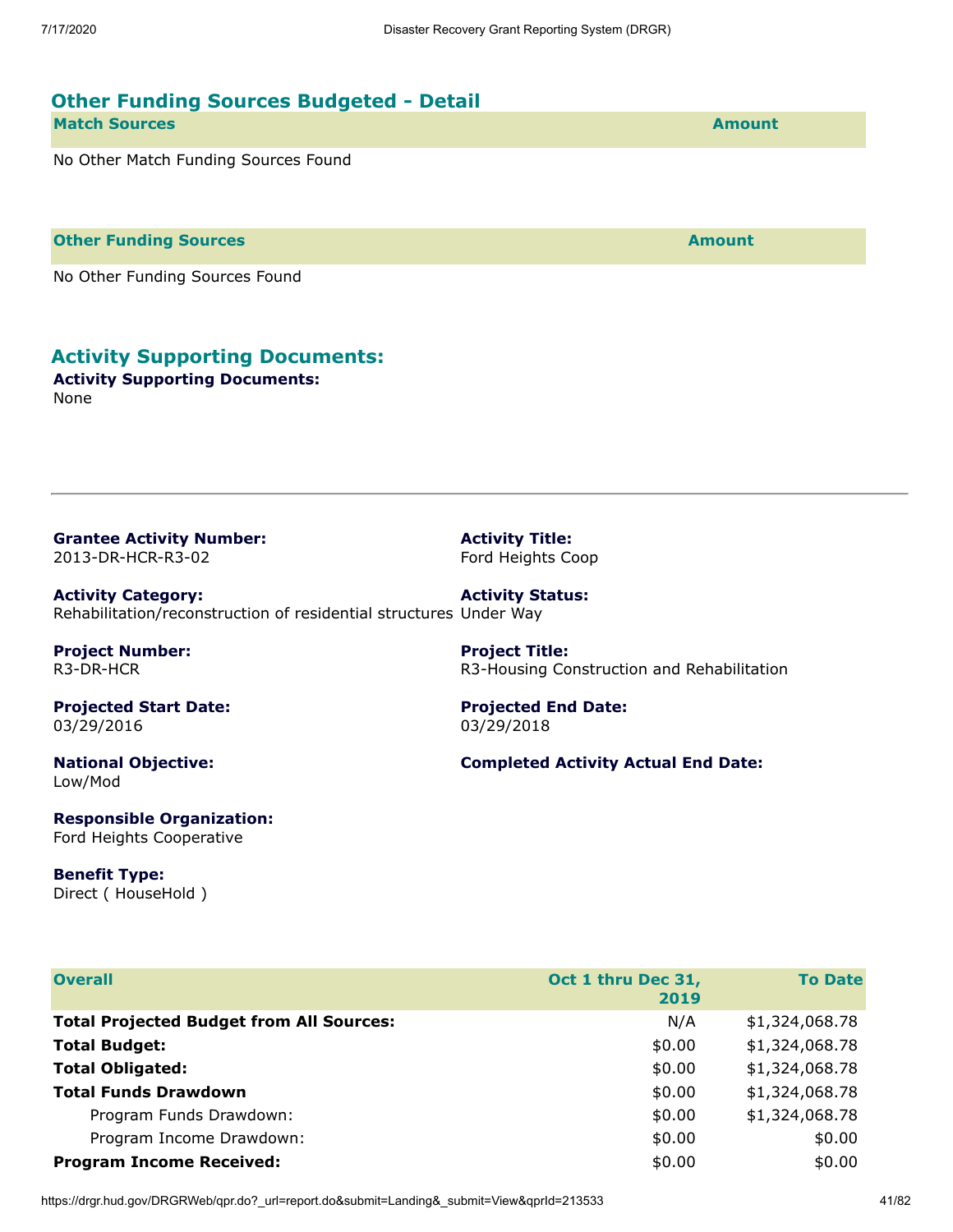## Other Funding Sources Budgeted - Detail

| Match Sources | Amount |
| --- | --- |

No Other Match Funding Sources Found

| Other Funding Sources | Amount |
| --- | --- |

No Other Funding Sources Found

## Activity Supporting Documents:

**Activity Supporting Documents:**
None

---

**Grantee Activity Number:**
2013-DR-HCR-R3-02

**Activity Title:**
Ford Heights Coop

**Activity Category:**
Rehabilitation/reconstruction of residential structures

**Activity Status:**
Under Way

**Project Number:**
R3-DR-HCR

**Project Title:**
R3-Housing Construction and Rehabilitation

**Projected Start Date:**
03/29/2016

**Projected End Date:**
03/29/2018

**National Objective:**
Low/Mod

**Completed Activity Actual End Date:**

**Responsible Organization:**
Ford Heights Cooperative

**Benefit Type:**
Direct ( HouseHold )

| Overall | Oct 1 thru Dec 31, 2019 | To Date |
| --- | --- | --- |
| **Total Projected Budget from All Sources:** | N/A | $1,324,068.78 |
| **Total Budget:** | $0.00 | $1,324,068.78 |
| **Total Obligated:** | $0.00 | $1,324,068.78 |
| **Total Funds Drawdown** | $0.00 | $1,324,068.78 |
| Program Funds Drawdown: | $0.00 | $1,324,068.78 |
| Program Income Drawdown: | $0.00 | $0.00 |
| **Program Income Received:** | $0.00 | $0.00 |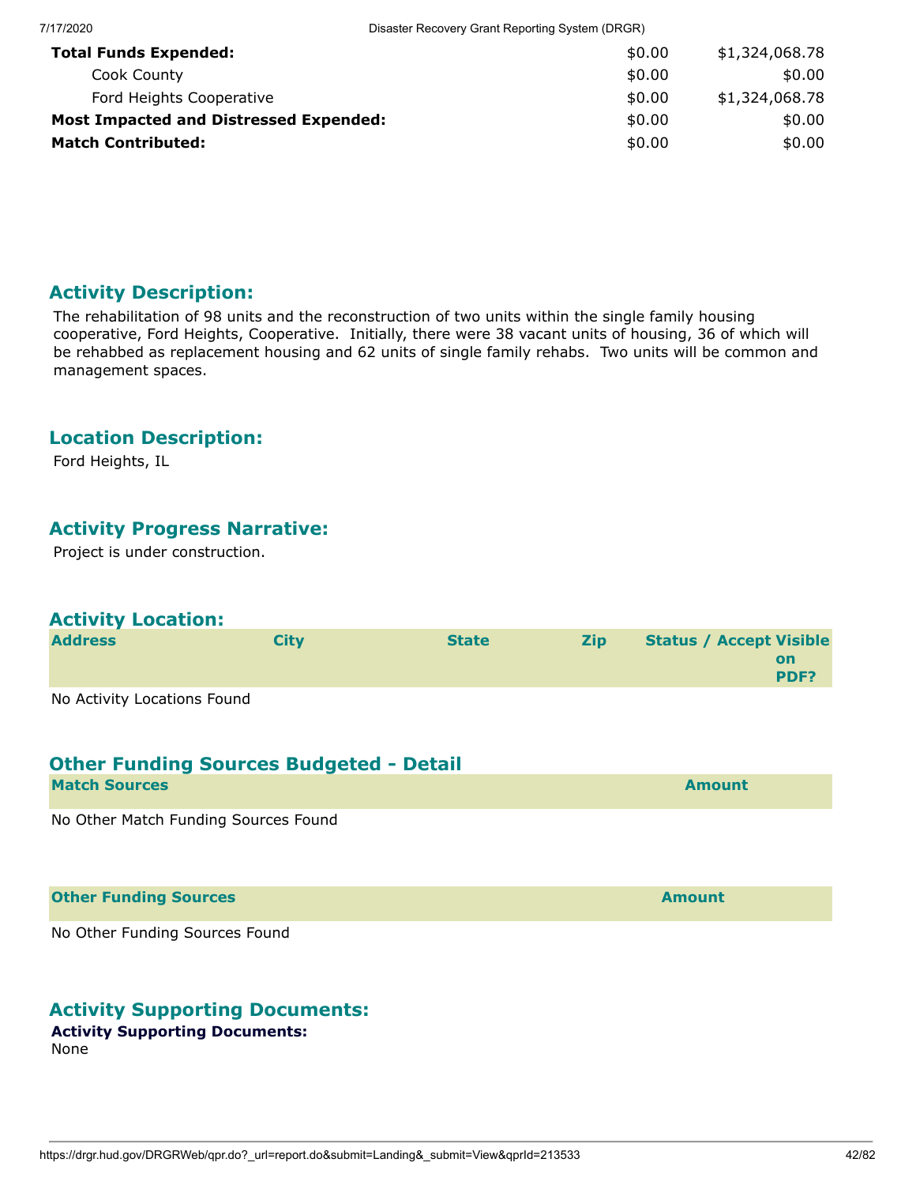| | | |
|---|---|---|
| **Total Funds Expended:** | $0.00 | $1,324,068.78 |
| Cook County | $0.00 | $0.00 |
| Ford Heights Cooperative | $0.00 | $1,324,068.78 |
| **Most Impacted and Distressed Expended:** | $0.00 | $0.00 |
| **Match Contributed:** | $0.00 | $0.00 |

## Activity Description:

The rehabilitation of 98 units and the reconstruction of two units within the single family housing cooperative, Ford Heights, Cooperative. Initially, there were 38 vacant units of housing, 36 of which will be rehabbed as replacement housing and 62 units of single family rehabs. Two units will be common and management spaces.

## Location Description:

Ford Heights, IL

## Activity Progress Narrative:

Project is under construction.

## Activity Location:

| Address | City | State | Zip | Status / Accept | Visible on PDF? |
|---|---|---|---|---|---|

No Activity Locations Found

## Other Funding Sources Budgeted - Detail

| Match Sources | Amount |
|---|---|

No Other Match Funding Sources Found

| Other Funding Sources | Amount |
|---|---|

No Other Funding Sources Found

## Activity Supporting Documents:

**Activity Supporting Documents:**
None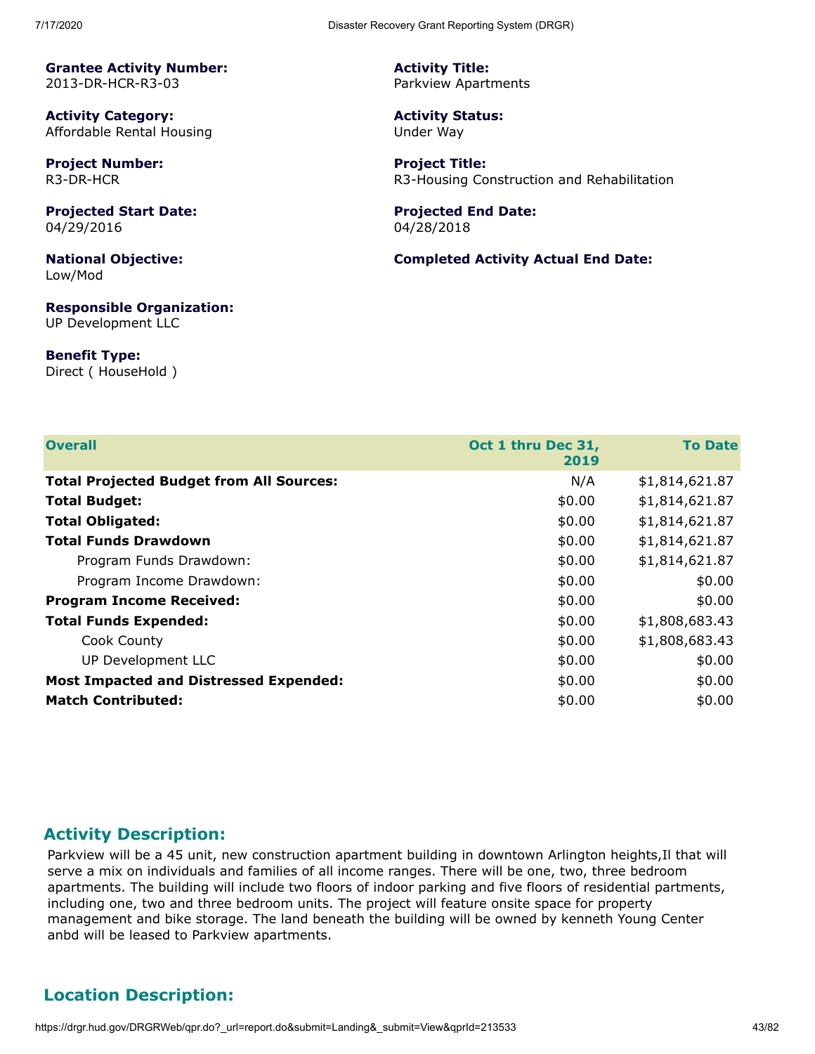**Grantee Activity Number:**
2013-DR-HCR-R3-03

**Activity Title:**
Parkview Apartments

**Activity Category:**
Affordable Rental Housing

**Activity Status:**
Under Way

**Project Number:**
R3-DR-HCR

**Project Title:**
R3-Housing Construction and Rehabilitation

**Projected Start Date:**
04/29/2016

**Projected End Date:**
04/28/2018

**National Objective:**
Low/Mod

**Completed Activity Actual End Date:**

**Responsible Organization:**
UP Development LLC

**Benefit Type:**
Direct ( HouseHold )

| Overall | Oct 1 thru Dec 31, 2019 | To Date |
|---|---|---|
| **Total Projected Budget from All Sources:** | N/A | $1,814,621.87 |
| **Total Budget:** | $0.00 | $1,814,621.87 |
| **Total Obligated:** | $0.00 | $1,814,621.87 |
| **Total Funds Drawdown** | $0.00 | $1,814,621.87 |
| Program Funds Drawdown: | $0.00 | $1,814,621.87 |
| Program Income Drawdown: | $0.00 | $0.00 |
| **Program Income Received:** | $0.00 | $0.00 |
| **Total Funds Expended:** | $0.00 | $1,808,683.43 |
| Cook County | $0.00 | $1,808,683.43 |
| UP Development LLC | $0.00 | $0.00 |
| **Most Impacted and Distressed Expended:** | $0.00 | $0.00 |
| **Match Contributed:** | $0.00 | $0.00 |

## Activity Description:

Parkview will be a 45 unit, new construction apartment building in downtown Arlington heights,Il that will serve a mix on individuals and families of all income ranges. There will be one, two, three bedroom apartments. The building will include two floors of indoor parking and five floors of residential partments, including one, two and three bedroom units. The project will feature onsite space for property management and bike storage. The land beneath the building will be owned by kenneth Young Center anbd will be leased to Parkview apartments.

## Location Description: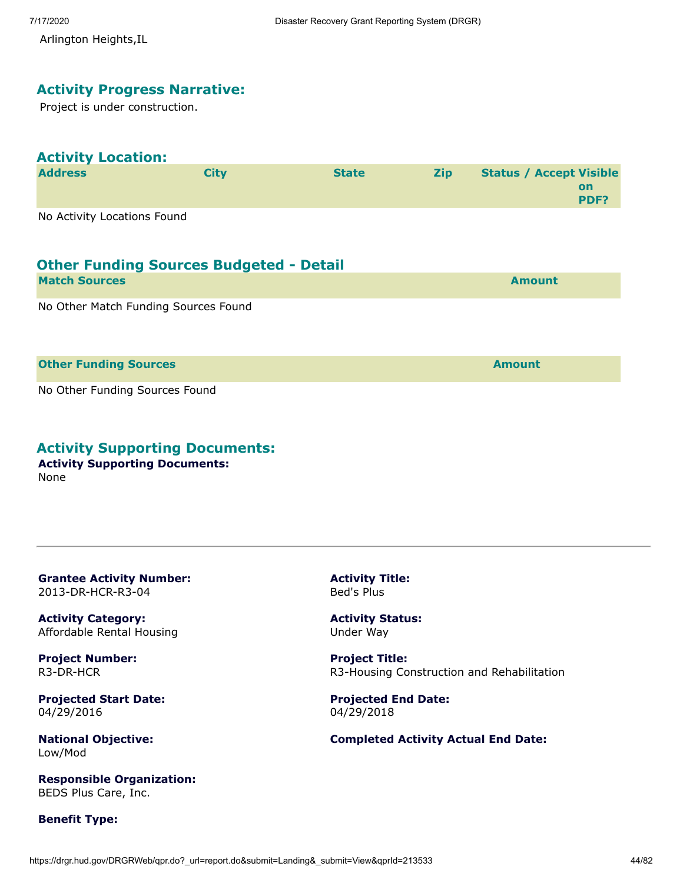Arlington Heights,IL

## Activity Progress Narrative:

Project is under construction.

## Activity Location:

| Address | City | State | Zip | Status / Accept | Visible on PDF? |
|---|---|---|---|---|---|

No Activity Locations Found

## Other Funding Sources Budgeted - Detail

| Match Sources | Amount |
|---|---|

No Other Match Funding Sources Found

| Other Funding Sources | Amount |
|---|---|

No Other Funding Sources Found

## Activity Supporting Documents:

**Activity Supporting Documents:**
None

---

**Grantee Activity Number:**
2013-DR-HCR-R3-04

**Activity Title:**
Bed's Plus

**Activity Category:**
Affordable Rental Housing

**Activity Status:**
Under Way

**Project Number:**
R3-DR-HCR

**Project Title:**
R3-Housing Construction and Rehabilitation

**Projected Start Date:**
04/29/2016

**Projected End Date:**
04/29/2018

**National Objective:**
Low/Mod

**Completed Activity Actual End Date:**

**Responsible Organization:**
BEDS Plus Care, Inc.

**Benefit Type:**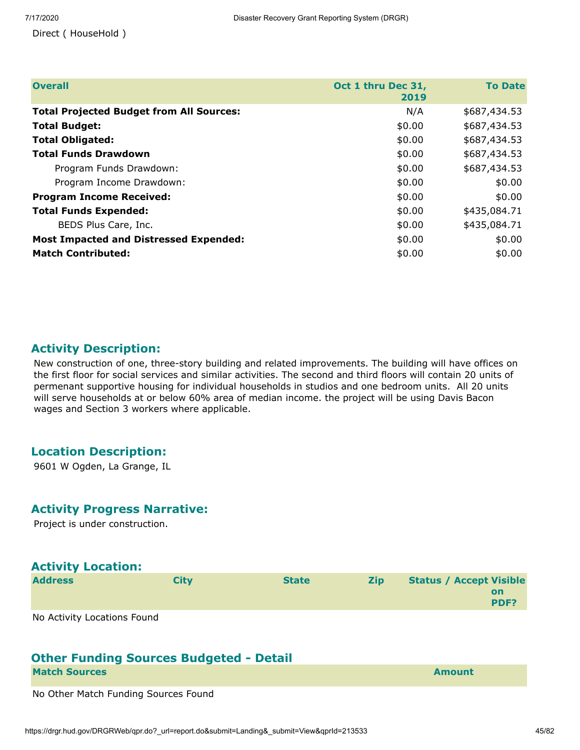Direct ( HouseHold )

| Overall | Oct 1 thru Dec 31, 2019 | To Date |
| --- | --- | --- |
| **Total Projected Budget from All Sources:** | N/A | $687,434.53 |
| **Total Budget:** | $0.00 | $687,434.53 |
| **Total Obligated:** | $0.00 | $687,434.53 |
| **Total Funds Drawdown** | $0.00 | $687,434.53 |
| Program Funds Drawdown: | $0.00 | $687,434.53 |
| Program Income Drawdown: | $0.00 | $0.00 |
| **Program Income Received:** | $0.00 | $0.00 |
| **Total Funds Expended:** | $0.00 | $435,084.71 |
| BEDS Plus Care, Inc. | $0.00 | $435,084.71 |
| **Most Impacted and Distressed Expended:** | $0.00 | $0.00 |
| **Match Contributed:** | $0.00 | $0.00 |

## Activity Description:

New construction of one, three-story building and related improvements. The building will have offices on the first floor for social services and similar activities. The second and third floors will contain 20 units of permenant supportive housing for individual households in studios and one bedroom units. All 20 units will serve households at or below 60% area of median income. the project will be using Davis Bacon wages and Section 3 workers where applicable.

## Location Description:

9601 W Ogden, La Grange, IL

## Activity Progress Narrative:

Project is under construction.

## Activity Location:

| Address | City | State | Zip | Status / Accept | Visible on PDF? |
| --- | --- | --- | --- | --- | --- |

No Activity Locations Found

## Other Funding Sources Budgeted - Detail

| Match Sources | Amount |
| --- | --- |

No Other Match Funding Sources Found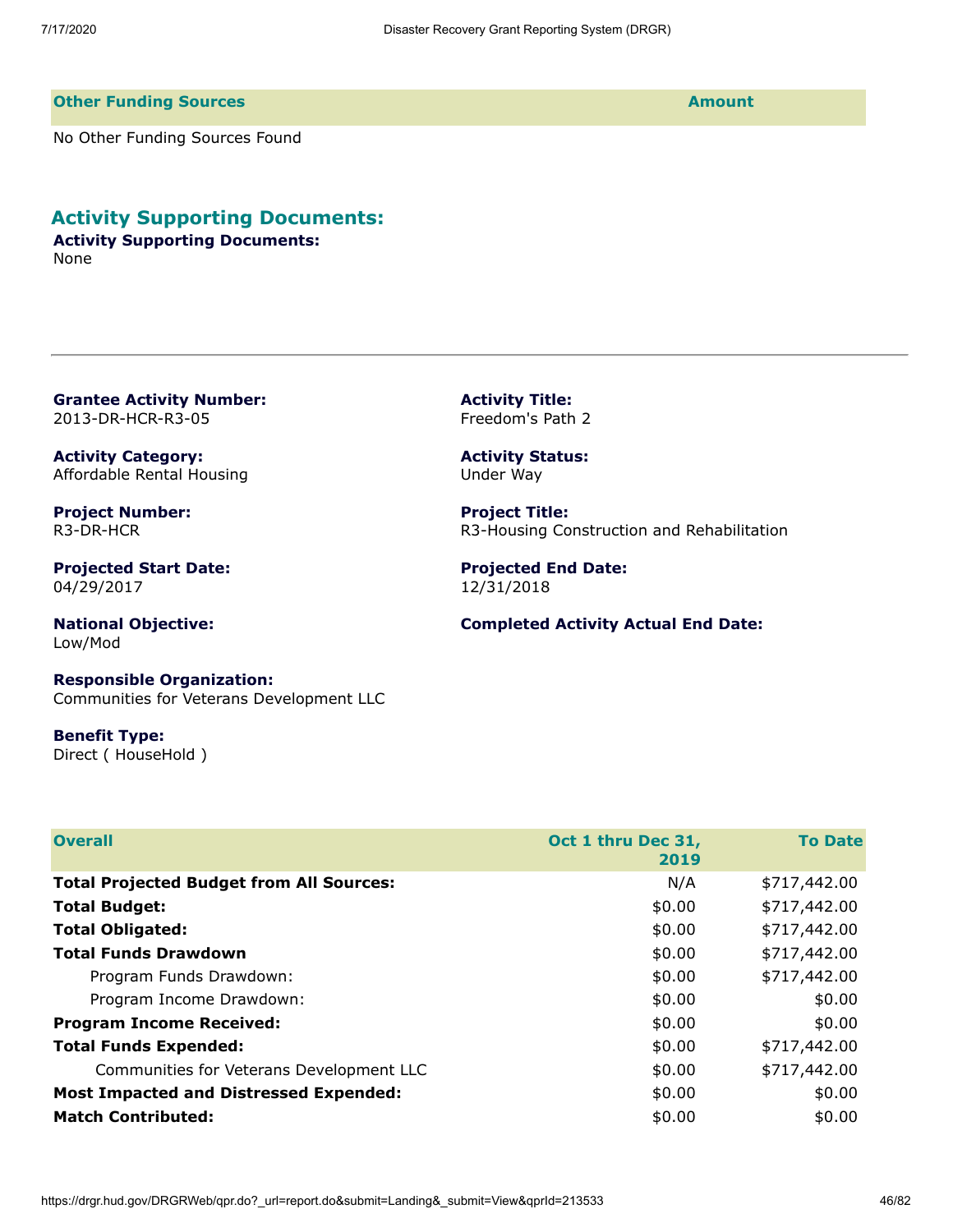| Other Funding Sources | Amount |
|---|---|
| No Other Funding Sources Found | |

## Activity Supporting Documents:

**Activity Supporting Documents:**
None

---

**Grantee Activity Number:**
2013-DR-HCR-R3-05

**Activity Title:**
Freedom's Path 2

**Activity Category:**
Affordable Rental Housing

**Activity Status:**
Under Way

**Project Number:**
R3-DR-HCR

**Project Title:**
R3-Housing Construction and Rehabilitation

**Projected Start Date:**
04/29/2017

**Projected End Date:**
12/31/2018

**National Objective:**
Low/Mod

**Completed Activity Actual End Date:**

**Responsible Organization:**
Communities for Veterans Development LLC

**Benefit Type:**
Direct ( HouseHold )

| Overall | Oct 1 thru Dec 31, 2019 | To Date |
|---|---|---|
| **Total Projected Budget from All Sources:** | N/A | $717,442.00 |
| **Total Budget:** | $0.00 | $717,442.00 |
| **Total Obligated:** | $0.00 | $717,442.00 |
| **Total Funds Drawdown** | $0.00 | $717,442.00 |
| Program Funds Drawdown: | $0.00 | $717,442.00 |
| Program Income Drawdown: | $0.00 | $0.00 |
| **Program Income Received:** | $0.00 | $0.00 |
| **Total Funds Expended:** | $0.00 | $717,442.00 |
| Communities for Veterans Development LLC | $0.00 | $717,442.00 |
| **Most Impacted and Distressed Expended:** | $0.00 | $0.00 |
| **Match Contributed:** | $0.00 | $0.00 |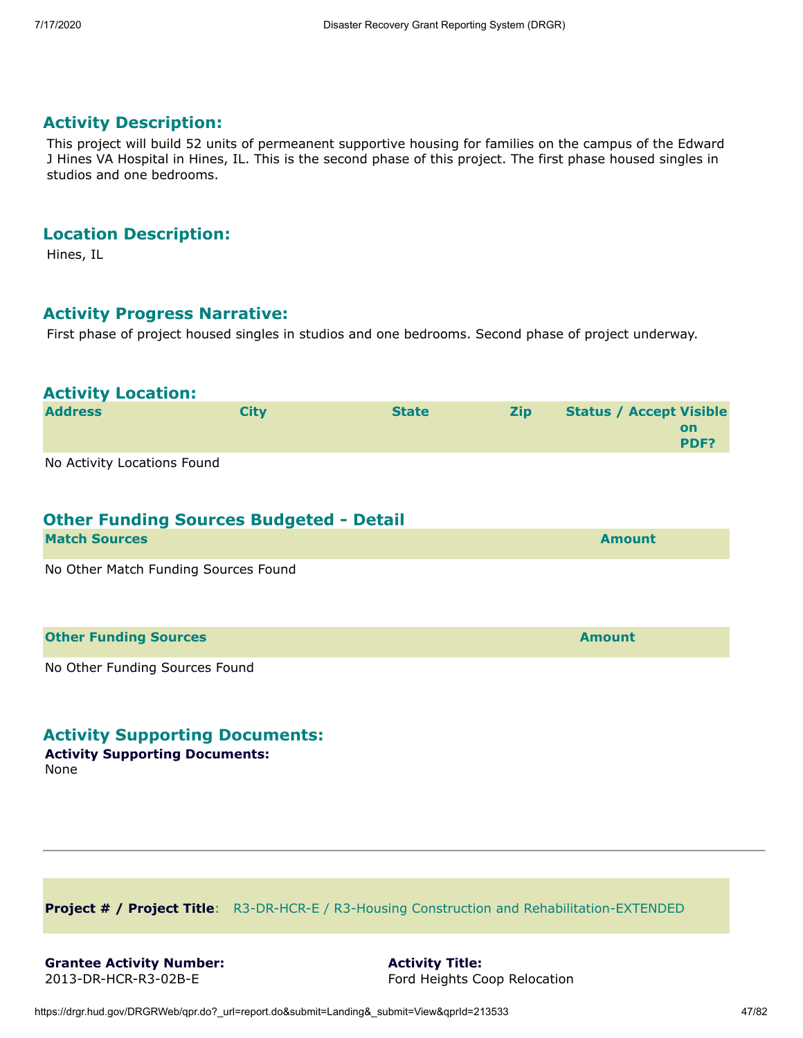## Activity Description:

This project will build 52 units of permeanent supportive housing for families on the campus of the Edward J Hines VA Hospital in Hines, IL. This is the second phase of this project. The first phase housed singles in studios and one bedrooms.

## Location Description:

Hines, IL

## Activity Progress Narrative:

First phase of project housed singles in studios and one bedrooms. Second phase of project underway.

## Activity Location:

| Address | City | State | Zip | Status / Accept | Visible on PDF? |
|---|---|---|---|---|---|

No Activity Locations Found

## Other Funding Sources Budgeted - Detail

| Match Sources | Amount |
|---|---|

No Other Match Funding Sources Found

| Other Funding Sources | Amount |
|---|---|

No Other Funding Sources Found

## Activity Supporting Documents:

**Activity Supporting Documents:**
None

---

**Project # / Project Title**: R3-DR-HCR-E / R3-Housing Construction and Rehabilitation-EXTENDED

**Grantee Activity Number:**
2013-DR-HCR-R3-02B-E

**Activity Title:**
Ford Heights Coop Relocation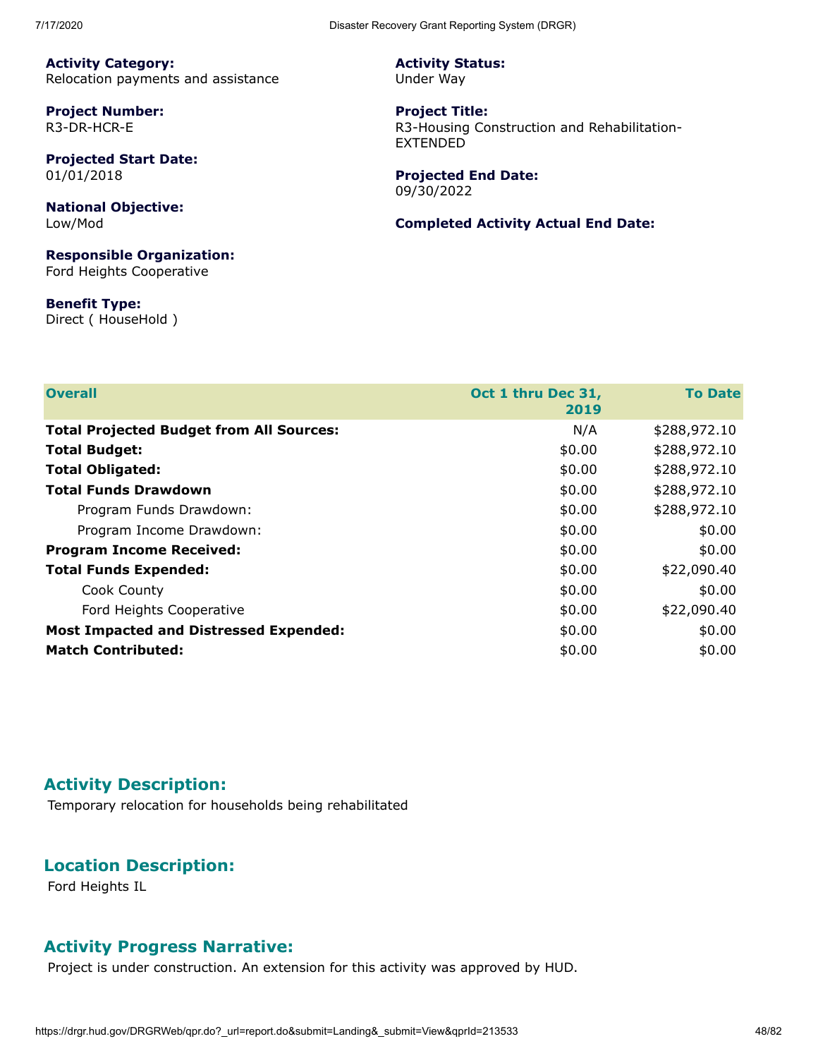**Activity Category:**
Relocation payments and assistance

**Activity Status:**
Under Way

**Project Number:**
R3-DR-HCR-E

**Project Title:**
R3-Housing Construction and Rehabilitation-EXTENDED

**Projected Start Date:**
01/01/2018

**Projected End Date:**
09/30/2022

**National Objective:**
Low/Mod

**Completed Activity Actual End Date:**

**Responsible Organization:**
Ford Heights Cooperative

**Benefit Type:**
Direct ( HouseHold )

| Overall | Oct 1 thru Dec 31, 2019 | To Date |
|---|---|---|
| **Total Projected Budget from All Sources:** | N/A | $288,972.10 |
| **Total Budget:** | $0.00 | $288,972.10 |
| **Total Obligated:** | $0.00 | $288,972.10 |
| **Total Funds Drawdown** | $0.00 | $288,972.10 |
| Program Funds Drawdown: | $0.00 | $288,972.10 |
| Program Income Drawdown: | $0.00 | $0.00 |
| **Program Income Received:** | $0.00 | $0.00 |
| **Total Funds Expended:** | $0.00 | $22,090.40 |
| Cook County | $0.00 | $0.00 |
| Ford Heights Cooperative | $0.00 | $22,090.40 |
| **Most Impacted and Distressed Expended:** | $0.00 | $0.00 |
| **Match Contributed:** | $0.00 | $0.00 |

## Activity Description:

Temporary relocation for households being rehabilitated

## Location Description:

Ford Heights IL

## Activity Progress Narrative:

Project is under construction. An extension for this activity was approved by HUD.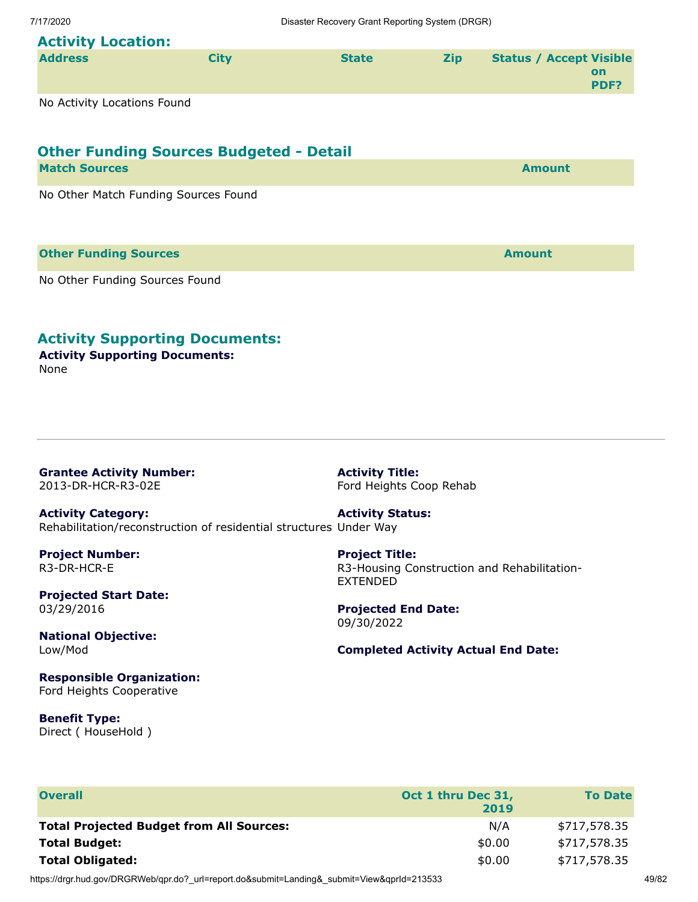## Activity Location:

| Address | City | State | Zip | Status / Accept | Visible on PDF? |
|---|---|---|---|---|---|

No Activity Locations Found

## Other Funding Sources Budgeted - Detail

| Match Sources | Amount |
|---|---|

No Other Match Funding Sources Found

| Other Funding Sources | Amount |
|---|---|

No Other Funding Sources Found

## Activity Supporting Documents:

**Activity Supporting Documents:**
None

---

**Grantee Activity Number:**
2013-DR-HCR-R3-02E

**Activity Title:**
Ford Heights Coop Rehab

**Activity Category:**
Rehabilitation/reconstruction of residential structures

**Activity Status:**
Under Way

**Project Number:**
R3-DR-HCR-E

**Project Title:**
R3-Housing Construction and Rehabilitation-EXTENDED

**Projected Start Date:**
03/29/2016

**Projected End Date:**
09/30/2022

**National Objective:**
Low/Mod

**Completed Activity Actual End Date:**

**Responsible Organization:**
Ford Heights Cooperative

**Benefit Type:**
Direct ( HouseHold )

| Overall | Oct 1 thru Dec 31, 2019 | To Date |
|---|---|---|
| **Total Projected Budget from All Sources:** | N/A | $717,578.35 |
| **Total Budget:** | $0.00 | $717,578.35 |
| **Total Obligated:** | $0.00 | $717,578.35 |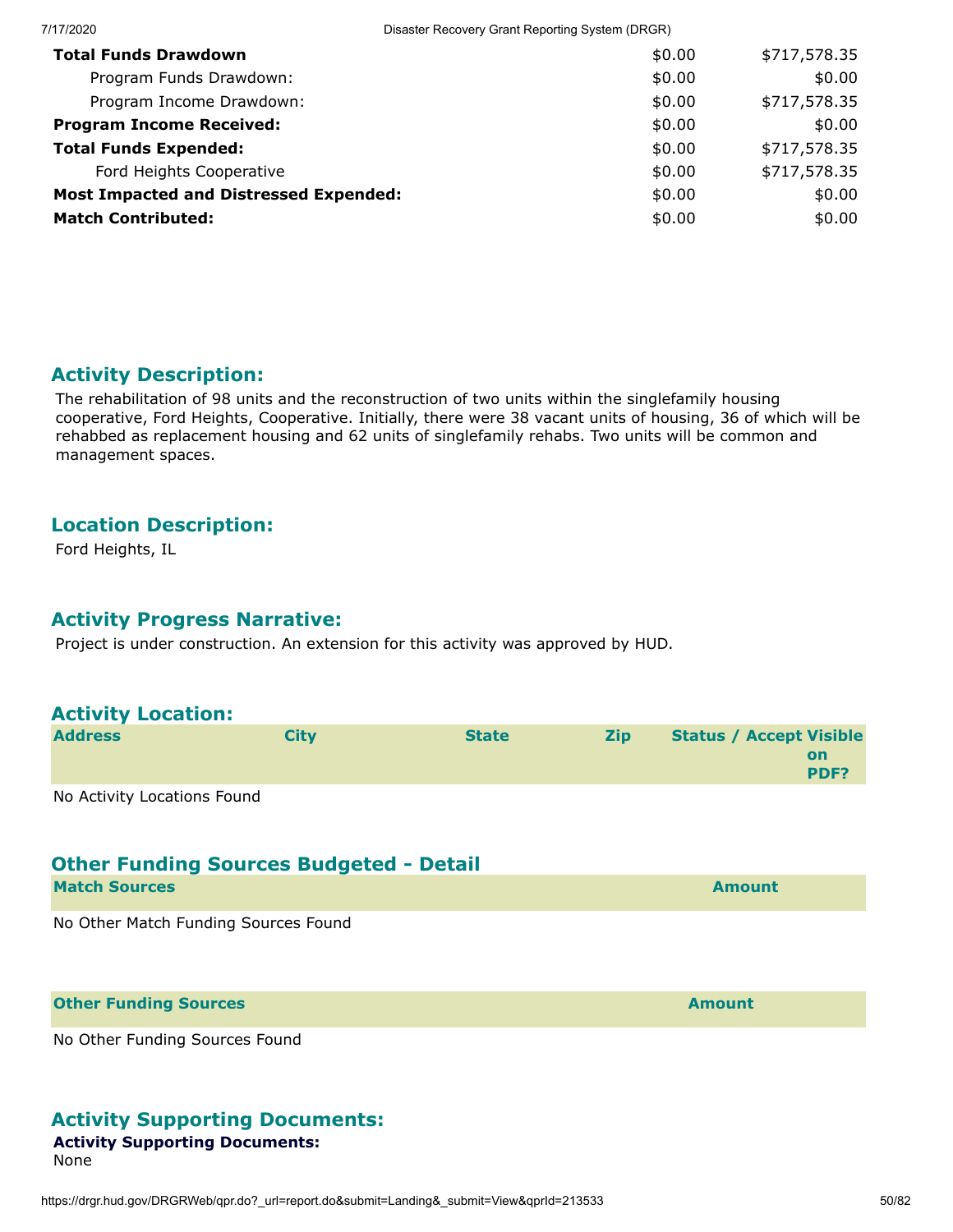| | | |
|---|---|---|
| **Total Funds Drawdown** | $0.00 | $717,578.35 |
| Program Funds Drawdown: | $0.00 | $0.00 |
| Program Income Drawdown: | $0.00 | $717,578.35 |
| **Program Income Received:** | $0.00 | $0.00 |
| **Total Funds Expended:** | $0.00 | $717,578.35 |
| Ford Heights Cooperative | $0.00 | $717,578.35 |
| **Most Impacted and Distressed Expended:** | $0.00 | $0.00 |
| **Match Contributed:** | $0.00 | $0.00 |

## Activity Description:

The rehabilitation of 98 units and the reconstruction of two units within the singlefamily housing cooperative, Ford Heights, Cooperative. Initially, there were 38 vacant units of housing, 36 of which will be rehabbed as replacement housing and 62 units of singlefamily rehabs. Two units will be common and management spaces.

## Location Description:

Ford Heights, IL

## Activity Progress Narrative:

Project is under construction. An extension for this activity was approved by HUD.

## Activity Location:

| Address | City | State | Zip | Status / Accept | Visible on PDF? |
|---|---|---|---|---|---|

No Activity Locations Found

## Other Funding Sources Budgeted - Detail

| Match Sources | Amount |
|---|---|

No Other Match Funding Sources Found

| Other Funding Sources | Amount |
|---|---|

No Other Funding Sources Found

## Activity Supporting Documents:

**Activity Supporting Documents:**
None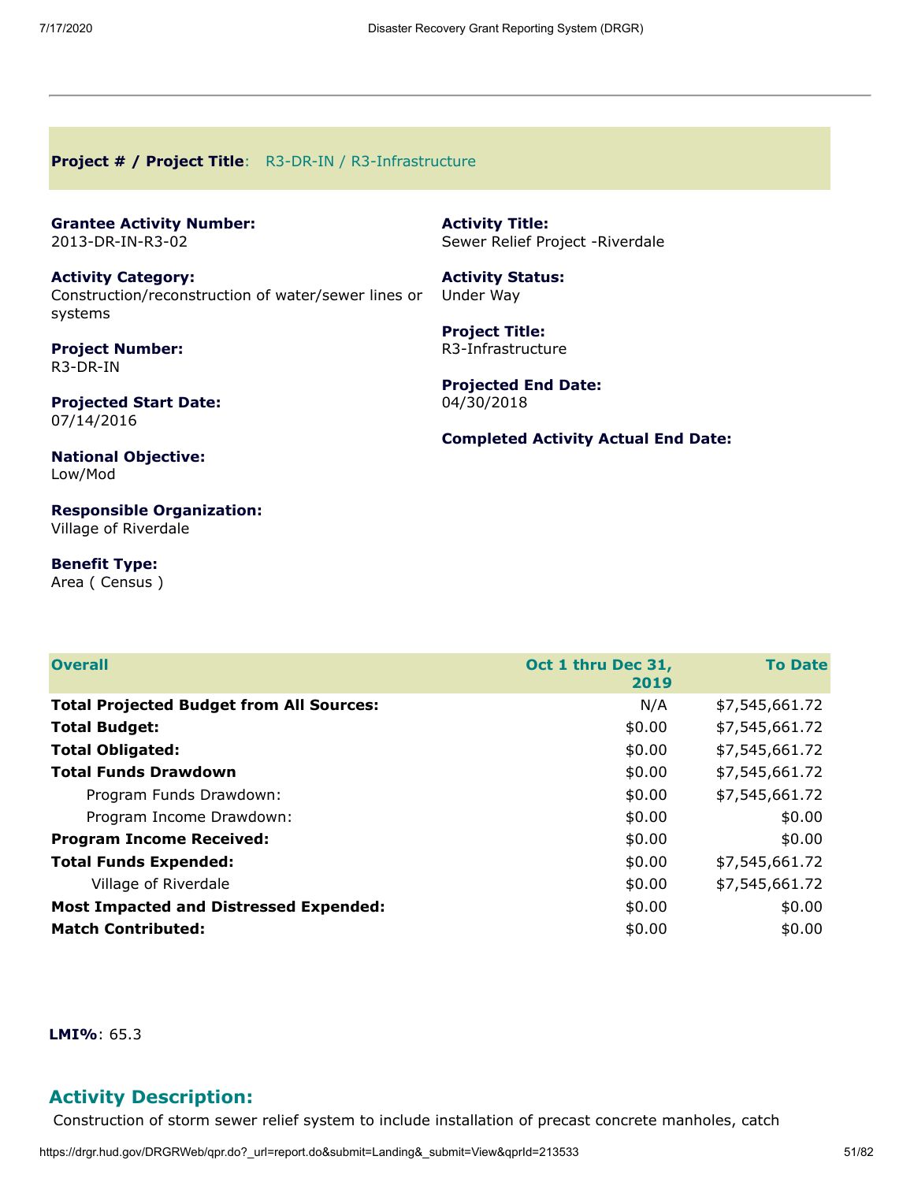**Project # / Project Title**: R3-DR-IN / R3-Infrastructure

**Grantee Activity Number:**
2013-DR-IN-R3-02

**Activity Title:**
Sewer Relief Project -Riverdale

**Activity Category:**
Construction/reconstruction of water/sewer lines or systems

**Activity Status:**
Under Way

**Project Number:**
R3-DR-IN

**Project Title:**
R3-Infrastructure

**Projected Start Date:**
07/14/2016

**Projected End Date:**
04/30/2018

**Completed Activity Actual End Date:**

**National Objective:**
Low/Mod

**Responsible Organization:**
Village of Riverdale

**Benefit Type:**
Area ( Census )

| Overall | Oct 1 thru Dec 31, 2019 | To Date |
|---|---|---|
| **Total Projected Budget from All Sources:** | N/A | $7,545,661.72 |
| **Total Budget:** | $0.00 | $7,545,661.72 |
| **Total Obligated:** | $0.00 | $7,545,661.72 |
| **Total Funds Drawdown** | $0.00 | $7,545,661.72 |
| Program Funds Drawdown: | $0.00 | $7,545,661.72 |
| Program Income Drawdown: | $0.00 | $0.00 |
| **Program Income Received:** | $0.00 | $0.00 |
| **Total Funds Expended:** | $0.00 | $7,545,661.72 |
| Village of Riverdale | $0.00 | $7,545,661.72 |
| **Most Impacted and Distressed Expended:** | $0.00 | $0.00 |
| **Match Contributed:** | $0.00 | $0.00 |

**LMI%**: 65.3

## Activity Description:

Construction of storm sewer relief system to include installation of precast concrete manholes, catch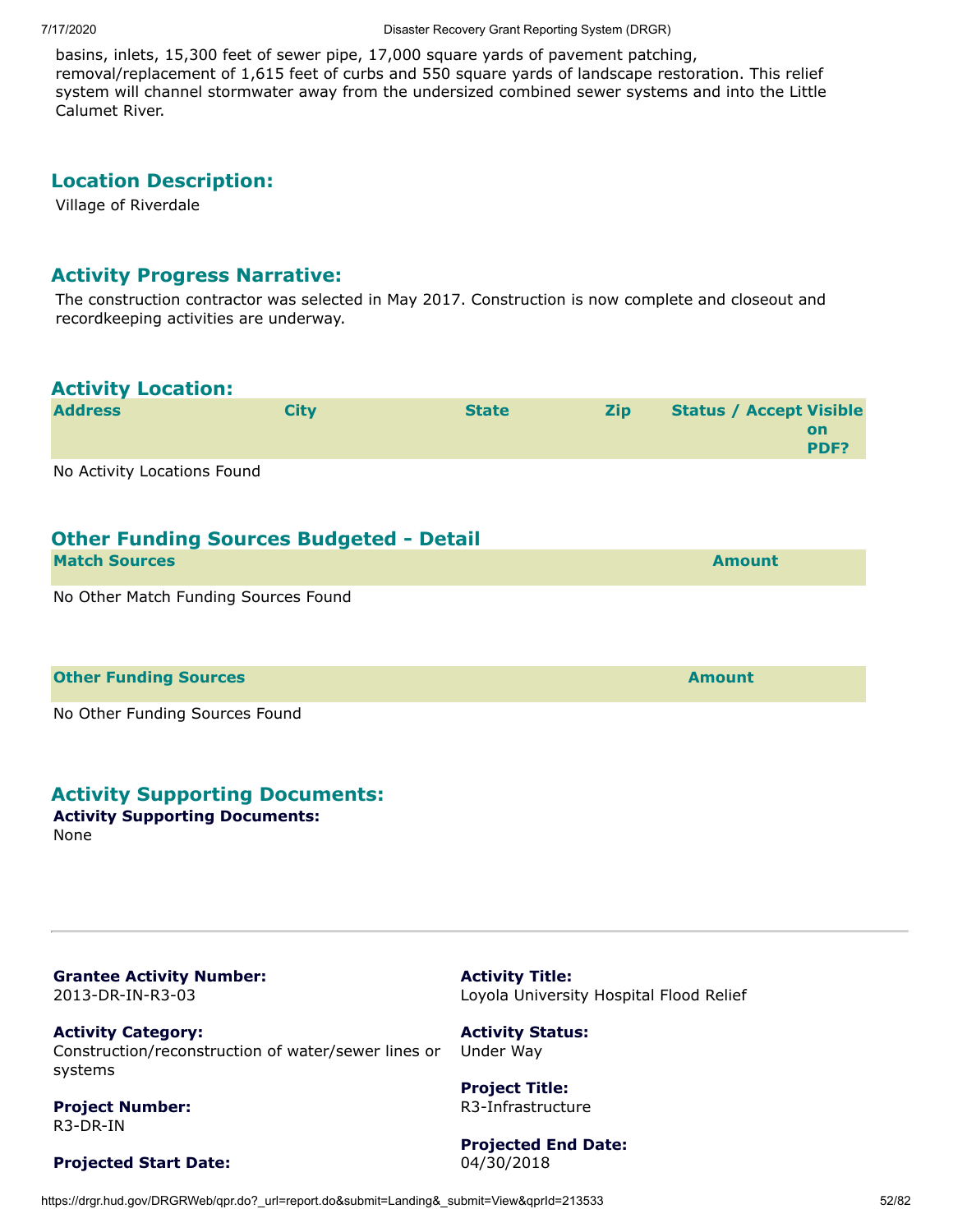basins, inlets, 15,300 feet of sewer pipe, 17,000 square yards of pavement patching, removal/replacement of 1,615 feet of curbs and 550 square yards of landscape restoration. This relief system will channel stormwater away from the undersized combined sewer systems and into the Little Calumet River.

## Location Description:

Village of Riverdale

## Activity Progress Narrative:

The construction contractor was selected in May 2017. Construction is now complete and closeout and recordkeeping activities are underway.

## Activity Location:

| Address | City | State | Zip | Status / Accept | Visible on PDF? |
|---|---|---|---|---|---|

No Activity Locations Found

## Other Funding Sources Budgeted - Detail

| Match Sources | Amount |
|---|---|

No Other Match Funding Sources Found

| Other Funding Sources | Amount |
|---|---|

No Other Funding Sources Found

## Activity Supporting Documents:

**Activity Supporting Documents:**
None

---

**Grantee Activity Number:**
2013-DR-IN-R3-03

**Activity Title:**
Loyola University Hospital Flood Relief

**Activity Category:**
Construction/reconstruction of water/sewer lines or systems

**Activity Status:**
Under Way

**Project Number:**
R3-DR-IN

**Project Title:**
R3-Infrastructure

**Projected Start Date:**

**Projected End Date:**
04/30/2018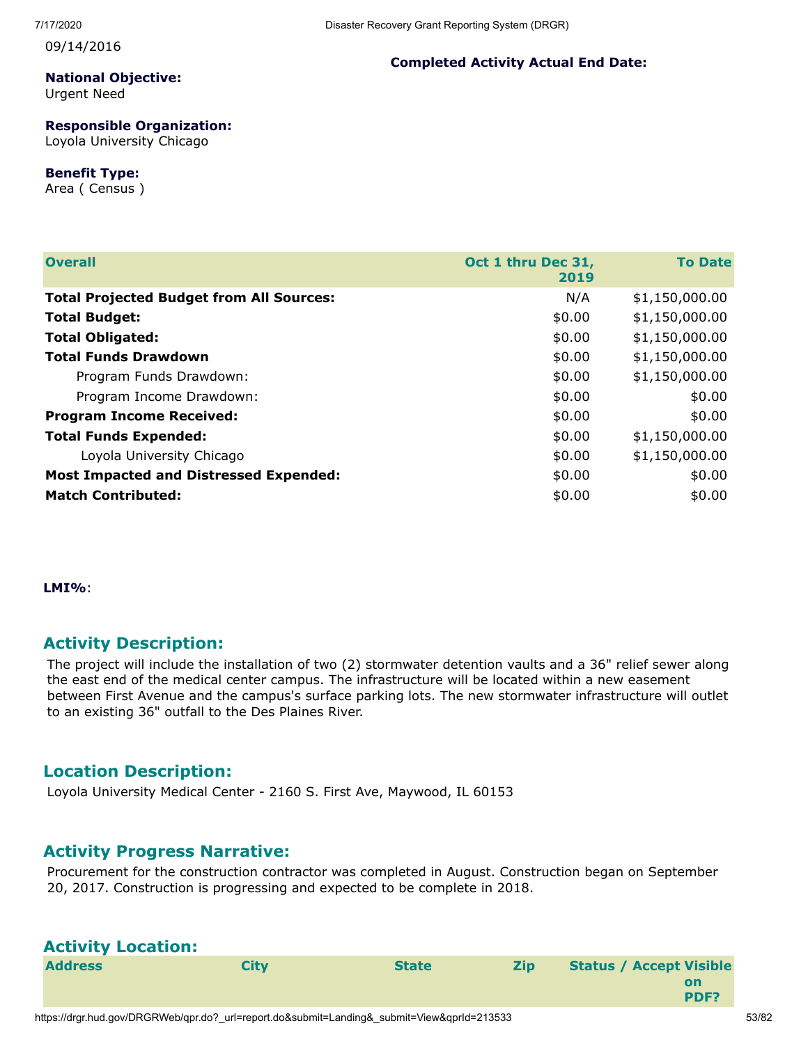09/14/2016

**Completed Activity Actual End Date:**

**National Objective:**
Urgent Need

**Responsible Organization:**
Loyola University Chicago

**Benefit Type:**
Area ( Census )

| Overall | Oct 1 thru Dec 31, 2019 | To Date |
|---|---|---|
| **Total Projected Budget from All Sources:** | N/A | $1,150,000.00 |
| **Total Budget:** | $0.00 | $1,150,000.00 |
| **Total Obligated:** | $0.00 | $1,150,000.00 |
| **Total Funds Drawdown** | $0.00 | $1,150,000.00 |
| Program Funds Drawdown: | $0.00 | $1,150,000.00 |
| Program Income Drawdown: | $0.00 | $0.00 |
| **Program Income Received:** | $0.00 | $0.00 |
| **Total Funds Expended:** | $0.00 | $1,150,000.00 |
| Loyola University Chicago | $0.00 | $1,150,000.00 |
| **Most Impacted and Distressed Expended:** | $0.00 | $0.00 |
| **Match Contributed:** | $0.00 | $0.00 |

**LMI%**:

## Activity Description:

The project will include the installation of two (2) stormwater detention vaults and a 36" relief sewer along the east end of the medical center campus. The infrastructure will be located within a new easement between First Avenue and the campus's surface parking lots. The new stormwater infrastructure will outlet to an existing 36" outfall to the Des Plaines River.

## Location Description:

Loyola University Medical Center - 2160 S. First Ave, Maywood, IL 60153

## Activity Progress Narrative:

Procurement for the construction contractor was completed in August. Construction began on September 20, 2017. Construction is progressing and expected to be complete in 2018.

## Activity Location:

| Address | City | State | Zip | Status / Accept | Visible on PDF? |
|---|---|---|---|---|---|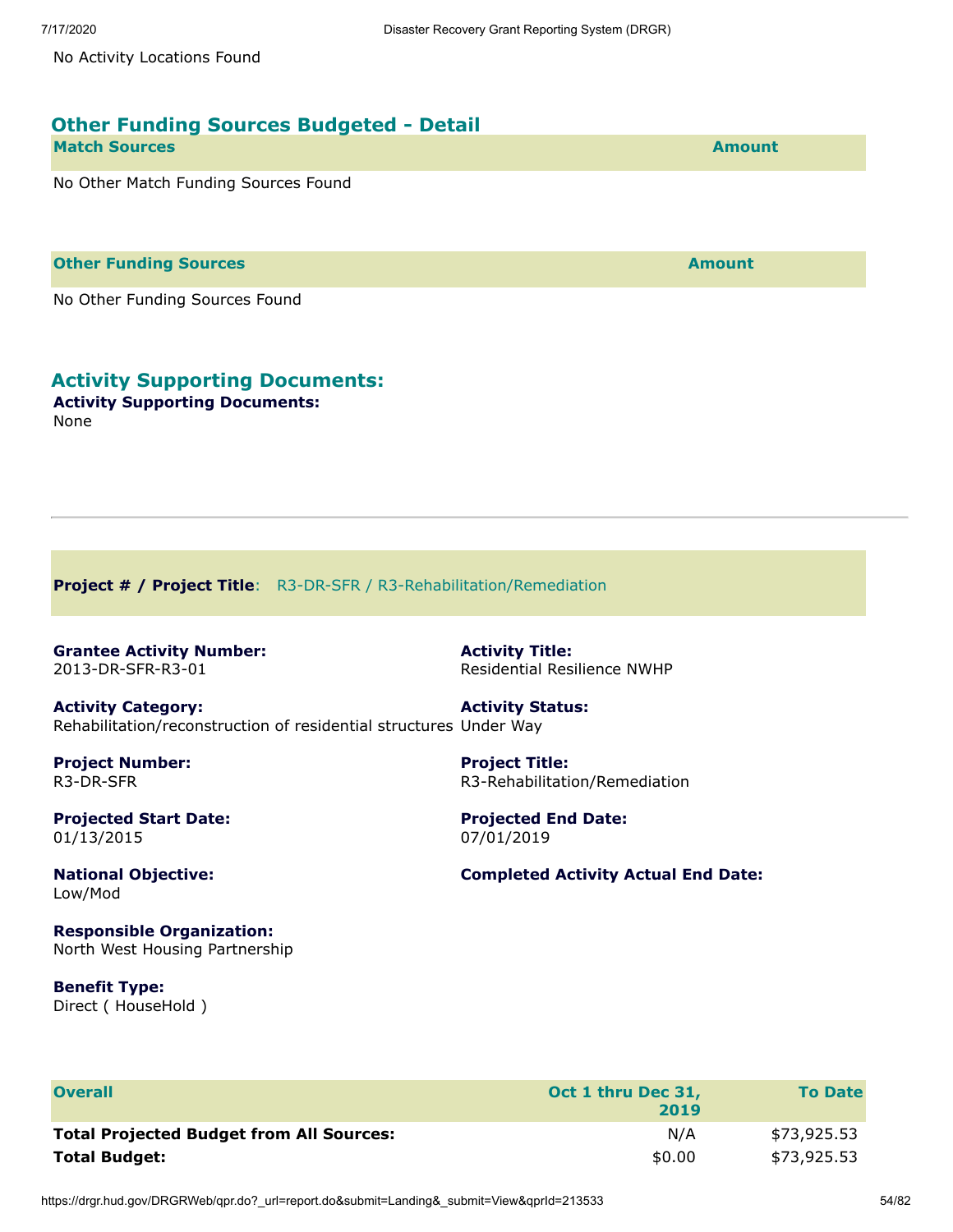No Activity Locations Found

## Other Funding Sources Budgeted - Detail

| Match Sources | Amount |
| --- | --- |

No Other Match Funding Sources Found

| Other Funding Sources | Amount |
| --- | --- |

No Other Funding Sources Found

## Activity Supporting Documents:

**Activity Supporting Documents:**
None

---

**Project # / Project Title**: R3-DR-SFR / R3-Rehabilitation/Remediation

**Grantee Activity Number:**
2013-DR-SFR-R3-01

**Activity Title:**
Residential Resilience NWHP

**Activity Category:**
Rehabilitation/reconstruction of residential structures

**Activity Status:**
Under Way

**Project Number:**
R3-DR-SFR

**Project Title:**
R3-Rehabilitation/Remediation

**Projected Start Date:**
01/13/2015

**Projected End Date:**
07/01/2019

**National Objective:**
Low/Mod

**Completed Activity Actual End Date:**

**Responsible Organization:**
North West Housing Partnership

**Benefit Type:**
Direct ( HouseHold )

| Overall | Oct 1 thru Dec 31, 2019 | To Date |
| --- | --- | --- |
| **Total Projected Budget from All Sources:** | N/A | $73,925.53 |
| **Total Budget:** | $0.00 | $73,925.53 |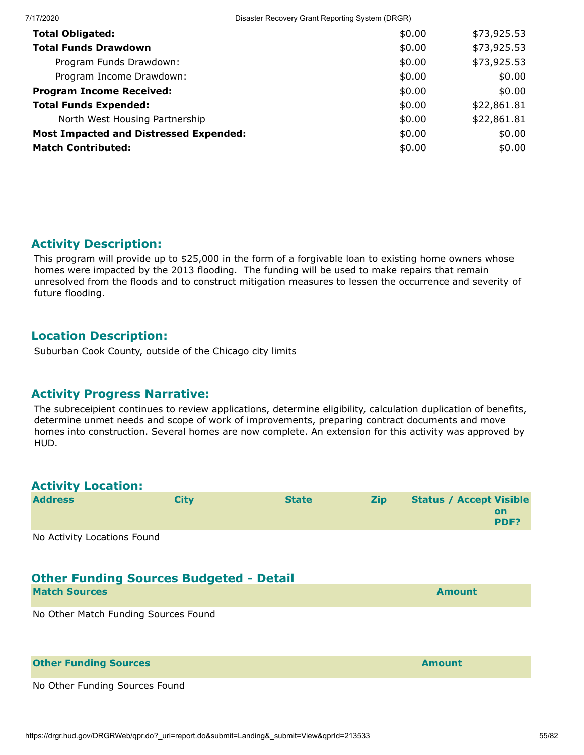| | | |
|---|---|---|
| **Total Obligated:** | $0.00 | $73,925.53 |
| **Total Funds Drawdown** | $0.00 | $73,925.53 |
| Program Funds Drawdown: | $0.00 | $73,925.53 |
| Program Income Drawdown: | $0.00 | $0.00 |
| **Program Income Received:** | $0.00 | $0.00 |
| **Total Funds Expended:** | $0.00 | $22,861.81 |
| North West Housing Partnership | $0.00 | $22,861.81 |
| **Most Impacted and Distressed Expended:** | $0.00 | $0.00 |
| **Match Contributed:** | $0.00 | $0.00 |

## Activity Description:

This program will provide up to $25,000 in the form of a forgivable loan to existing home owners whose homes were impacted by the 2013 flooding. The funding will be used to make repairs that remain unresolved from the floods and to construct mitigation measures to lessen the occurrence and severity of future flooding.

## Location Description:

Suburban Cook County, outside of the Chicago city limits

## Activity Progress Narrative:

The subreceipient continues to review applications, determine eligibility, calculation duplication of benefits, determine unmet needs and scope of work of improvements, preparing contract documents and move homes into construction. Several homes are now complete. An extension for this activity was approved by HUD.

## Activity Location:

| Address | City | State | Zip | Status / Accept | Visible on PDF? |
|---|---|---|---|---|---|

No Activity Locations Found

## Other Funding Sources Budgeted - Detail

| Match Sources | Amount |
|---|---|

No Other Match Funding Sources Found

| Other Funding Sources | Amount |
|---|---|

No Other Funding Sources Found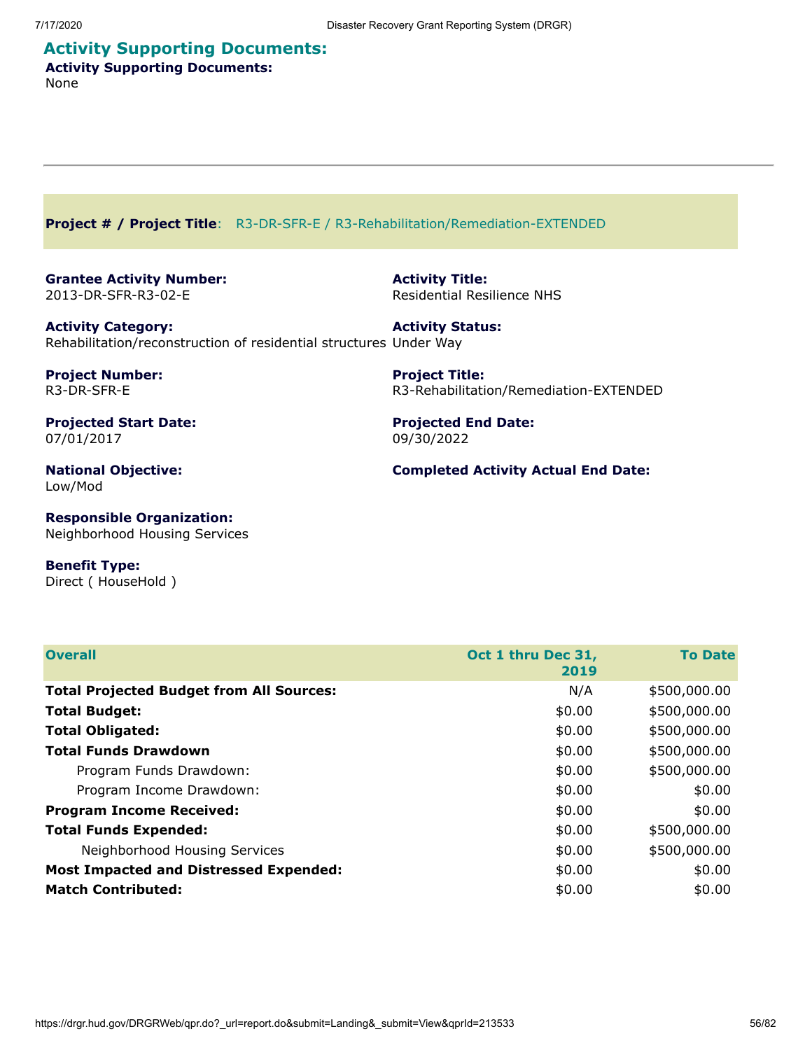## Activity Supporting Documents:

**Activity Supporting Documents:**
None

---

**Project # / Project Title**: R3-DR-SFR-E / R3-Rehabilitation/Remediation-EXTENDED

**Grantee Activity Number:**
2013-DR-SFR-R3-02-E

**Activity Title:**
Residential Resilience NHS

**Activity Category:**
Rehabilitation/reconstruction of residential structures

**Activity Status:**
Under Way

**Project Number:**
R3-DR-SFR-E

**Project Title:**
R3-Rehabilitation/Remediation-EXTENDED

**Projected Start Date:**
07/01/2017

**Projected End Date:**
09/30/2022

**National Objective:**
Low/Mod

**Completed Activity Actual End Date:**

**Responsible Organization:**
Neighborhood Housing Services

**Benefit Type:**
Direct ( HouseHold )

| Overall | Oct 1 thru Dec 31, 2019 | To Date |
|---|---|---|
| **Total Projected Budget from All Sources:** | N/A | $500,000.00 |
| **Total Budget:** | $0.00 | $500,000.00 |
| **Total Obligated:** | $0.00 | $500,000.00 |
| **Total Funds Drawdown** | $0.00 | $500,000.00 |
| Program Funds Drawdown: | $0.00 | $500,000.00 |
| Program Income Drawdown: | $0.00 | $0.00 |
| **Program Income Received:** | $0.00 | $0.00 |
| **Total Funds Expended:** | $0.00 | $500,000.00 |
| Neighborhood Housing Services | $0.00 | $500,000.00 |
| **Most Impacted and Distressed Expended:** | $0.00 | $0.00 |
| **Match Contributed:** | $0.00 | $0.00 |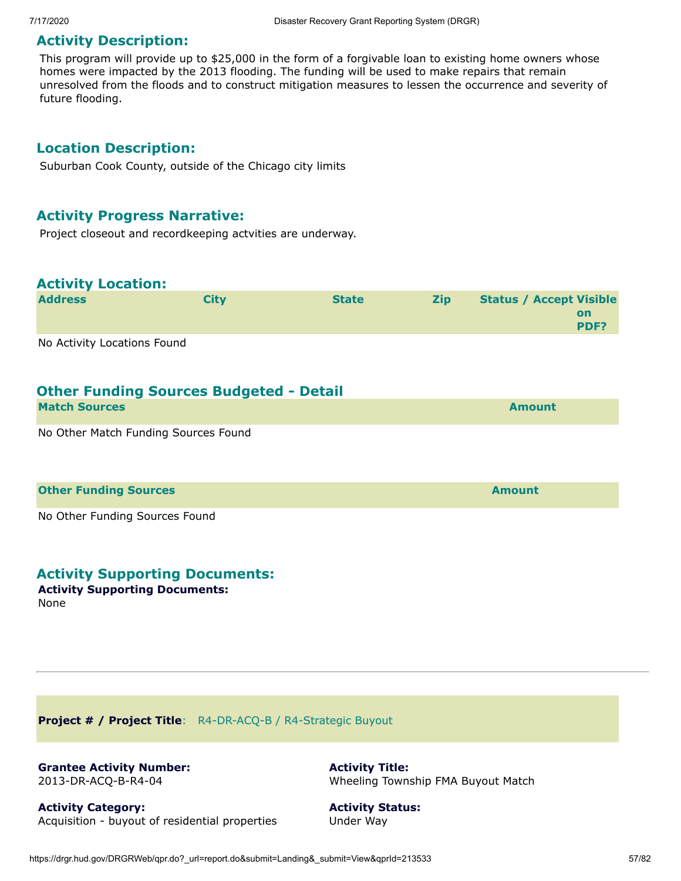## Activity Description:

This program will provide up to $25,000 in the form of a forgivable loan to existing home owners whose homes were impacted by the 2013 flooding. The funding will be used to make repairs that remain unresolved from the floods and to construct mitigation measures to lessen the occurrence and severity of future flooding.

## Location Description:

Suburban Cook County, outside of the Chicago city limits

## Activity Progress Narrative:

Project closeout and recordkeeping actvities are underway.

## Activity Location:

| Address | City | State | Zip | Status / Accept | Visible on PDF? |
|---|---|---|---|---|---|

No Activity Locations Found

## Other Funding Sources Budgeted - Detail

| Match Sources | Amount |
|---|---|

No Other Match Funding Sources Found

| Other Funding Sources | Amount |
|---|---|

No Other Funding Sources Found

## Activity Supporting Documents:

**Activity Supporting Documents:**
None

---

**Project # / Project Title**: R4-DR-ACQ-B / R4-Strategic Buyout

**Grantee Activity Number:**
2013-DR-ACQ-B-R4-04

**Activity Title:**
Wheeling Township FMA Buyout Match

**Activity Category:**
Acquisition - buyout of residential properties

**Activity Status:**
Under Way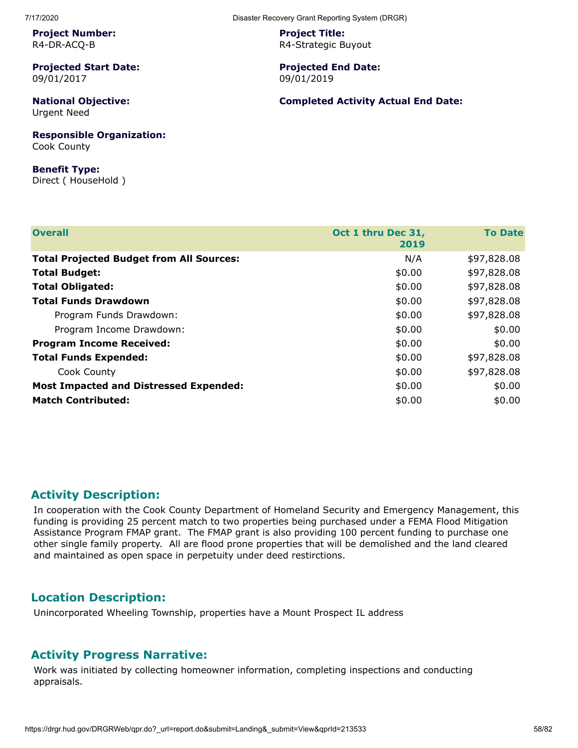**Project Number:**
R4-DR-ACQ-B

**Project Title:**
R4-Strategic Buyout

**Projected Start Date:**
09/01/2017

**Projected End Date:**
09/01/2019

**National Objective:**
Urgent Need

**Completed Activity Actual End Date:**

**Responsible Organization:**
Cook County

**Benefit Type:**
Direct ( HouseHold )

| Overall | Oct 1 thru Dec 31, 2019 | To Date |
|---|---|---|
| **Total Projected Budget from All Sources:** | N/A | $97,828.08 |
| **Total Budget:** | $0.00 | $97,828.08 |
| **Total Obligated:** | $0.00 | $97,828.08 |
| **Total Funds Drawdown** | $0.00 | $97,828.08 |
| Program Funds Drawdown: | $0.00 | $97,828.08 |
| Program Income Drawdown: | $0.00 | $0.00 |
| **Program Income Received:** | $0.00 | $0.00 |
| **Total Funds Expended:** | $0.00 | $97,828.08 |
| Cook County | $0.00 | $97,828.08 |
| **Most Impacted and Distressed Expended:** | $0.00 | $0.00 |
| **Match Contributed:** | $0.00 | $0.00 |

## Activity Description:

In cooperation with the Cook County Department of Homeland Security and Emergency Management, this funding is providing 25 percent match to two properties being purchased under a FEMA Flood Mitigation Assistance Program FMAP grant. The FMAP grant is also providing 100 percent funding to purchase one other single family property. All are flood prone properties that will be demolished and the land cleared and maintained as open space in perpetuity under deed restirctions.

## Location Description:

Unincorporated Wheeling Township, properties have a Mount Prospect IL address

## Activity Progress Narrative:

Work was initiated by collecting homeowner information, completing inspections and conducting appraisals.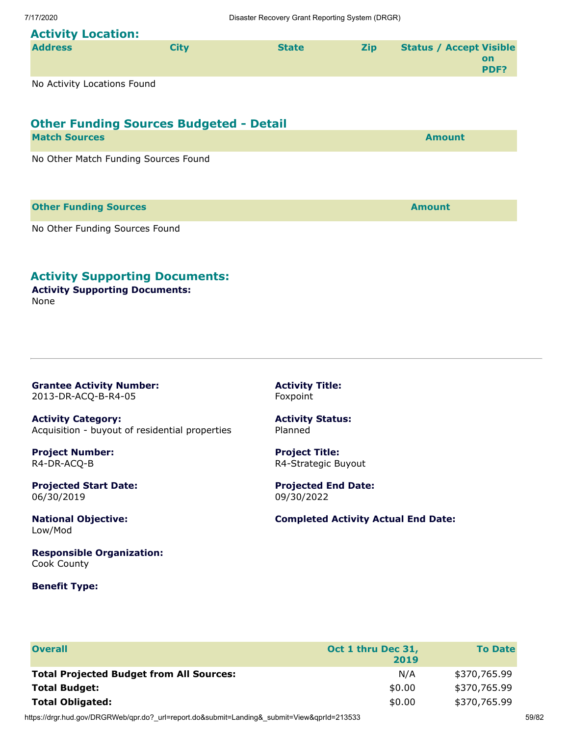## Activity Location:

| Address | City | State | Zip | Status / Accept | Visible on PDF? |
| --- | --- | --- | --- | --- | --- |

No Activity Locations Found

## Other Funding Sources Budgeted - Detail

| Match Sources | Amount |
| --- | --- |

No Other Match Funding Sources Found

| Other Funding Sources | Amount |
| --- | --- |

No Other Funding Sources Found

## Activity Supporting Documents:

**Activity Supporting Documents:**
None

---

**Grantee Activity Number:**
2013-DR-ACQ-B-R4-05

**Activity Title:**
Foxpoint

**Activity Category:**
Acquisition - buyout of residential properties

**Activity Status:**
Planned

**Project Number:**
R4-DR-ACQ-B

**Project Title:**
R4-Strategic Buyout

**Projected Start Date:**
06/30/2019

**Projected End Date:**
09/30/2022

**National Objective:**
Low/Mod

**Completed Activity Actual End Date:**

**Responsible Organization:**
Cook County

**Benefit Type:**

| Overall | Oct 1 thru Dec 31, 2019 | To Date |
| --- | --- | --- |
| **Total Projected Budget from All Sources:** | N/A | $370,765.99 |
| **Total Budget:** | $0.00 | $370,765.99 |
| **Total Obligated:** | $0.00 | $370,765.99 |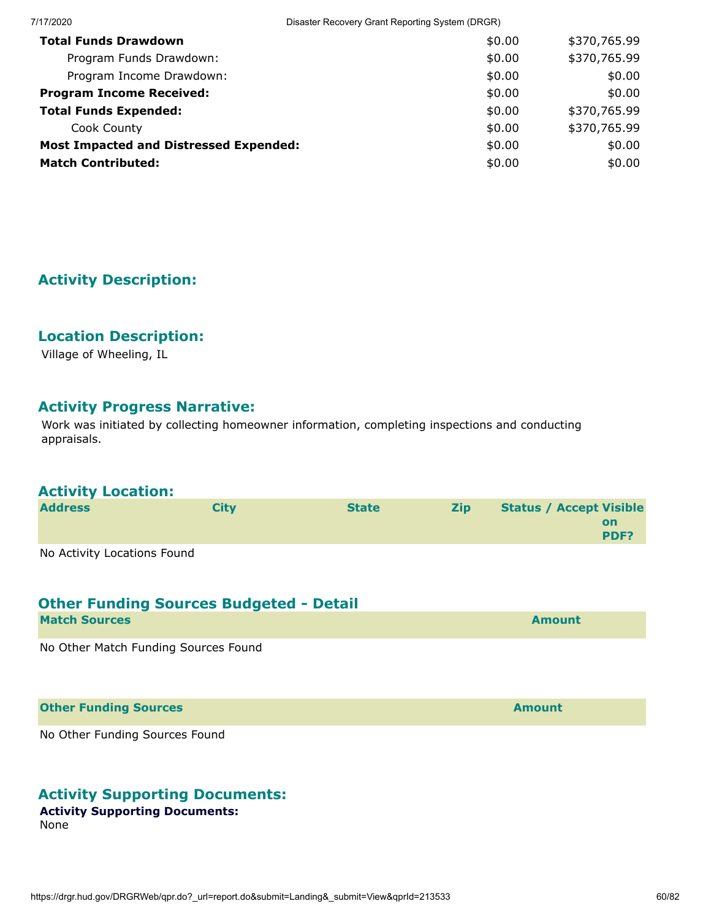| | | |
|---|---|---|
| **Total Funds Drawdown** | $0.00 | $370,765.99 |
| Program Funds Drawdown: | $0.00 | $370,765.99 |
| Program Income Drawdown: | $0.00 | $0.00 |
| **Program Income Received:** | $0.00 | $0.00 |
| **Total Funds Expended:** | $0.00 | $370,765.99 |
| Cook County | $0.00 | $370,765.99 |
| **Most Impacted and Distressed Expended:** | $0.00 | $0.00 |
| **Match Contributed:** | $0.00 | $0.00 |

## Activity Description:

## Location Description:

Village of Wheeling, IL

## Activity Progress Narrative:

Work was initiated by collecting homeowner information, completing inspections and conducting appraisals.

## Activity Location:

| Address | City | State | Zip | Status / Accept | Visible on PDF? |
|---|---|---|---|---|---|

No Activity Locations Found

## Other Funding Sources Budgeted - Detail

| Match Sources | Amount |
|---|---|

No Other Match Funding Sources Found

| Other Funding Sources | Amount |
|---|---|

No Other Funding Sources Found

## Activity Supporting Documents:

**Activity Supporting Documents:**
None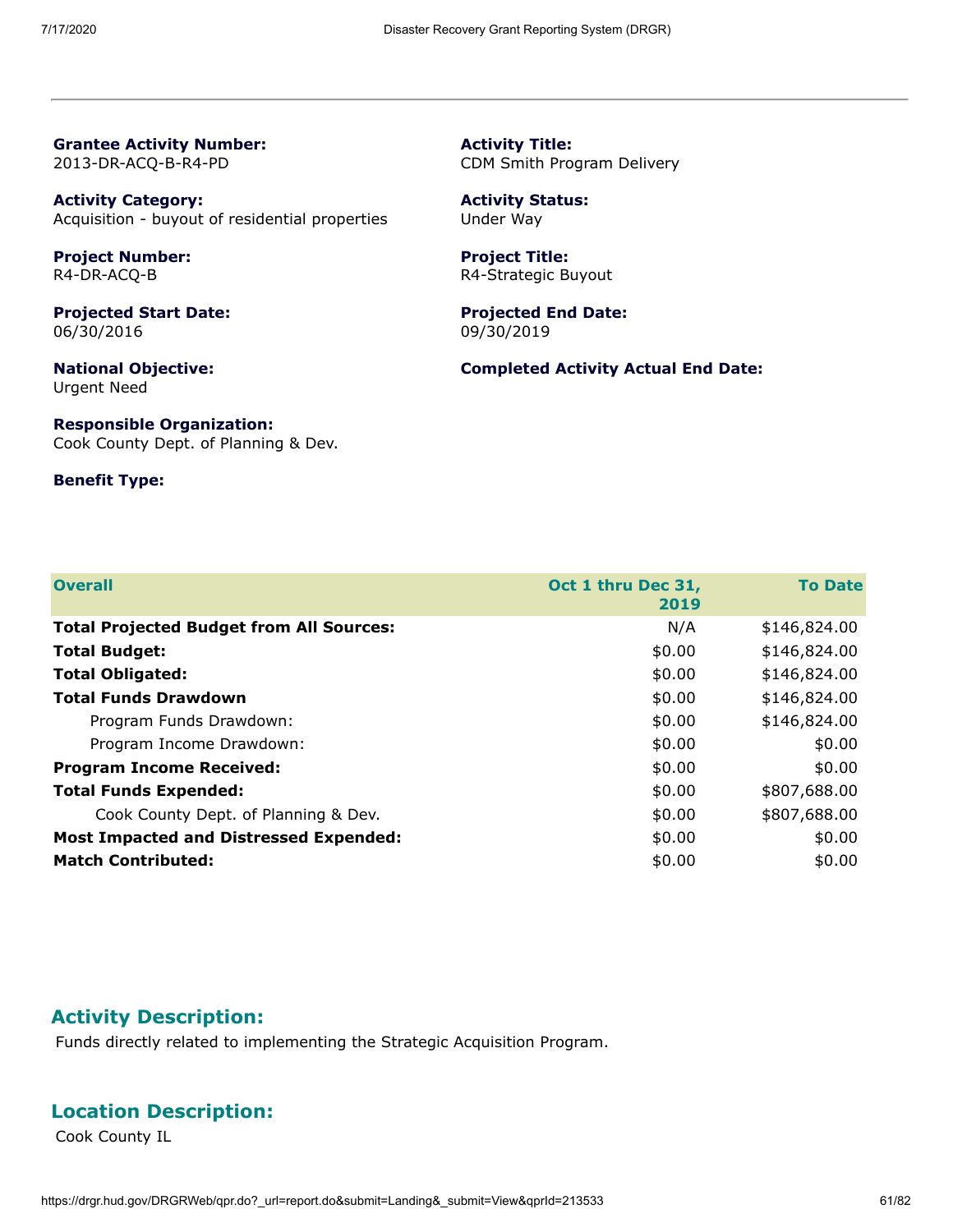**Grantee Activity Number:**
2013-DR-ACQ-B-R4-PD

**Activity Title:**
CDM Smith Program Delivery

**Activity Category:**
Acquisition - buyout of residential properties

**Activity Status:**
Under Way

**Project Number:**
R4-DR-ACQ-B

**Project Title:**
R4-Strategic Buyout

**Projected Start Date:**
06/30/2016

**Projected End Date:**
09/30/2019

**National Objective:**
Urgent Need

**Completed Activity Actual End Date:**

**Responsible Organization:**
Cook County Dept. of Planning & Dev.

**Benefit Type:**

| Overall | Oct 1 thru Dec 31, 2019 | To Date |
|---|---|---|
| **Total Projected Budget from All Sources:** | N/A | $146,824.00 |
| **Total Budget:** | $0.00 | $146,824.00 |
| **Total Obligated:** | $0.00 | $146,824.00 |
| **Total Funds Drawdown** | $0.00 | $146,824.00 |
| Program Funds Drawdown: | $0.00 | $146,824.00 |
| Program Income Drawdown: | $0.00 | $0.00 |
| **Program Income Received:** | $0.00 | $0.00 |
| **Total Funds Expended:** | $0.00 | $807,688.00 |
| Cook County Dept. of Planning & Dev. | $0.00 | $807,688.00 |
| **Most Impacted and Distressed Expended:** | $0.00 | $0.00 |
| **Match Contributed:** | $0.00 | $0.00 |

## Activity Description:

Funds directly related to implementing the Strategic Acquisition Program.

## Location Description:

Cook County IL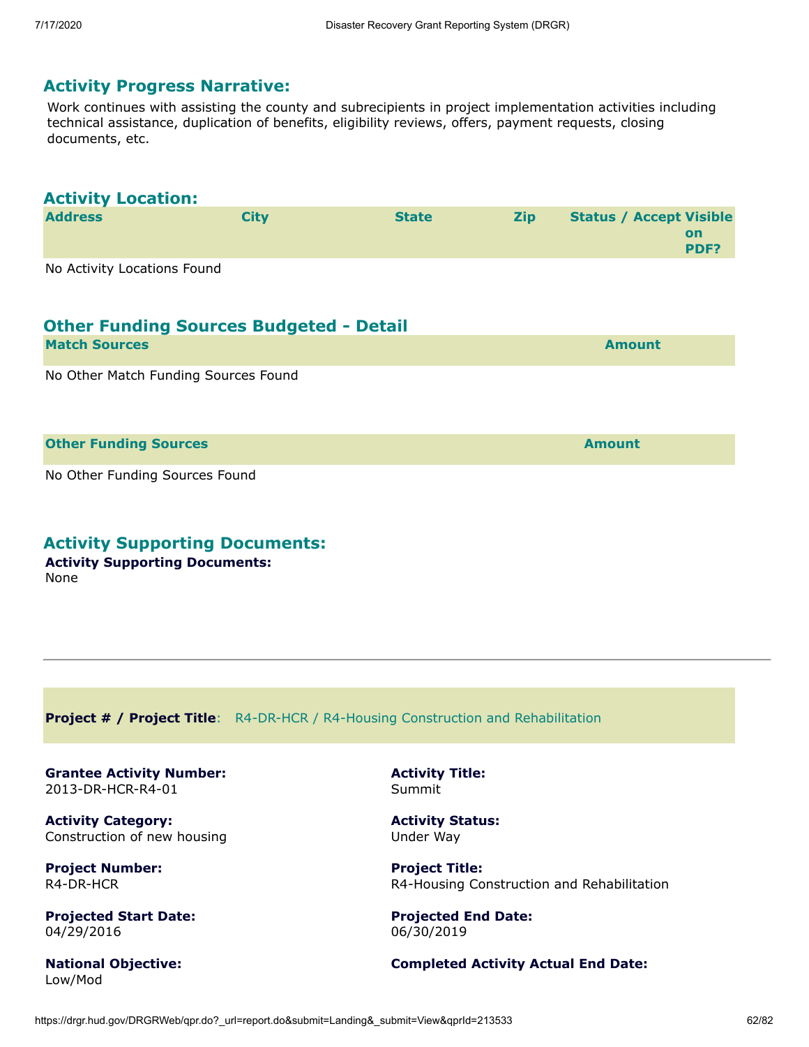## Activity Progress Narrative:

Work continues with assisting the county and subrecipients in project implementation activities including technical assistance, duplication of benefits, eligibility reviews, offers, payment requests, closing documents, etc.

## Activity Location:

| Address | City | State | Zip | Status / Accept | Visible on PDF? |
|---|---|---|---|---|---|

No Activity Locations Found

## Other Funding Sources Budgeted - Detail

| Match Sources | Amount |
|---|---|

No Other Match Funding Sources Found

| Other Funding Sources | Amount |
|---|---|

No Other Funding Sources Found

## Activity Supporting Documents:

**Activity Supporting Documents:**
None

---

**Project # / Project Title**: R4-DR-HCR / R4-Housing Construction and Rehabilitation

**Grantee Activity Number:**
2013-DR-HCR-R4-01

**Activity Title:**
Summit

**Activity Category:**
Construction of new housing

**Activity Status:**
Under Way

**Project Number:**
R4-DR-HCR

**Project Title:**
R4-Housing Construction and Rehabilitation

**Projected Start Date:**
04/29/2016

**Projected End Date:**
06/30/2019

**National Objective:**
Low/Mod

**Completed Activity Actual End Date:**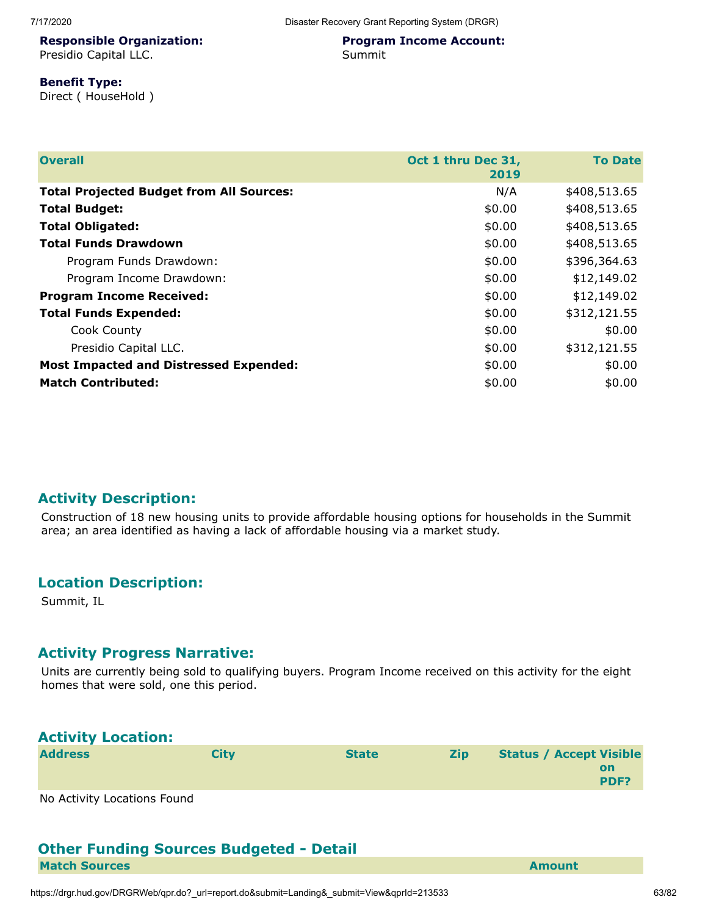**Responsible Organization:**
Presidio Capital LLC.

**Program Income Account:**
Summit

**Benefit Type:**
Direct ( HouseHold )

| Overall | Oct 1 thru Dec 31, 2019 | To Date |
|---|---|---|
| **Total Projected Budget from All Sources:** | N/A | $408,513.65 |
| **Total Budget:** | $0.00 | $408,513.65 |
| **Total Obligated:** | $0.00 | $408,513.65 |
| **Total Funds Drawdown** | $0.00 | $408,513.65 |
| Program Funds Drawdown: | $0.00 | $396,364.63 |
| Program Income Drawdown: | $0.00 | $12,149.02 |
| **Program Income Received:** | $0.00 | $12,149.02 |
| **Total Funds Expended:** | $0.00 | $312,121.55 |
| Cook County | $0.00 | $0.00 |
| Presidio Capital LLC. | $0.00 | $312,121.55 |
| **Most Impacted and Distressed Expended:** | $0.00 | $0.00 |
| **Match Contributed:** | $0.00 | $0.00 |

## Activity Description:

Construction of 18 new housing units to provide affordable housing options for households in the Summit area; an area identified as having a lack of affordable housing via a market study.

## Location Description:

Summit, IL

## Activity Progress Narrative:

Units are currently being sold to qualifying buyers. Program Income received on this activity for the eight homes that were sold, one this period.

## Activity Location:

| Address | City | State | Zip | Status / Accept | Visible on PDF? |
|---|---|---|---|---|---|

No Activity Locations Found

## Other Funding Sources Budgeted - Detail

| Match Sources | Amount |
|---|---|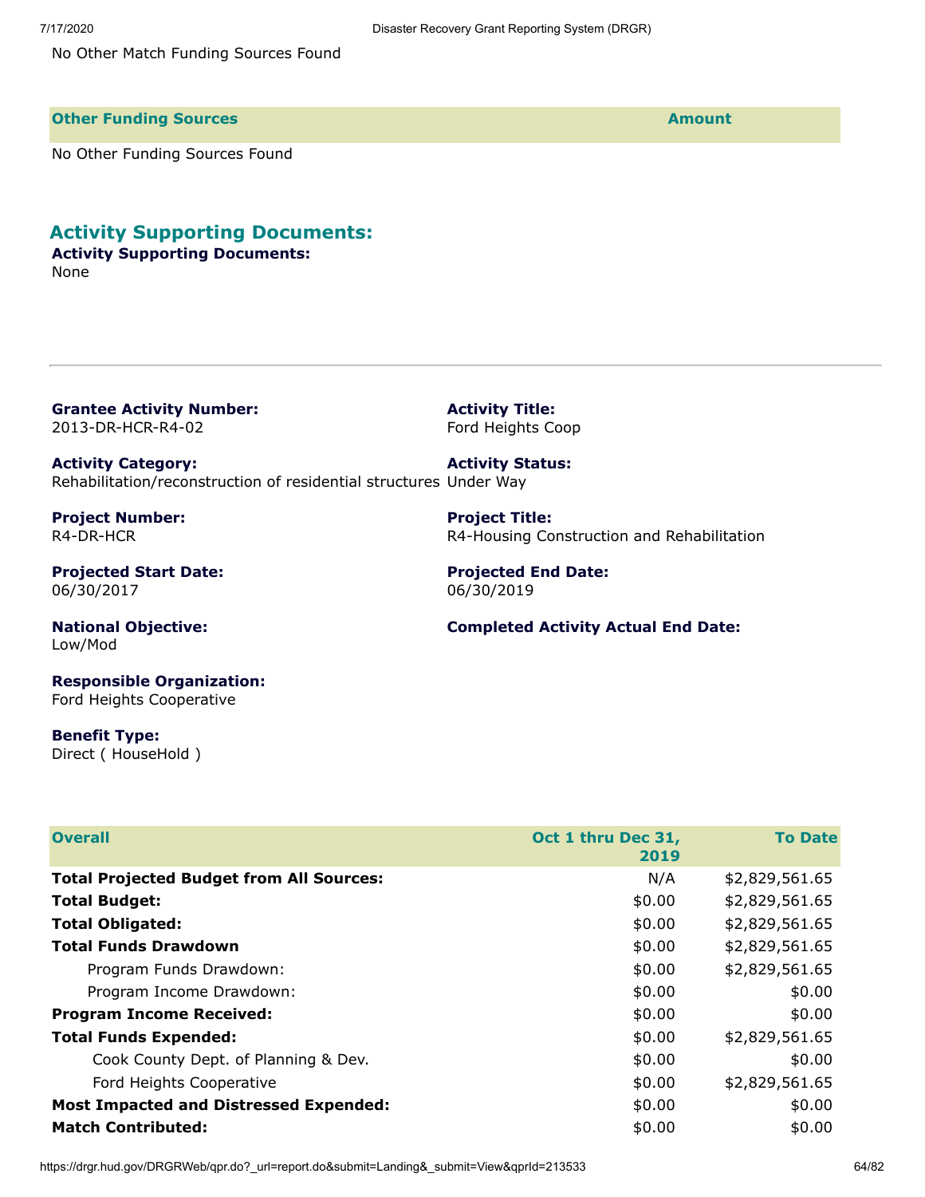No Other Match Funding Sources Found

| Other Funding Sources | Amount |
| --- | --- |

No Other Funding Sources Found

## Activity Supporting Documents:

**Activity Supporting Documents:**
None

---

**Grantee Activity Number:**
2013-DR-HCR-R4-02

**Activity Title:**
Ford Heights Coop

**Activity Category:**
Rehabilitation/reconstruction of residential structures

**Activity Status:**
Under Way

**Project Number:**
R4-DR-HCR

**Project Title:**
R4-Housing Construction and Rehabilitation

**Projected Start Date:**
06/30/2017

**Projected End Date:**
06/30/2019

**National Objective:**
Low/Mod

**Completed Activity Actual End Date:**

**Responsible Organization:**
Ford Heights Cooperative

**Benefit Type:**
Direct ( HouseHold )

| Overall | Oct 1 thru Dec 31, 2019 | To Date |
| --- | --- | --- |
| **Total Projected Budget from All Sources:** | N/A | $2,829,561.65 |
| **Total Budget:** | $0.00 | $2,829,561.65 |
| **Total Obligated:** | $0.00 | $2,829,561.65 |
| **Total Funds Drawdown** | $0.00 | $2,829,561.65 |
| Program Funds Drawdown: | $0.00 | $2,829,561.65 |
| Program Income Drawdown: | $0.00 | $0.00 |
| **Program Income Received:** | $0.00 | $0.00 |
| **Total Funds Expended:** | $0.00 | $2,829,561.65 |
| Cook County Dept. of Planning & Dev. | $0.00 | $0.00 |
| Ford Heights Cooperative | $0.00 | $2,829,561.65 |
| **Most Impacted and Distressed Expended:** | $0.00 | $0.00 |
| **Match Contributed:** | $0.00 | $0.00 |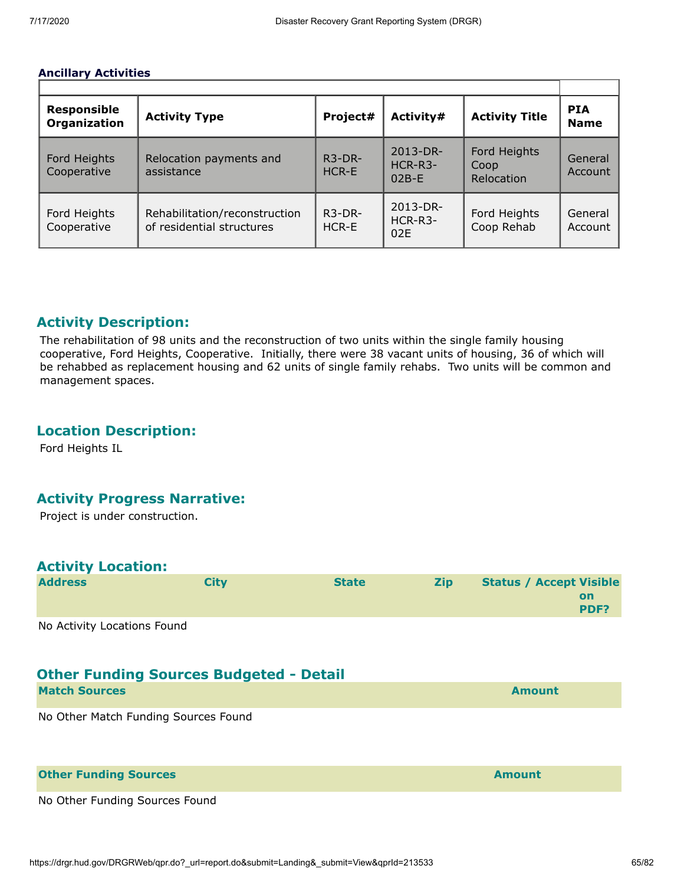**Ancillary Activities**

| Responsible Organization | Activity Type | Project# | Activity# | Activity Title | PIA Name |
| --- | --- | --- | --- | --- | --- |
| Ford Heights Cooperative | Relocation payments and assistance | R3-DR-HCR-E | 2013-DR-HCR-R3-02B-E | Ford Heights Coop Relocation | General Account |
| Ford Heights Cooperative | Rehabilitation/reconstruction of residential structures | R3-DR-HCR-E | 2013-DR-HCR-R3-02E | Ford Heights Coop Rehab | General Account |

## Activity Description:

The rehabilitation of 98 units and the reconstruction of two units within the single family housing cooperative, Ford Heights, Cooperative. Initially, there were 38 vacant units of housing, 36 of which will be rehabbed as replacement housing and 62 units of single family rehabs. Two units will be common and management spaces.

## Location Description:

Ford Heights IL

## Activity Progress Narrative:

Project is under construction.

## Activity Location:

| Address | City | State | Zip | Status / Accept | Visible on PDF? |
| --- | --- | --- | --- | --- | --- |

No Activity Locations Found

## Other Funding Sources Budgeted - Detail

| Match Sources | Amount |
| --- | --- |

No Other Match Funding Sources Found

| Other Funding Sources | Amount |
| --- | --- |

No Other Funding Sources Found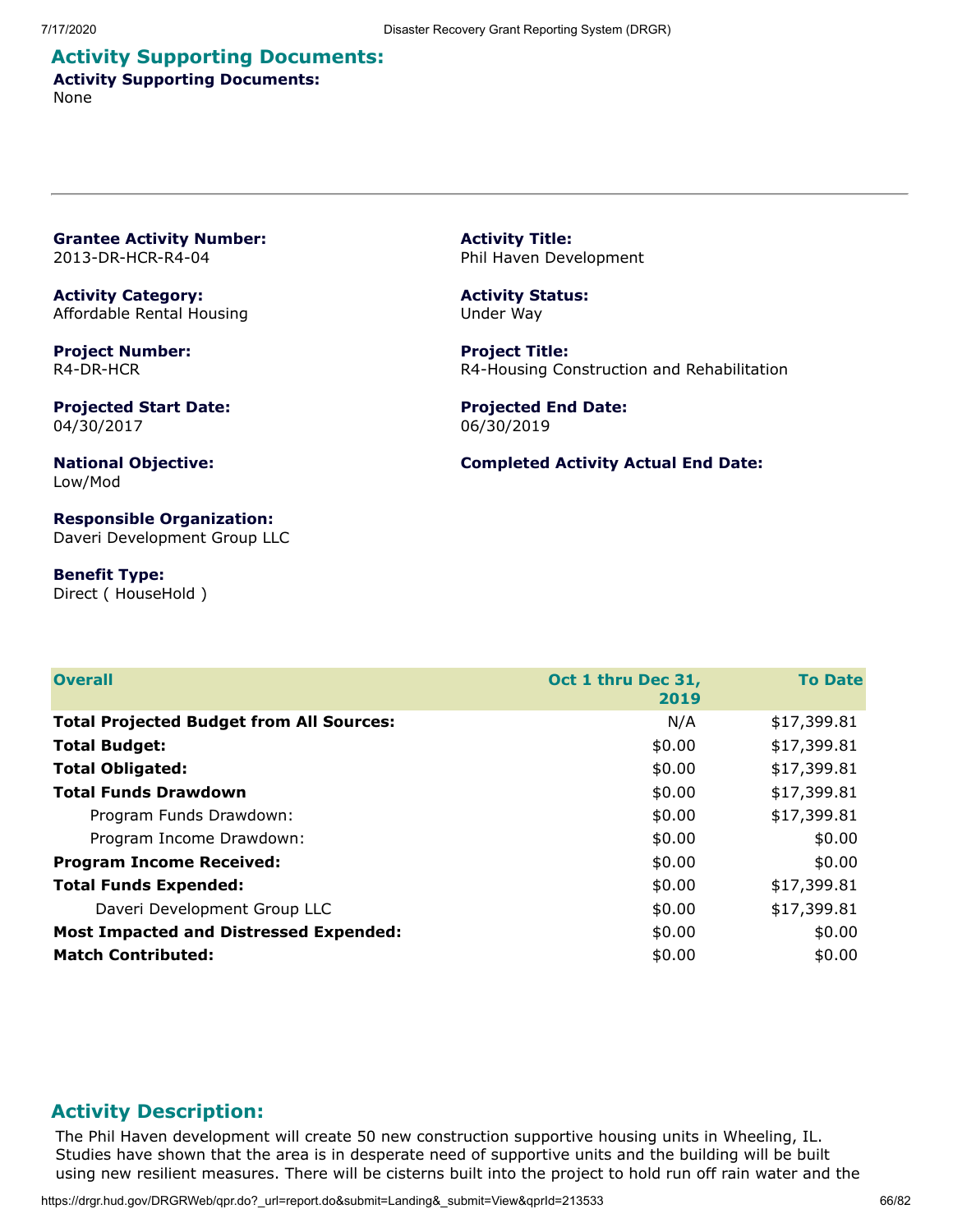## Activity Supporting Documents:

**Activity Supporting Documents:**
None

---

**Grantee Activity Number:**
2013-DR-HCR-R4-04

**Activity Title:**
Phil Haven Development

**Activity Category:**
Affordable Rental Housing

**Activity Status:**
Under Way

**Project Number:**
R4-DR-HCR

**Project Title:**
R4-Housing Construction and Rehabilitation

**Projected Start Date:**
04/30/2017

**Projected End Date:**
06/30/2019

**National Objective:**
Low/Mod

**Completed Activity Actual End Date:**

**Responsible Organization:**
Daveri Development Group LLC

**Benefit Type:**
Direct ( HouseHold )

| Overall | Oct 1 thru Dec 31, 2019 | To Date |
|---|---|---|
| **Total Projected Budget from All Sources:** | N/A | $17,399.81 |
| **Total Budget:** | $0.00 | $17,399.81 |
| **Total Obligated:** | $0.00 | $17,399.81 |
| **Total Funds Drawdown** | $0.00 | $17,399.81 |
| Program Funds Drawdown: | $0.00 | $17,399.81 |
| Program Income Drawdown: | $0.00 | $0.00 |
| **Program Income Received:** | $0.00 | $0.00 |
| **Total Funds Expended:** | $0.00 | $17,399.81 |
| Daveri Development Group LLC | $0.00 | $17,399.81 |
| **Most Impacted and Distressed Expended:** | $0.00 | $0.00 |
| **Match Contributed:** | $0.00 | $0.00 |

## Activity Description:

The Phil Haven development will create 50 new construction supportive housing units in Wheeling, IL. Studies have shown that the area is in desperate need of supportive units and the building will be built using new resilient measures. There will be cisterns built into the project to hold run off rain water and the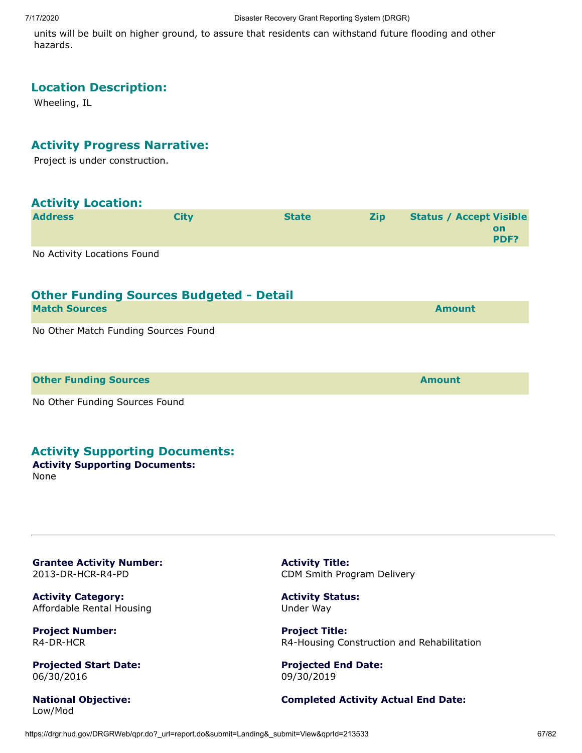units will be built on higher ground, to assure that residents can withstand future flooding and other hazards.

## Location Description:

Wheeling, IL

## Activity Progress Narrative:

Project is under construction.

## Activity Location:

| Address | City | State | Zip | Status / Accept | Visible on PDF? |
|---|---|---|---|---|---|

No Activity Locations Found

## Other Funding Sources Budgeted - Detail

| Match Sources | Amount |
|---|---|

No Other Match Funding Sources Found

| Other Funding Sources | Amount |
|---|---|

No Other Funding Sources Found

## Activity Supporting Documents:

**Activity Supporting Documents:**
None

---

**Grantee Activity Number:**
2013-DR-HCR-R4-PD

**Activity Title:**
CDM Smith Program Delivery

**Activity Category:**
Affordable Rental Housing

**Activity Status:**
Under Way

**Project Number:**
R4-DR-HCR

**Project Title:**
R4-Housing Construction and Rehabilitation

**Projected Start Date:**
06/30/2016

**Projected End Date:**
09/30/2019

**National Objective:**
Low/Mod

**Completed Activity Actual End Date:**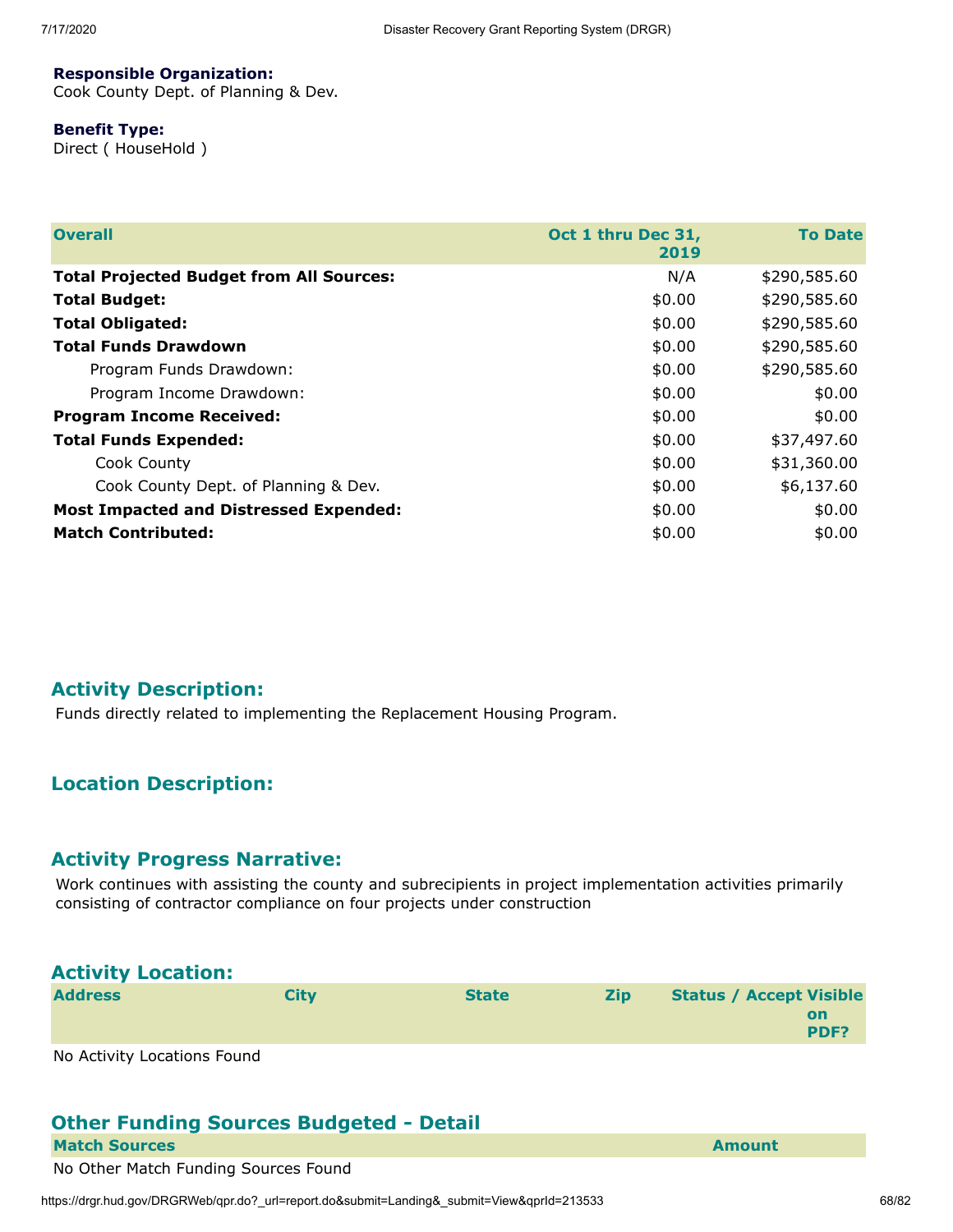**Responsible Organization:**
Cook County Dept. of Planning & Dev.

**Benefit Type:**
Direct ( HouseHold )

| Overall | Oct 1 thru Dec 31, 2019 | To Date |
| --- | --- | --- |
| **Total Projected Budget from All Sources:** | N/A | $290,585.60 |
| **Total Budget:** | $0.00 | $290,585.60 |
| **Total Obligated:** | $0.00 | $290,585.60 |
| **Total Funds Drawdown** | $0.00 | $290,585.60 |
| Program Funds Drawdown: | $0.00 | $290,585.60 |
| Program Income Drawdown: | $0.00 | $0.00 |
| **Program Income Received:** | $0.00 | $0.00 |
| **Total Funds Expended:** | $0.00 | $37,497.60 |
| Cook County | $0.00 | $31,360.00 |
| Cook County Dept. of Planning & Dev. | $0.00 | $6,137.60 |
| **Most Impacted and Distressed Expended:** | $0.00 | $0.00 |
| **Match Contributed:** | $0.00 | $0.00 |

## Activity Description:

Funds directly related to implementing the Replacement Housing Program.

## Location Description:

## Activity Progress Narrative:

Work continues with assisting the county and subrecipients in project implementation activities primarily consisting of contractor compliance on four projects under construction

## Activity Location:

| Address | City | State | Zip | Status / Accept | Visible on PDF? |
| --- | --- | --- | --- | --- | --- |

No Activity Locations Found

## Other Funding Sources Budgeted - Detail

| Match Sources | Amount |
| --- | --- |

No Other Match Funding Sources Found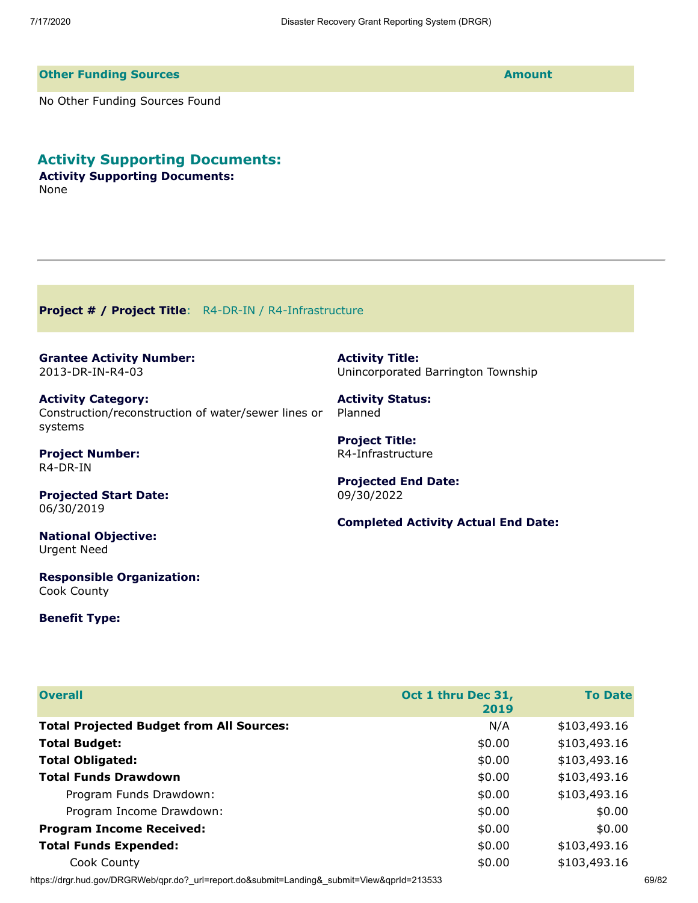| Other Funding Sources | Amount |
| --- | --- |

No Other Funding Sources Found

## Activity Supporting Documents:

**Activity Supporting Documents:**
None

---

**Project # / Project Title**: R4-DR-IN / R4-Infrastructure

**Grantee Activity Number:**
2013-DR-IN-R4-03

**Activity Title:**
Unincorporated Barrington Township

**Activity Category:**
Construction/reconstruction of water/sewer lines or systems

**Activity Status:**
Planned

**Project Number:**
R4-DR-IN

**Project Title:**
R4-Infrastructure

**Projected Start Date:**
06/30/2019

**Projected End Date:**
09/30/2022

**Completed Activity Actual End Date:**

**National Objective:**
Urgent Need

**Responsible Organization:**
Cook County

**Benefit Type:**

| Overall | Oct 1 thru Dec 31, 2019 | To Date |
| --- | --- | --- |
| **Total Projected Budget from All Sources:** | N/A | $103,493.16 |
| **Total Budget:** | $0.00 | $103,493.16 |
| **Total Obligated:** | $0.00 | $103,493.16 |
| **Total Funds Drawdown** | $0.00 | $103,493.16 |
| Program Funds Drawdown: | $0.00 | $103,493.16 |
| Program Income Drawdown: | $0.00 | $0.00 |
| **Program Income Received:** | $0.00 | $0.00 |
| **Total Funds Expended:** | $0.00 | $103,493.16 |
| Cook County | $0.00 | $103,493.16 |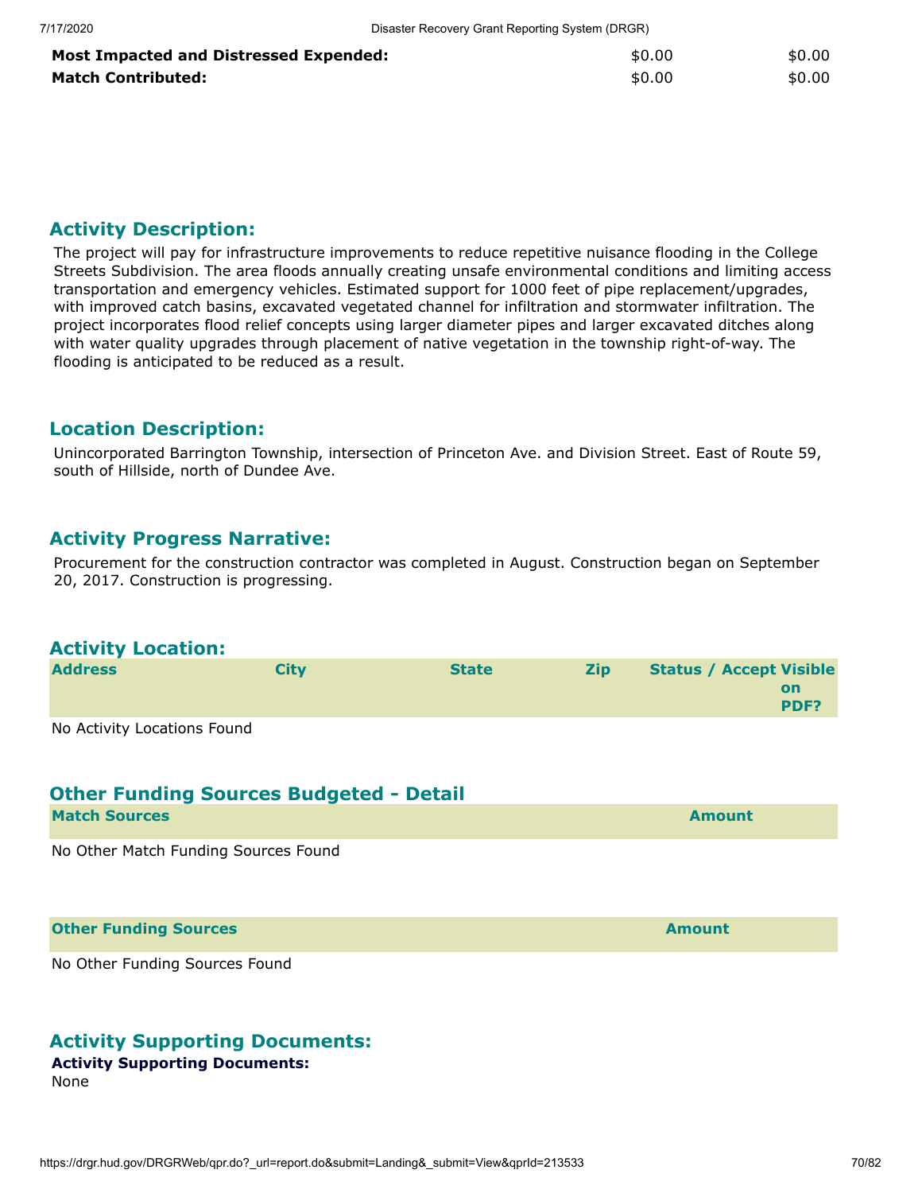| | | |
|---|---|---|
| **Most Impacted and Distressed Expended:** | $0.00 | $0.00 |
| **Match Contributed:** | $0.00 | $0.00 |

## Activity Description:

The project will pay for infrastructure improvements to reduce repetitive nuisance flooding in the College Streets Subdivision. The area floods annually creating unsafe environmental conditions and limiting access transportation and emergency vehicles. Estimated support for 1000 feet of pipe replacement/upgrades, with improved catch basins, excavated vegetated channel for infiltration and stormwater infiltration. The project incorporates flood relief concepts using larger diameter pipes and larger excavated ditches along with water quality upgrades through placement of native vegetation in the township right-of-way. The flooding is anticipated to be reduced as a result.

## Location Description:

Unincorporated Barrington Township, intersection of Princeton Ave. and Division Street. East of Route 59, south of Hillside, north of Dundee Ave.

## Activity Progress Narrative:

Procurement for the construction contractor was completed in August. Construction began on September 20, 2017. Construction is progressing.

## Activity Location:

| Address | City | State | Zip | Status / Accept | Visible on PDF? |
|---|---|---|---|---|---|

No Activity Locations Found

## Other Funding Sources Budgeted - Detail

| Match Sources | Amount |
|---|---|

No Other Match Funding Sources Found

| Other Funding Sources | Amount |
|---|---|

No Other Funding Sources Found

## Activity Supporting Documents:

**Activity Supporting Documents:**
None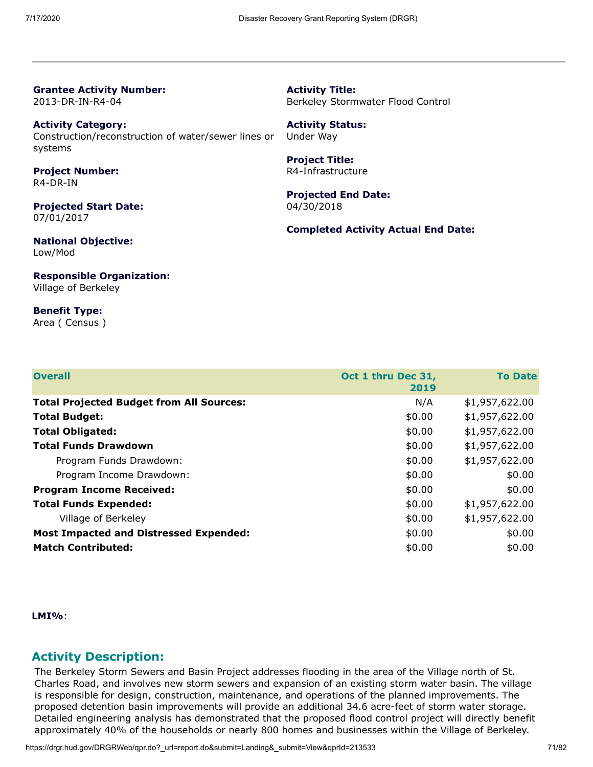**Grantee Activity Number:**
2013-DR-IN-R4-04

**Activity Title:**
Berkeley Stormwater Flood Control

**Activity Category:**
Construction/reconstruction of water/sewer lines or systems

**Activity Status:**
Under Way

**Project Number:**
R4-DR-IN

**Project Title:**
R4-Infrastructure

**Projected Start Date:**
07/01/2017

**Projected End Date:**
04/30/2018

**Completed Activity Actual End Date:**

**National Objective:**
Low/Mod

**Responsible Organization:**
Village of Berkeley

**Benefit Type:**
Area ( Census )

| Overall | Oct 1 thru Dec 31, 2019 | To Date |
|---|---|---|
| **Total Projected Budget from All Sources:** | N/A | $1,957,622.00 |
| **Total Budget:** | $0.00 | $1,957,622.00 |
| **Total Obligated:** | $0.00 | $1,957,622.00 |
| **Total Funds Drawdown** | $0.00 | $1,957,622.00 |
| Program Funds Drawdown: | $0.00 | $1,957,622.00 |
| Program Income Drawdown: | $0.00 | $0.00 |
| **Program Income Received:** | $0.00 | $0.00 |
| **Total Funds Expended:** | $0.00 | $1,957,622.00 |
| Village of Berkeley | $0.00 | $1,957,622.00 |
| **Most Impacted and Distressed Expended:** | $0.00 | $0.00 |
| **Match Contributed:** | $0.00 | $0.00 |

**LMI%**:

## Activity Description:

The Berkeley Storm Sewers and Basin Project addresses flooding in the area of the Village north of St. Charles Road, and involves new storm sewers and expansion of an existing storm water basin. The village is responsible for design, construction, maintenance, and operations of the planned improvements. The proposed detention basin improvements will provide an additional 34.6 acre-feet of storm water storage. Detailed engineering analysis has demonstrated that the proposed flood control project will directly benefit approximately 40% of the households or nearly 800 homes and businesses within the Village of Berkeley.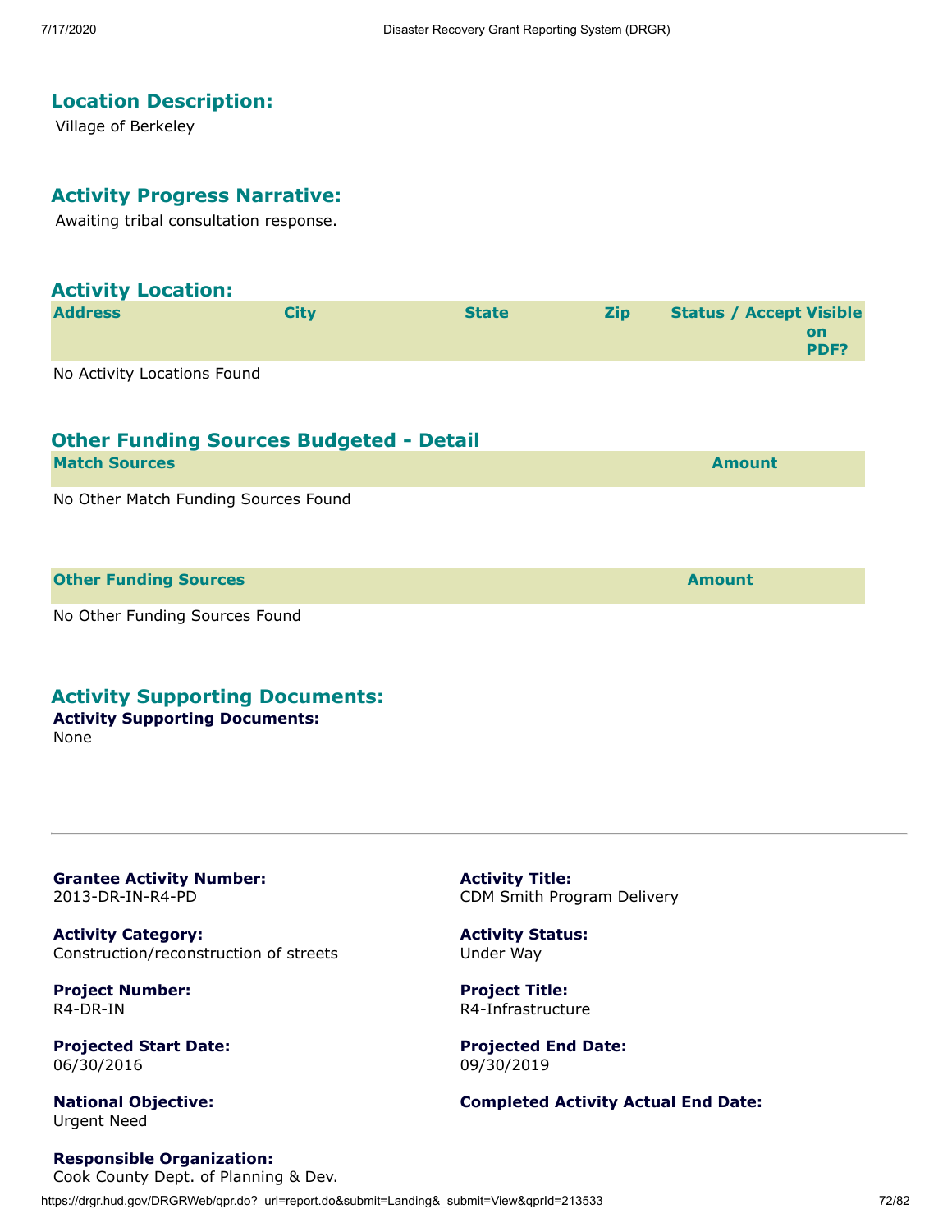## Location Description:

Village of Berkeley

## Activity Progress Narrative:

Awaiting tribal consultation response.

## Activity Location:

| Address | City | State | Zip | Status / Accept | Visible on PDF? |
|---|---|---|---|---|---|

No Activity Locations Found

## Other Funding Sources Budgeted - Detail

| Match Sources | Amount |
|---|---|

No Other Match Funding Sources Found

| Other Funding Sources | Amount |
|---|---|

No Other Funding Sources Found

## Activity Supporting Documents:

**Activity Supporting Documents:**
None

---

**Grantee Activity Number:**
2013-DR-IN-R4-PD

**Activity Title:**
CDM Smith Program Delivery

**Activity Category:**
Construction/reconstruction of streets

**Activity Status:**
Under Way

**Project Number:**
R4-DR-IN

**Project Title:**
R4-Infrastructure

**Projected Start Date:**
06/30/2016

**Projected End Date:**
09/30/2019

**National Objective:**
Urgent Need

**Completed Activity Actual End Date:**

**Responsible Organization:**
Cook County Dept. of Planning & Dev.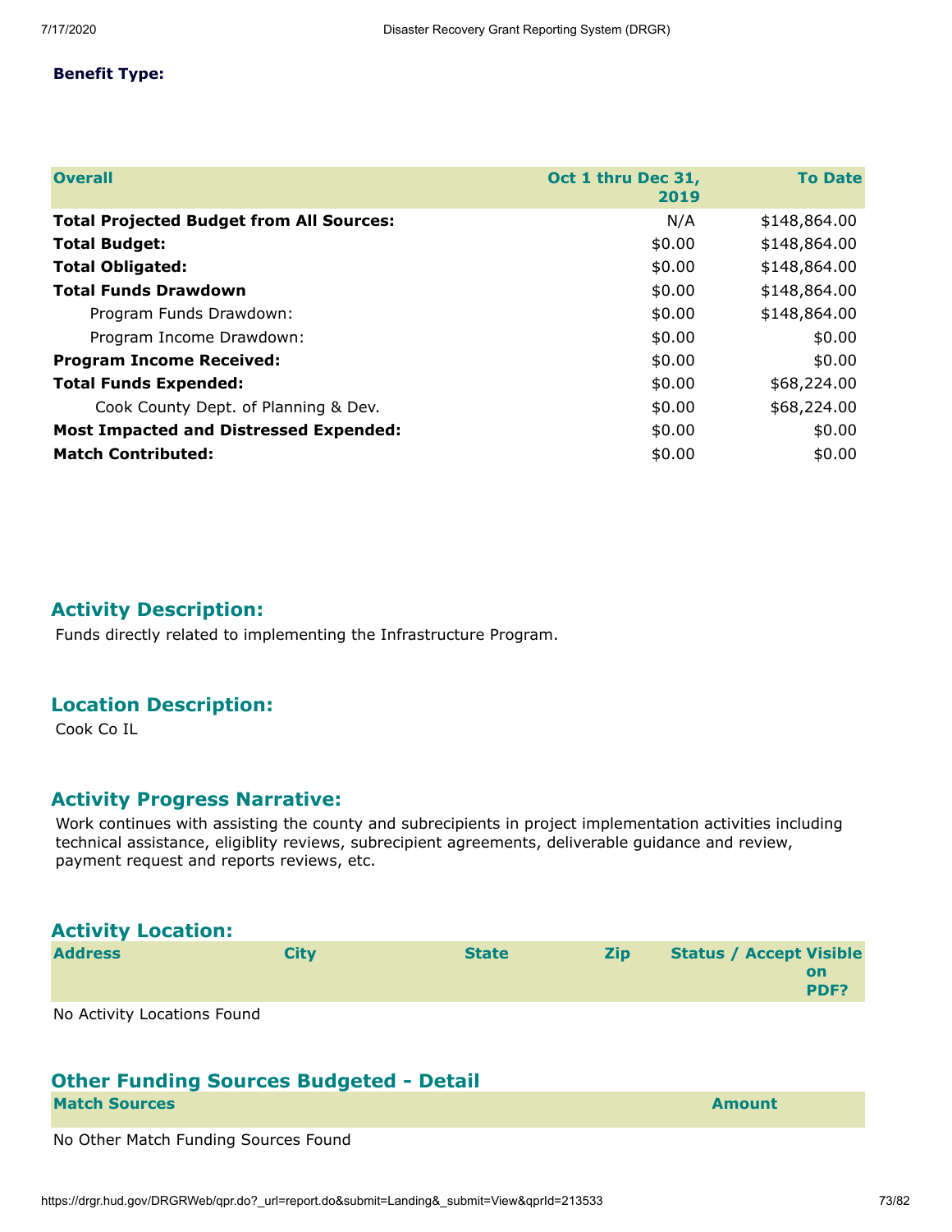**Benefit Type:**

| Overall | Oct 1 thru Dec 31, 2019 | To Date |
| --- | --- | --- |
| **Total Projected Budget from All Sources:** | N/A | $148,864.00 |
| **Total Budget:** | $0.00 | $148,864.00 |
| **Total Obligated:** | $0.00 | $148,864.00 |
| **Total Funds Drawdown** | $0.00 | $148,864.00 |
| Program Funds Drawdown: | $0.00 | $148,864.00 |
| Program Income Drawdown: | $0.00 | $0.00 |
| **Program Income Received:** | $0.00 | $0.00 |
| **Total Funds Expended:** | $0.00 | $68,224.00 |
| Cook County Dept. of Planning & Dev. | $0.00 | $68,224.00 |
| **Most Impacted and Distressed Expended:** | $0.00 | $0.00 |
| **Match Contributed:** | $0.00 | $0.00 |

## Activity Description:

Funds directly related to implementing the Infrastructure Program.

## Location Description:

Cook Co IL

## Activity Progress Narrative:

Work continues with assisting the county and subrecipients in project implementation activities including technical assistance, eligiblity reviews, subrecipient agreements, deliverable guidance and review, payment request and reports reviews, etc.

## Activity Location:

| Address | City | State | Zip | Status / Accept | Visible on PDF? |
| --- | --- | --- | --- | --- | --- |

No Activity Locations Found

## Other Funding Sources Budgeted - Detail

| Match Sources | Amount |
| --- | --- |

No Other Match Funding Sources Found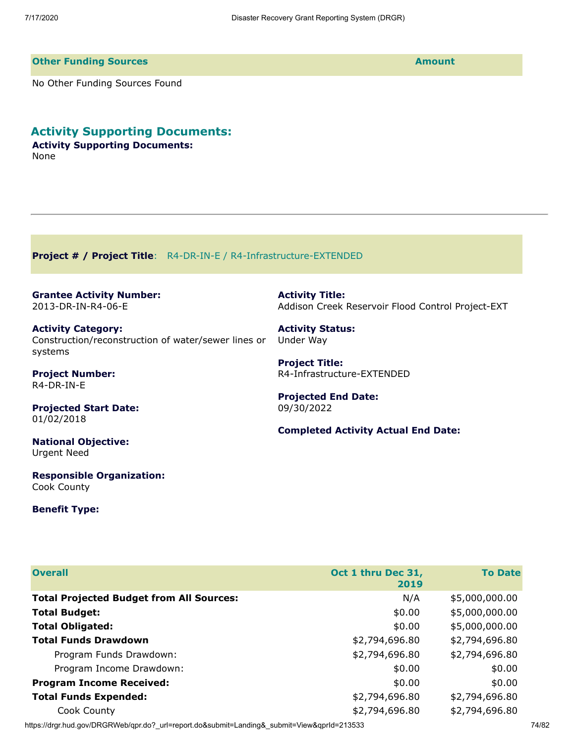| Other Funding Sources | Amount |
| --- | --- |
| No Other Funding Sources Found | |

## Activity Supporting Documents:

**Activity Supporting Documents:**
None

---

**Project # / Project Title**: R4-DR-IN-E / R4-Infrastructure-EXTENDED

**Grantee Activity Number:**
2013-DR-IN-R4-06-E

**Activity Title:**
Addison Creek Reservoir Flood Control Project-EXT

**Activity Category:**
Construction/reconstruction of water/sewer lines or systems

**Activity Status:**
Under Way

**Project Number:**
R4-DR-IN-E

**Project Title:**
R4-Infrastructure-EXTENDED

**Projected Start Date:**
01/02/2018

**Projected End Date:**
09/30/2022

**Completed Activity Actual End Date:**

**National Objective:**
Urgent Need

**Responsible Organization:**
Cook County

**Benefit Type:**

| Overall | Oct 1 thru Dec 31, 2019 | To Date |
| --- | --- | --- |
| **Total Projected Budget from All Sources:** | N/A | $5,000,000.00 |
| **Total Budget:** | $0.00 | $5,000,000.00 |
| **Total Obligated:** | $0.00 | $5,000,000.00 |
| **Total Funds Drawdown** | $2,794,696.80 | $2,794,696.80 |
| Program Funds Drawdown: | $2,794,696.80 | $2,794,696.80 |
| Program Income Drawdown: | $0.00 | $0.00 |
| **Program Income Received:** | $0.00 | $0.00 |
| **Total Funds Expended:** | $2,794,696.80 | $2,794,696.80 |
| Cook County | $2,794,696.80 | $2,794,696.80 |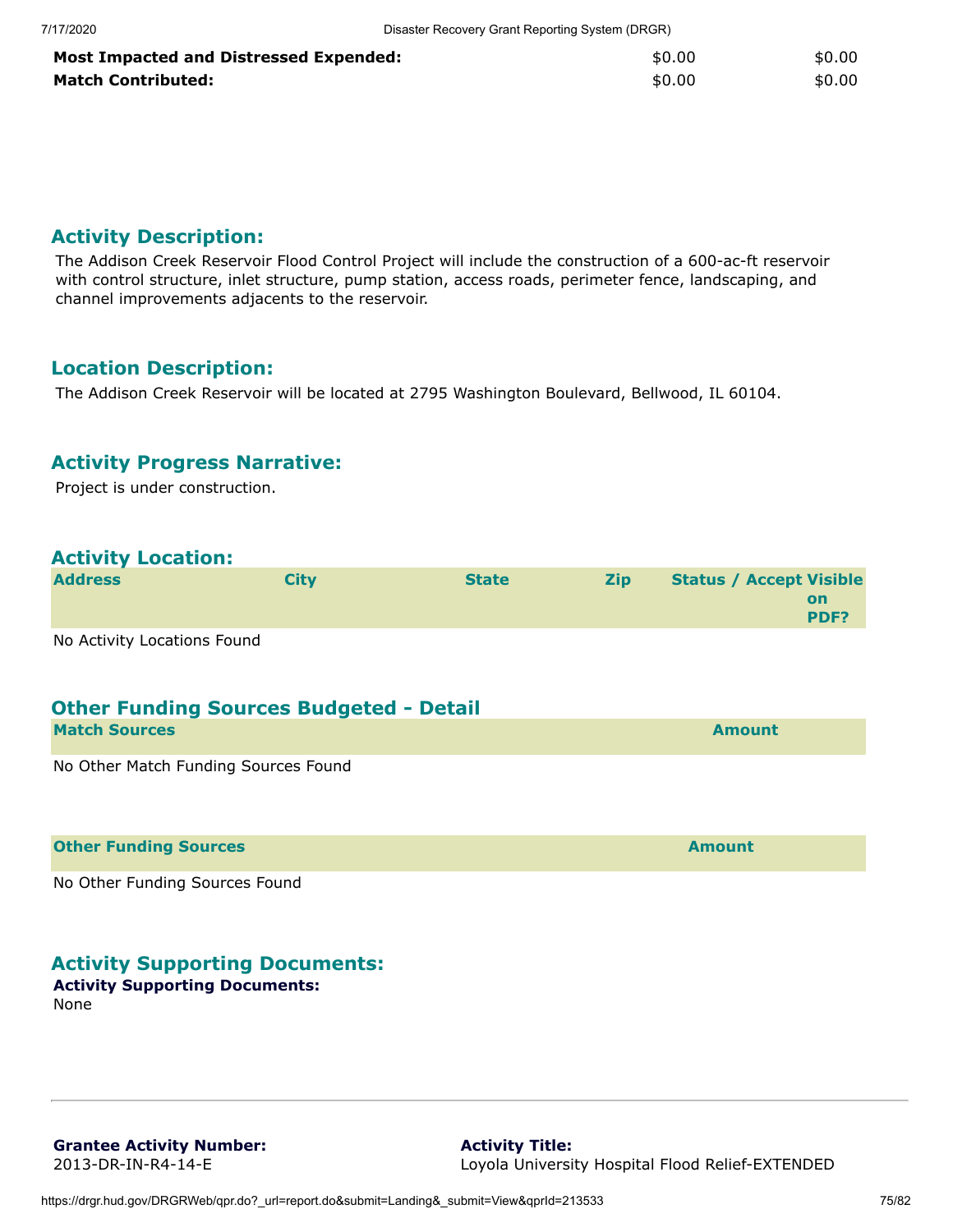| | | |
|---|---|---|
| **Most Impacted and Distressed Expended:** | $0.00 | $0.00 |
| **Match Contributed:** | $0.00 | $0.00 |

## Activity Description:

The Addison Creek Reservoir Flood Control Project will include the construction of a 600-ac-ft reservoir with control structure, inlet structure, pump station, access roads, perimeter fence, landscaping, and channel improvements adjacents to the reservoir.

## Location Description:

The Addison Creek Reservoir will be located at 2795 Washington Boulevard, Bellwood, IL 60104.

## Activity Progress Narrative:

Project is under construction.

## Activity Location:

| Address | City | State | Zip | Status / Accept | Visible on PDF? |
|---|---|---|---|---|---|

No Activity Locations Found

## Other Funding Sources Budgeted - Detail

| Match Sources | Amount |
|---|---|

No Other Match Funding Sources Found

| Other Funding Sources | Amount |
|---|---|

No Other Funding Sources Found

## Activity Supporting Documents:

**Activity Supporting Documents:**
None

---

**Grantee Activity Number:**
2013-DR-IN-R4-14-E

**Activity Title:**
Loyola University Hospital Flood Relief-EXTENDED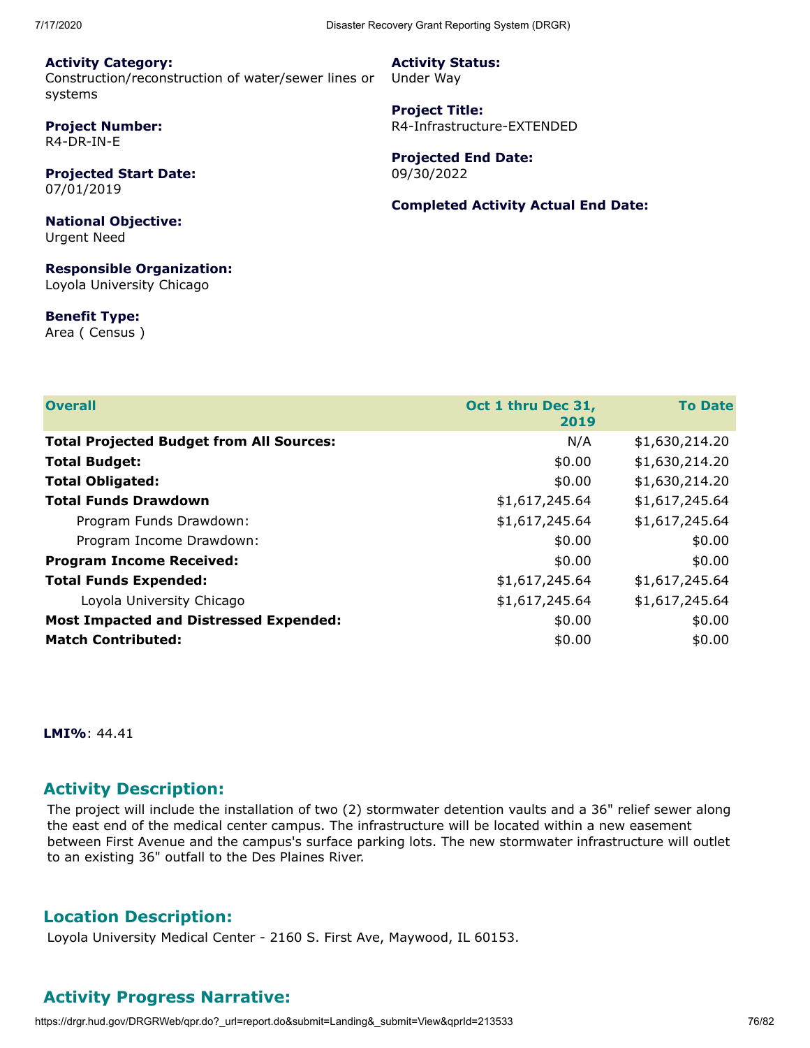**Activity Category:**
Construction/reconstruction of water/sewer lines or systems

**Activity Status:**
Under Way

**Project Number:**
R4-DR-IN-E

**Project Title:**
R4-Infrastructure-EXTENDED

**Projected Start Date:**
07/01/2019

**Projected End Date:**
09/30/2022

**National Objective:**
Urgent Need

**Completed Activity Actual End Date:**

**Responsible Organization:**
Loyola University Chicago

**Benefit Type:**
Area ( Census )

| Overall | Oct 1 thru Dec 31, 2019 | To Date |
|---|---|---|
| **Total Projected Budget from All Sources:** | N/A | $1,630,214.20 |
| **Total Budget:** | $0.00 | $1,630,214.20 |
| **Total Obligated:** | $0.00 | $1,630,214.20 |
| **Total Funds Drawdown** | $1,617,245.64 | $1,617,245.64 |
| Program Funds Drawdown: | $1,617,245.64 | $1,617,245.64 |
| Program Income Drawdown: | $0.00 | $0.00 |
| **Program Income Received:** | $0.00 | $0.00 |
| **Total Funds Expended:** | $1,617,245.64 | $1,617,245.64 |
| Loyola University Chicago | $1,617,245.64 | $1,617,245.64 |
| **Most Impacted and Distressed Expended:** | $0.00 | $0.00 |
| **Match Contributed:** | $0.00 | $0.00 |

**LMI%**: 44.41

## Activity Description:

The project will include the installation of two (2) stormwater detention vaults and a 36" relief sewer along the east end of the medical center campus. The infrastructure will be located within a new easement between First Avenue and the campus's surface parking lots. The new stormwater infrastructure will outlet to an existing 36" outfall to the Des Plaines River.

## Location Description:

Loyola University Medical Center - 2160 S. First Ave, Maywood, IL 60153.

## Activity Progress Narrative: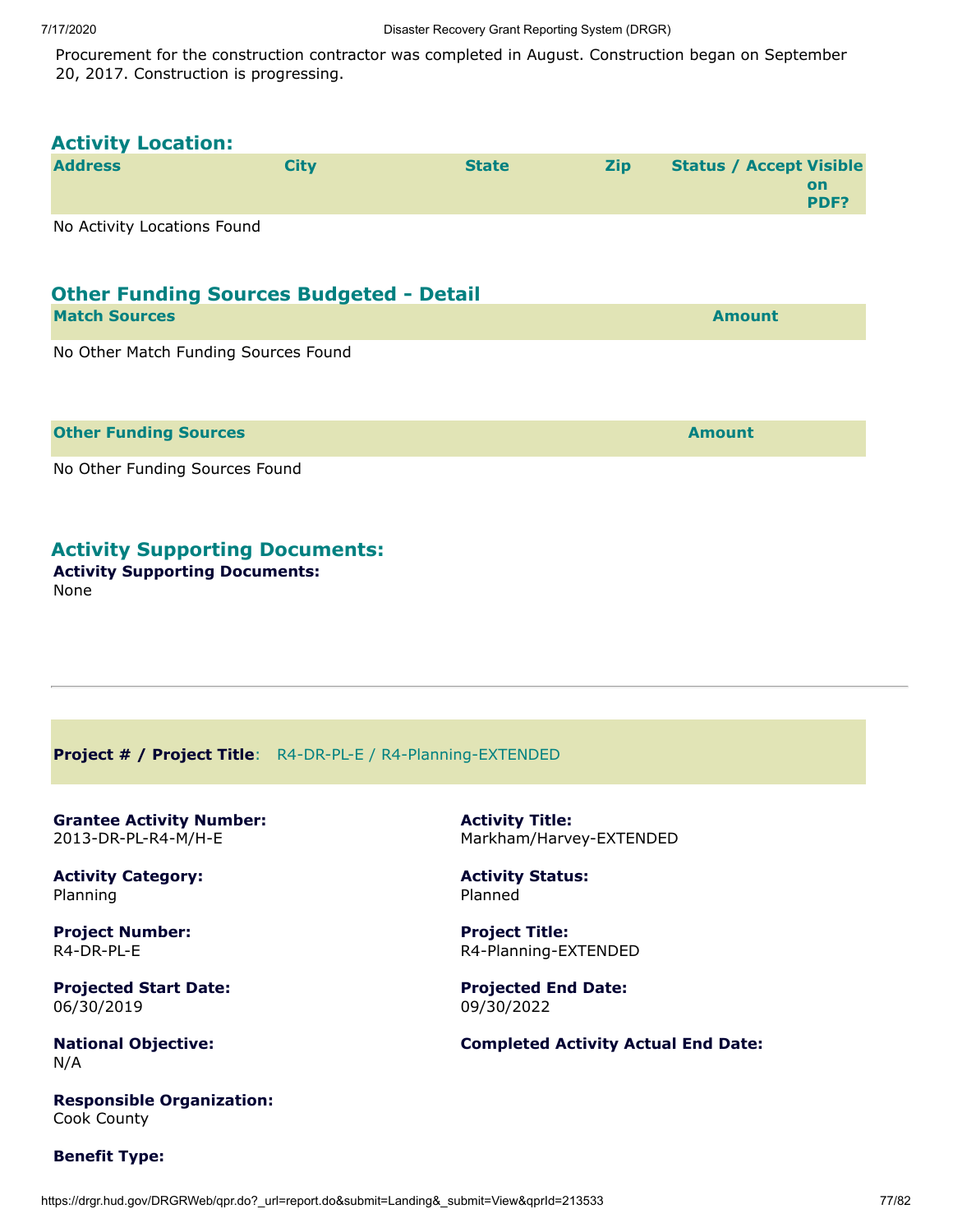Procurement for the construction contractor was completed in August. Construction began on September 20, 2017. Construction is progressing.

## Activity Location:

| Address | City | State | Zip | Status / Accept | Visible on PDF? |
|---|---|---|---|---|---|

No Activity Locations Found

## Other Funding Sources Budgeted - Detail

| Match Sources | Amount |
|---|---|

No Other Match Funding Sources Found

| Other Funding Sources | Amount |
|---|---|

No Other Funding Sources Found

## Activity Supporting Documents:

**Activity Supporting Documents:**
None

---

**Project # / Project Title**: R4-DR-PL-E / R4-Planning-EXTENDED

**Grantee Activity Number:**
2013-DR-PL-R4-M/H-E

**Activity Title:**
Markham/Harvey-EXTENDED

**Activity Category:**
Planning

**Activity Status:**
Planned

**Project Number:**
R4-DR-PL-E

**Project Title:**
R4-Planning-EXTENDED

**Projected Start Date:**
06/30/2019

**Projected End Date:**
09/30/2022

**National Objective:**
N/A

**Completed Activity Actual End Date:**

**Responsible Organization:**
Cook County

**Benefit Type:**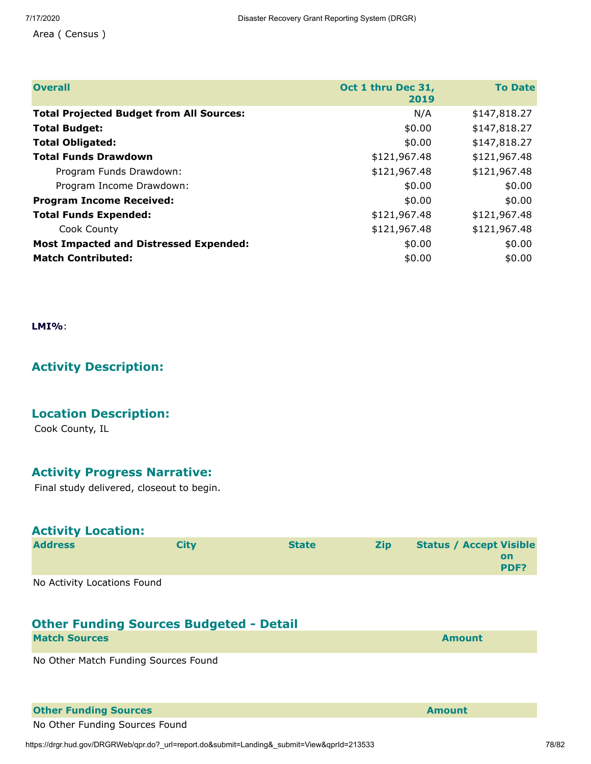Area ( Census )

| Overall | Oct 1 thru Dec 31, 2019 | To Date |
|---|---|---|
| **Total Projected Budget from All Sources:** | N/A | $147,818.27 |
| **Total Budget:** | $0.00 | $147,818.27 |
| **Total Obligated:** | $0.00 | $147,818.27 |
| **Total Funds Drawdown** | $121,967.48 | $121,967.48 |
| Program Funds Drawdown: | $121,967.48 | $121,967.48 |
| Program Income Drawdown: | $0.00 | $0.00 |
| **Program Income Received:** | $0.00 | $0.00 |
| **Total Funds Expended:** | $121,967.48 | $121,967.48 |
| Cook County | $121,967.48 | $121,967.48 |
| **Most Impacted and Distressed Expended:** | $0.00 | $0.00 |
| **Match Contributed:** | $0.00 | $0.00 |

**LMI%**:

## Activity Description:

## Location Description:

Cook County, IL

## Activity Progress Narrative:

Final study delivered, closeout to begin.

## Activity Location:

| Address | City | State | Zip | Status / Accept | Visible on PDF? |
|---|---|---|---|---|---|

No Activity Locations Found

## Other Funding Sources Budgeted - Detail

| Match Sources | Amount |
|---|---|

No Other Match Funding Sources Found

| Other Funding Sources | Amount |
|---|---|

No Other Funding Sources Found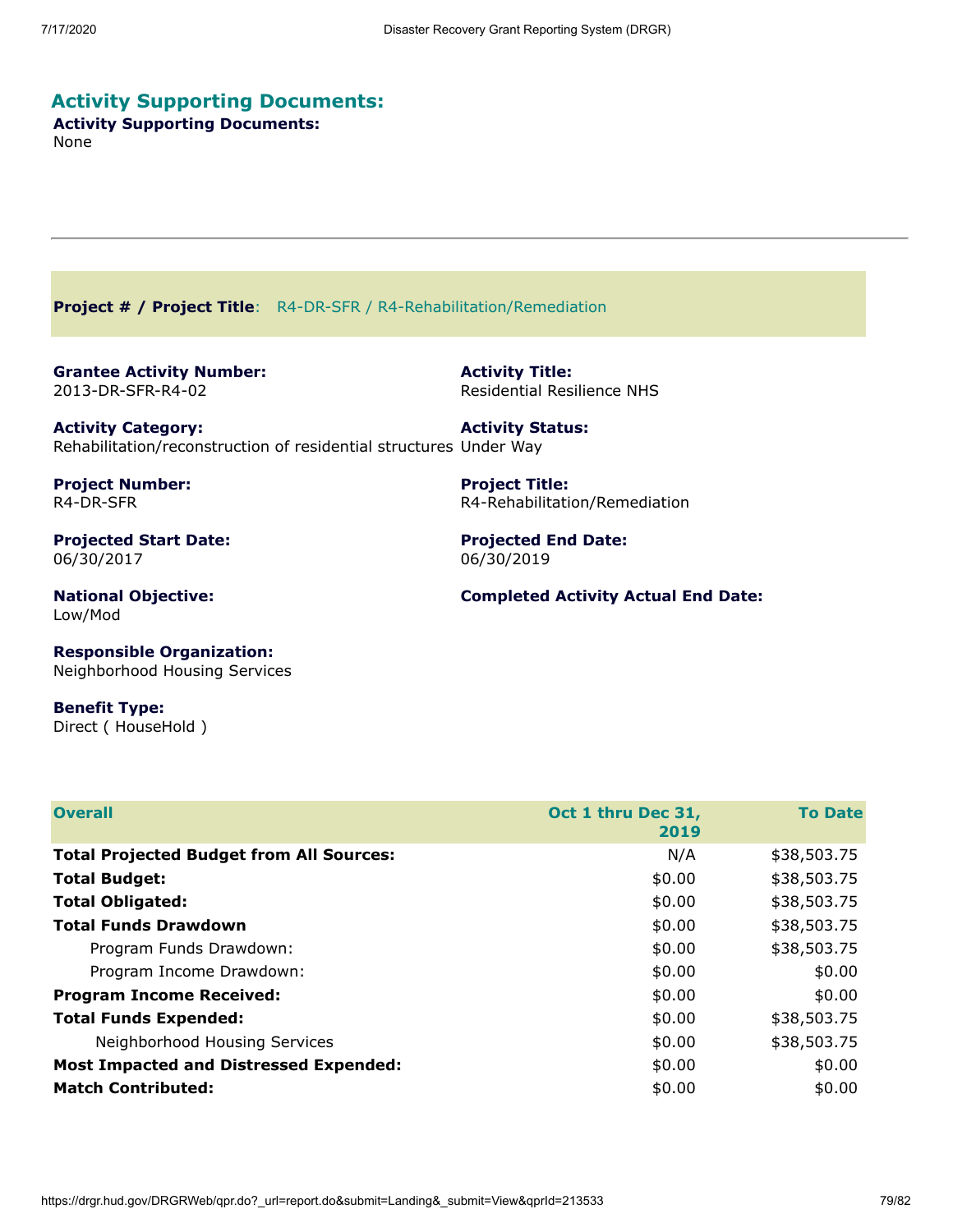## Activity Supporting Documents:

**Activity Supporting Documents:**
None

---

**Project # / Project Title**: R4-DR-SFR / R4-Rehabilitation/Remediation

**Grantee Activity Number:**
2013-DR-SFR-R4-02

**Activity Title:**
Residential Resilience NHS

**Activity Category:**
Rehabilitation/reconstruction of residential structures

**Activity Status:**
Under Way

**Project Number:**
R4-DR-SFR

**Project Title:**
R4-Rehabilitation/Remediation

**Projected Start Date:**
06/30/2017

**Projected End Date:**
06/30/2019

**National Objective:**
Low/Mod

**Completed Activity Actual End Date:**

**Responsible Organization:**
Neighborhood Housing Services

**Benefit Type:**
Direct ( HouseHold )

| Overall | Oct 1 thru Dec 31, 2019 | To Date |
|---|---|---|
| **Total Projected Budget from All Sources:** | N/A | $38,503.75 |
| **Total Budget:** | $0.00 | $38,503.75 |
| **Total Obligated:** | $0.00 | $38,503.75 |
| **Total Funds Drawdown** | $0.00 | $38,503.75 |
| Program Funds Drawdown: | $0.00 | $38,503.75 |
| Program Income Drawdown: | $0.00 | $0.00 |
| **Program Income Received:** | $0.00 | $0.00 |
| **Total Funds Expended:** | $0.00 | $38,503.75 |
| Neighborhood Housing Services | $0.00 | $38,503.75 |
| **Most Impacted and Distressed Expended:** | $0.00 | $0.00 |
| **Match Contributed:** | $0.00 | $0.00 |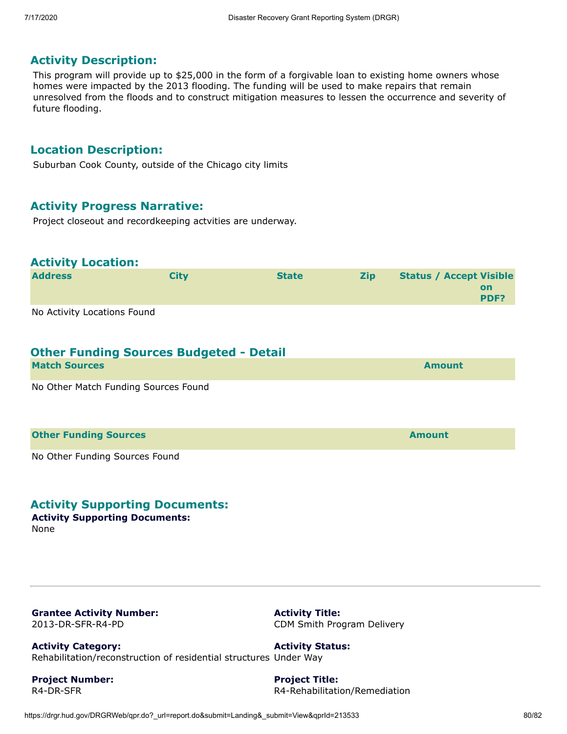## Activity Description:

This program will provide up to $25,000 in the form of a forgivable loan to existing home owners whose homes were impacted by the 2013 flooding. The funding will be used to make repairs that remain unresolved from the floods and to construct mitigation measures to lessen the occurrence and severity of future flooding.

## Location Description:

Suburban Cook County, outside of the Chicago city limits

## Activity Progress Narrative:

Project closeout and recordkeeping actvities are underway.

## Activity Location:

| Address | City | State | Zip | Status / Accept | Visible on PDF? |
|---|---|---|---|---|---|

No Activity Locations Found

## Other Funding Sources Budgeted - Detail

| Match Sources | Amount |
|---|---|

No Other Match Funding Sources Found

| Other Funding Sources | Amount |
|---|---|

No Other Funding Sources Found

## Activity Supporting Documents:

**Activity Supporting Documents:**
None

---

**Grantee Activity Number:**
2013-DR-SFR-R4-PD

**Activity Title:**
CDM Smith Program Delivery

**Activity Category:**
Rehabilitation/reconstruction of residential structures

**Activity Status:**
Under Way

**Project Number:**
R4-DR-SFR

**Project Title:**
R4-Rehabilitation/Remediation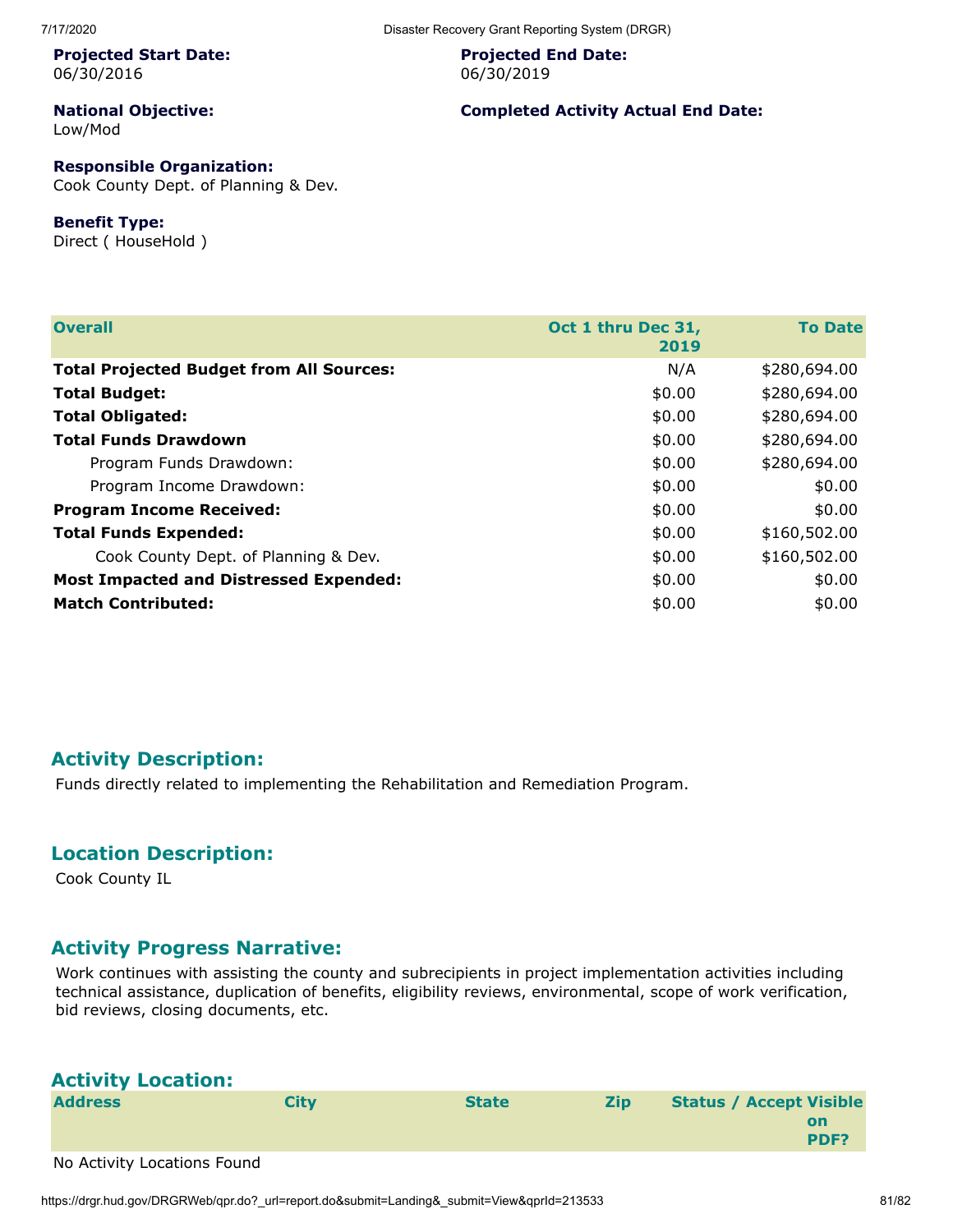**Projected Start Date:**
06/30/2016

**Projected End Date:**
06/30/2019

**National Objective:**
Low/Mod

**Completed Activity Actual End Date:**

**Responsible Organization:**
Cook County Dept. of Planning & Dev.

**Benefit Type:**
Direct ( HouseHold )

| Overall | Oct 1 thru Dec 31, 2019 | To Date |
|---|---|---|
| **Total Projected Budget from All Sources:** | N/A | $280,694.00 |
| **Total Budget:** | $0.00 | $280,694.00 |
| **Total Obligated:** | $0.00 | $280,694.00 |
| **Total Funds Drawdown** | $0.00 | $280,694.00 |
| Program Funds Drawdown: | $0.00 | $280,694.00 |
| Program Income Drawdown: | $0.00 | $0.00 |
| **Program Income Received:** | $0.00 | $0.00 |
| **Total Funds Expended:** | $0.00 | $160,502.00 |
| Cook County Dept. of Planning & Dev. | $0.00 | $160,502.00 |
| **Most Impacted and Distressed Expended:** | $0.00 | $0.00 |
| **Match Contributed:** | $0.00 | $0.00 |

## Activity Description:

Funds directly related to implementing the Rehabilitation and Remediation Program.

## Location Description:

Cook County IL

## Activity Progress Narrative:

Work continues with assisting the county and subrecipients in project implementation activities including technical assistance, duplication of benefits, eligibility reviews, environmental, scope of work verification, bid reviews, closing documents, etc.

## Activity Location:

| Address | City | State | Zip | Status / Accept | Visible on PDF? |
|---|---|---|---|---|---|

No Activity Locations Found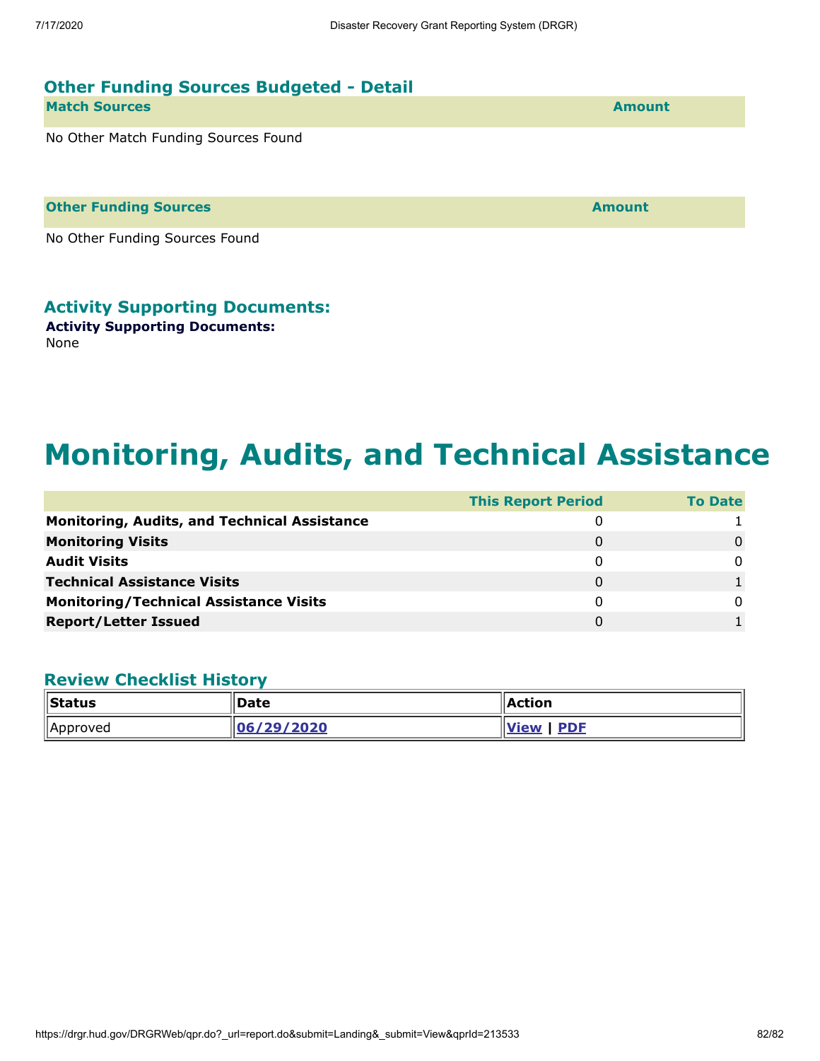### Other Funding Sources Budgeted - Detail

| Match Sources | Amount |
|---|---|
| No Other Match Funding Sources Found | |

| Other Funding Sources | Amount |
|---|---|
| No Other Funding Sources Found | |

### Activity Supporting Documents:

**Activity Supporting Documents:**
None

# Monitoring, Audits, and Technical Assistance

| | This Report Period | To Date |
|---|---|---|
| **Monitoring, Audits, and Technical Assistance** | 0 | 1 |
| **Monitoring Visits** | 0 | 0 |
| **Audit Visits** | 0 | 0 |
| **Technical Assistance Visits** | 0 | 1 |
| **Monitoring/Technical Assistance Visits** | 0 | 0 |
| **Report/Letter Issued** | 0 | 1 |

### Review Checklist History

| Status | Date | Action |
|---|---|---|
| Approved | 06/29/2020 | View \| PDF |